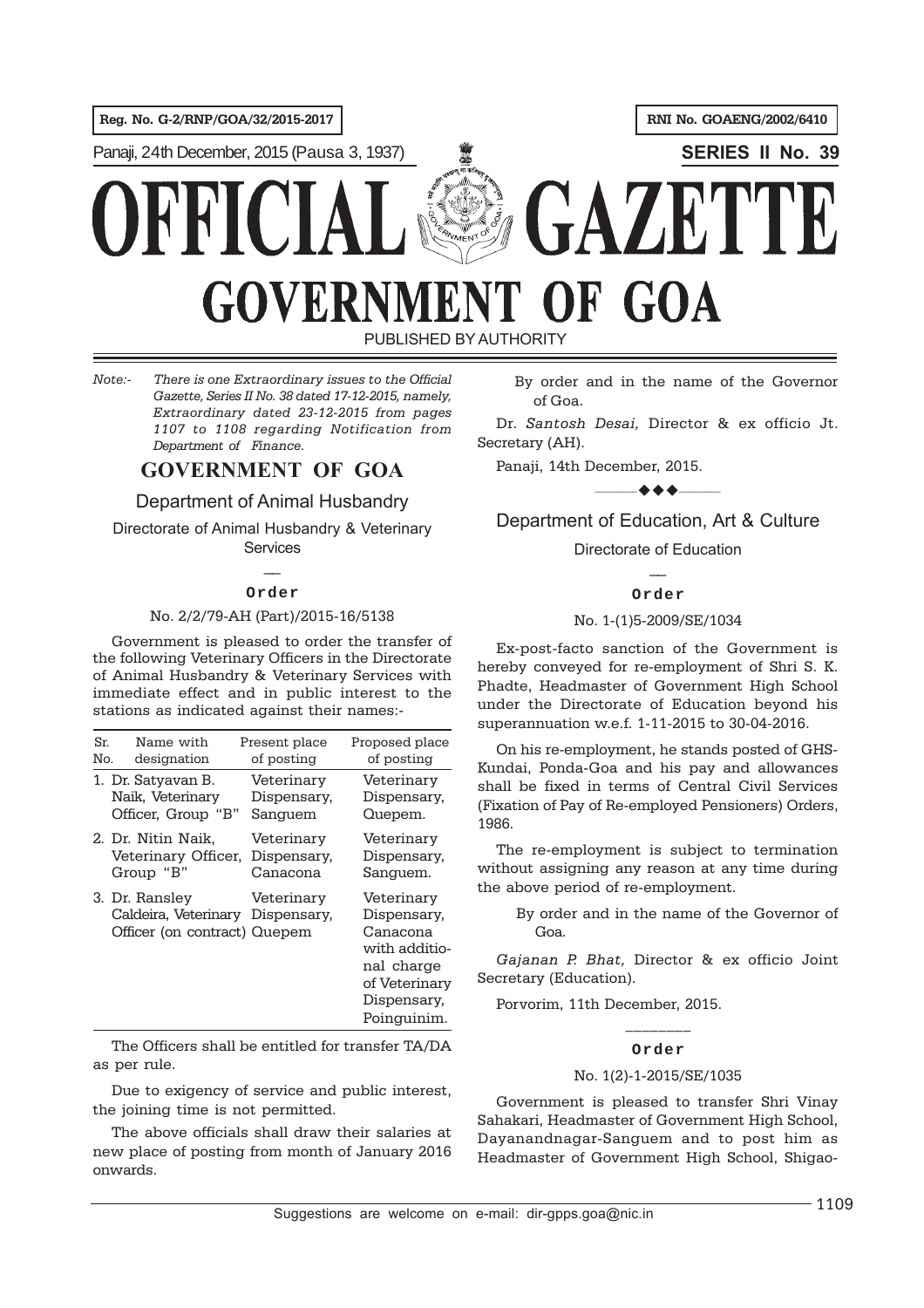Reg. No. G-2/RNP/GOA/32/2015-2017

RNI No. GOAENG/2002/6410

Panaji, 24th December, 2015 (Pausa 3, 1937)

**SERIES II No. 39**

# OFFICIAL GAZETTE
# GOVERNMENT OF GOA

PUBLISHED BY AUTHORITY

*Note:- There is one Extraordinary issues to the Official Gazette, Series II No. 38 dated 17-12-2015, namely, Extraordinary dated 23-12-2015 from pages 1107 to 1108 regarding Notification from Department of Finance.*

## GOVERNMENT OF GOA

### Department of Animal Husbandry

Directorate of Animal Husbandry & Veterinary Services

**Order**

No. 2/2/79-AH (Part)/2015-16/5138

Government is pleased to order the transfer of the following Veterinary Officers in the Directorate of Animal Husbandry & Veterinary Services with immediate effect and in public interest to the stations as indicated against their names:-

| Sr. No. | Name with designation | Present place of posting | Proposed place of posting |
|---|---|---|---|
| 1. | Dr. Satyavan B. Naik, Veterinary Officer, Group "B" | Veterinary Dispensary, Sanguem | Veterinary Dispensary, Quepem. |
| 2. | Dr. Nitin Naik, Veterinary Officer, Group "B" | Veterinary Dispensary, Canacona | Veterinary Dispensary, Sanguem. |
| 3. | Dr. Ransley Caldeira, Veterinary Officer (on contract) | Veterinary Dispensary, Quepem | Veterinary Dispensary, Canacona with additional charge of Veterinary Dispensary, Poinguinim. |

The Officers shall be entitled for transfer TA/DA as per rule.

Due to exigency of service and public interest, the joining time is not permitted.

The above officials shall draw their salaries at new place of posting from month of January 2016 onwards.

By order and in the name of the Governor of Goa.

Dr. *Santosh Desai,* Director & ex officio Jt. Secretary (AH).

Panaji, 14th December, 2015.

---

### Department of Education, Art & Culture

Directorate of Education

**Order**

No. 1-(1)5-2009/SE/1034

Ex-post-facto sanction of the Government is hereby conveyed for re-employment of Shri S. K. Phadte, Headmaster of Government High School under the Directorate of Education beyond his superannuation w.e.f. 1-11-2015 to 30-04-2016.

On his re-employment, he stands posted of GHS-Kundai, Ponda-Goa and his pay and allowances shall be fixed in terms of Central Civil Services (Fixation of Pay of Re-employed Pensioners) Orders, 1986.

The re-employment is subject to termination without assigning any reason at any time during the above period of re-employment.

By order and in the name of the Governor of Goa.

*Gajanan P. Bhat,* Director & ex officio Joint Secretary (Education).

Porvorim, 11th December, 2015.

---

**Order**

No. 1(2)-1-2015/SE/1035

Government is pleased to transfer Shri Vinay Sahakari, Headmaster of Government High School, Dayanandnagar-Sanguem and to post him as Headmaster of Government High School, Shigao-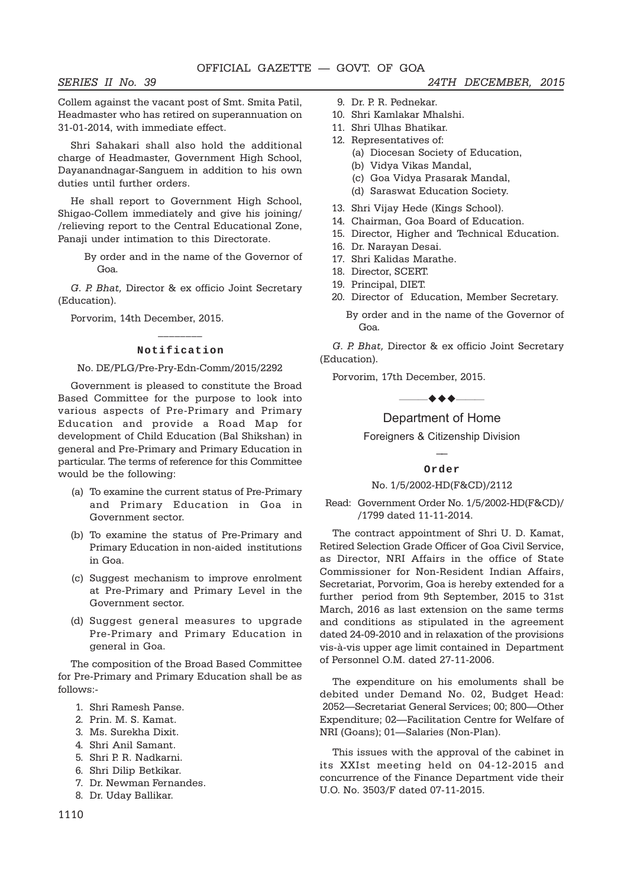Collem against the vacant post of Smt. Smita Patil, Headmaster who has retired on superannuation on 31-01-2014, with immediate effect.

Shri Sahakari shall also hold the additional charge of Headmaster, Government High School, Dayanandnagar-Sanguem in addition to his own duties until further orders.

He shall report to Government High School, Shigao-Collem immediately and give his joining/ /relieving report to the Central Educational Zone, Panaji under intimation to this Directorate.

By order and in the name of the Governor of Goa.

*G. P. Bhat,* Director & ex officio Joint Secretary (Education).

Porvorim, 14th December, 2015.

---

### Notification

No. DE/PLG/Pre-Pry-Edn-Comm/2015/2292

Government is pleased to constitute the Broad Based Committee for the purpose to look into various aspects of Pre-Primary and Primary Education and provide a Road Map for development of Child Education (Bal Shikshan) in general and Pre-Primary and Primary Education in particular. The terms of reference for this Committee would be the following:

(a) To examine the current status of Pre-Primary and Primary Education in Goa in Government sector.

(b) To examine the status of Pre-Primary and Primary Education in non-aided institutions in Goa.

(c) Suggest mechanism to improve enrolment at Pre-Primary and Primary Level in the Government sector.

(d) Suggest general measures to upgrade Pre-Primary and Primary Education in general in Goa.

The composition of the Broad Based Committee for Pre-Primary and Primary Education shall be as follows:-

1. Shri Ramesh Panse.
2. Prin. M. S. Kamat.
3. Ms. Surekha Dixit.
4. Shri Anil Samant.
5. Shri P. R. Nadkarni.
6. Shri Dilip Betkikar.
7. Dr. Newman Fernandes.
8. Dr. Uday Ballikar.
9. Dr. P. R. Pednekar.
10. Shri Kamlakar Mhalshi.
11. Shri Ulhas Bhatikar.
12. Representatives of:
    (a) Diocesan Society of Education,
    (b) Vidya Vikas Mandal,
    (c) Goa Vidya Prasarak Mandal,
    (d) Saraswat Education Society.
13. Shri Vijay Hede (Kings School).
14. Chairman, Goa Board of Education.
15. Director, Higher and Technical Education.
16. Dr. Narayan Desai.
17. Shri Kalidas Marathe.
18. Director, SCERT.
19. Principal, DIET.
20. Director of Education, Member Secretary.

By order and in the name of the Governor of Goa.

*G. P. Bhat,* Director & ex officio Joint Secretary (Education).

Porvorim, 17th December, 2015.

---

## Department of Home

### Foreigners & Citizenship Division

### Order

No. 1/5/2002-HD(F&CD)/2112

Read: Government Order No. 1/5/2002-HD(F&CD)/ /1799 dated 11-11-2014.

The contract appointment of Shri U. D. Kamat, Retired Selection Grade Officer of Goa Civil Service, as Director, NRI Affairs in the office of State Commissioner for Non-Resident Indian Affairs, Secretariat, Porvorim, Goa is hereby extended for a further period from 9th September, 2015 to 31st March, 2016 as last extension on the same terms and conditions as stipulated in the agreement dated 24-09-2010 and in relaxation of the provisions vis-à-vis upper age limit contained in Department of Personnel O.M. dated 27-11-2006.

The expenditure on his emoluments shall be debited under Demand No. 02, Budget Head: 2052—Secretariat General Services; 00; 800—Other Expenditure; 02—Facilitation Centre for Welfare of NRI (Goans); 01—Salaries (Non-Plan).

This issues with the approval of the cabinet in its XXIst meeting held on 04-12-2015 and concurrence of the Finance Department vide their U.O. No. 3503/F dated 07-11-2015.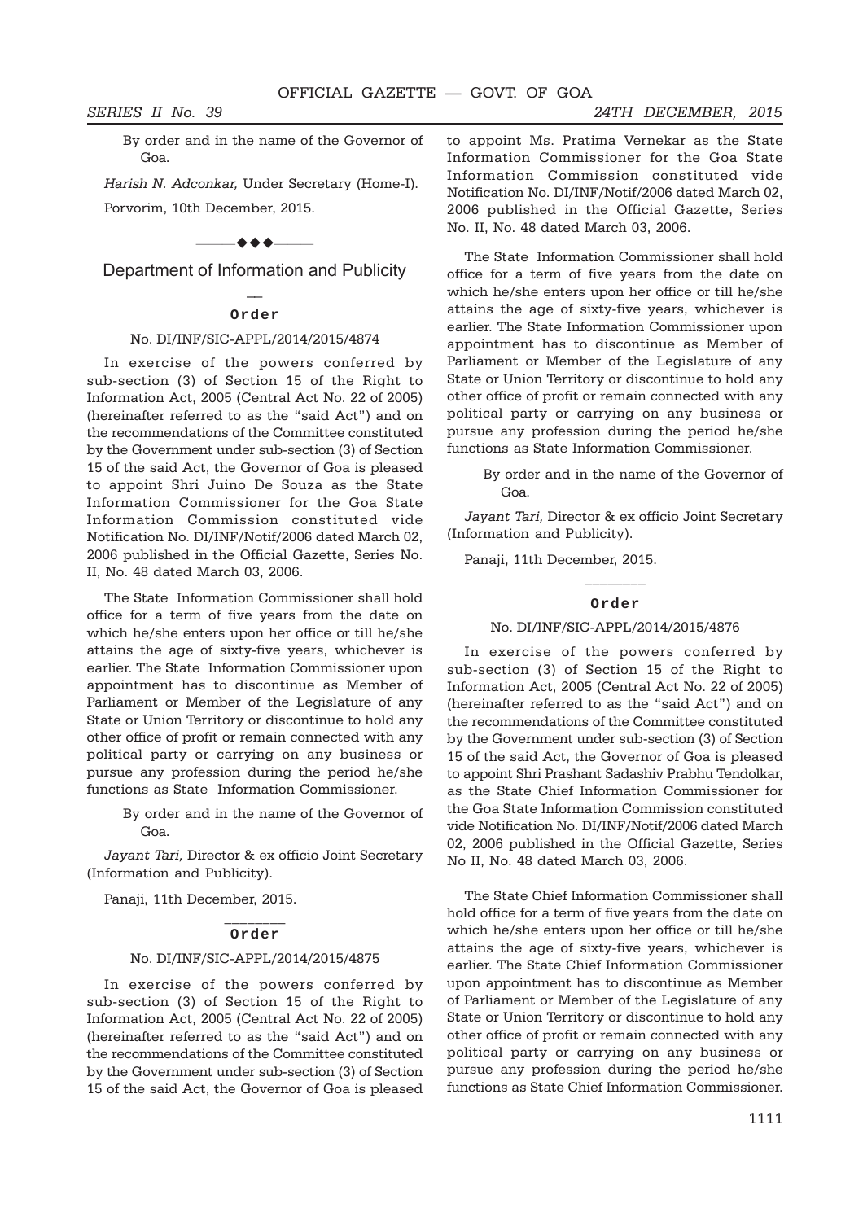By order and in the name of the Governor of Goa.

*Harish N. Adconkar,* Under Secretary (Home-I).

Porvorim, 10th December, 2015.

## Department of Information and Publicity

### Order

No. DI/INF/SIC-APPL/2014/2015/4874

In exercise of the powers conferred by sub-section (3) of Section 15 of the Right to Information Act, 2005 (Central Act No. 22 of 2005) (hereinafter referred to as the "said Act") and on the recommendations of the Committee constituted by the Government under sub-section (3) of Section 15 of the said Act, the Governor of Goa is pleased to appoint Shri Juino De Souza as the State Information Commissioner for the Goa State Information Commission constituted vide Notification No. DI/INF/Notif/2006 dated March 02, 2006 published in the Official Gazette, Series No. II, No. 48 dated March 03, 2006.

The State Information Commissioner shall hold office for a term of five years from the date on which he/she enters upon her office or till he/she attains the age of sixty-five years, whichever is earlier. The State Information Commissioner upon appointment has to discontinue as Member of Parliament or Member of the Legislature of any State or Union Territory or discontinue to hold any other office of profit or remain connected with any political party or carrying on any business or pursue any profession during the period he/she functions as State Information Commissioner.

By order and in the name of the Governor of Goa.

*Jayant Tari,* Director & ex officio Joint Secretary (Information and Publicity).

Panaji, 11th December, 2015.

### Order

No. DI/INF/SIC-APPL/2014/2015/4875

In exercise of the powers conferred by sub-section (3) of Section 15 of the Right to Information Act, 2005 (Central Act No. 22 of 2005) (hereinafter referred to as the "said Act") and on the recommendations of the Committee constituted by the Government under sub-section (3) of Section 15 of the said Act, the Governor of Goa is pleased to appoint Ms. Pratima Vernekar as the State Information Commissioner for the Goa State Information Commission constituted vide Notification No. DI/INF/Notif/2006 dated March 02, 2006 published in the Official Gazette, Series No. II, No. 48 dated March 03, 2006.

The State Information Commissioner shall hold office for a term of five years from the date on which he/she enters upon her office or till he/she attains the age of sixty-five years, whichever is earlier. The State Information Commissioner upon appointment has to discontinue as Member of Parliament or Member of the Legislature of any State or Union Territory or discontinue to hold any other office of profit or remain connected with any political party or carrying on any business or pursue any profession during the period he/she functions as State Information Commissioner.

By order and in the name of the Governor of Goa.

*Jayant Tari,* Director & ex officio Joint Secretary (Information and Publicity).

Panaji, 11th December, 2015.

### Order

No. DI/INF/SIC-APPL/2014/2015/4876

In exercise of the powers conferred by sub-section (3) of Section 15 of the Right to Information Act, 2005 (Central Act No. 22 of 2005) (hereinafter referred to as the "said Act") and on the recommendations of the Committee constituted by the Government under sub-section (3) of Section 15 of the said Act, the Governor of Goa is pleased to appoint Shri Prashant Sadashiv Prabhu Tendolkar, as the State Chief Information Commissioner for the Goa State Information Commission constituted vide Notification No. DI/INF/Notif/2006 dated March 02, 2006 published in the Official Gazette, Series No II, No. 48 dated March 03, 2006.

The State Chief Information Commissioner shall hold office for a term of five years from the date on which he/she enters upon her office or till he/she attains the age of sixty-five years, whichever is earlier. The State Chief Information Commissioner upon appointment has to discontinue as Member of Parliament or Member of the Legislature of any State or Union Territory or discontinue to hold any other office of profit or remain connected with any political party or carrying on any business or pursue any profession during the period he/she functions as State Chief Information Commissioner.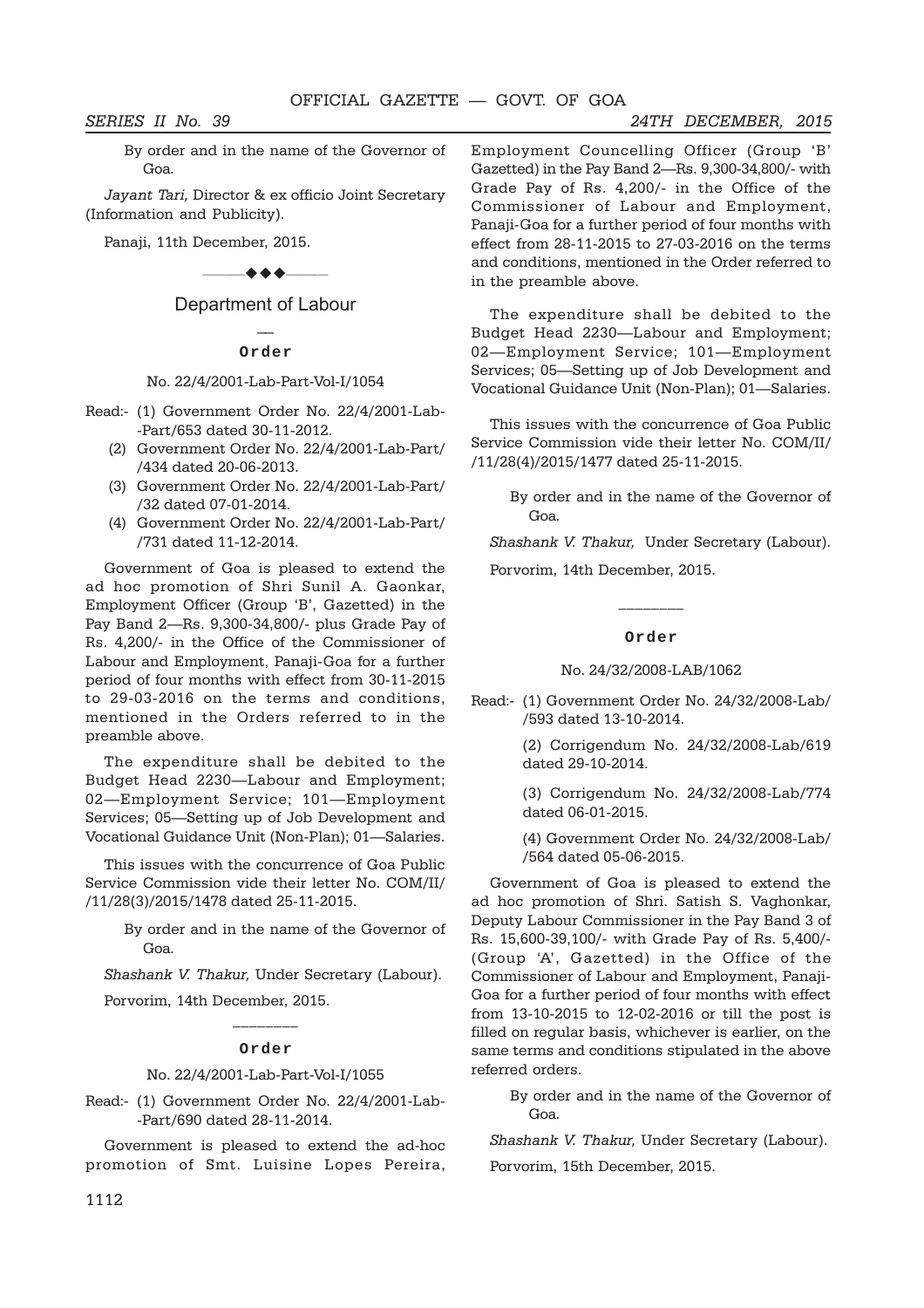By order and in the name of the Governor of Goa.

*Jayant Tari,* Director & ex officio Joint Secretary (Information and Publicity).

Panaji, 11th December, 2015.

## Department of Labour

### Order

No. 22/4/2001-Lab-Part-Vol-I/1054

Read:- (1) Government Order No. 22/4/2001-Lab-Part/653 dated 30-11-2012.

(2) Government Order No. 22/4/2001-Lab-Part/434 dated 20-06-2013.

(3) Government Order No. 22/4/2001-Lab-Part/32 dated 07-01-2014.

(4) Government Order No. 22/4/2001-Lab-Part/731 dated 11-12-2014.

Government of Goa is pleased to extend the ad hoc promotion of Shri Sunil A. Gaonkar, Employment Officer (Group 'B', Gazetted) in the Pay Band 2—Rs. 9,300-34,800/- plus Grade Pay of Rs. 4,200/- in the Office of the Commissioner of Labour and Employment, Panaji-Goa for a further period of four months with effect from 30-11-2015 to 29-03-2016 on the terms and conditions, mentioned in the Orders referred to in the preamble above.

The expenditure shall be debited to the Budget Head 2230—Labour and Employment; 02—Employment Service; 101—Employment Services; 05—Setting up of Job Development and Vocational Guidance Unit (Non-Plan); 01—Salaries.

This issues with the concurrence of Goa Public Service Commission vide their letter No. COM/II/11/28(3)/2015/1478 dated 25-11-2015.

By order and in the name of the Governor of Goa.

*Shashank V. Thakur,* Under Secretary (Labour).

Porvorim, 14th December, 2015.

---

### Order

No. 22/4/2001-Lab-Part-Vol-I/1055

Read:- (1) Government Order No. 22/4/2001-Lab-Part/690 dated 28-11-2014.

Government is pleased to extend the ad-hoc promotion of Smt. Luisine Lopes Pereira, Employment Councelling Officer (Group 'B' Gazetted) in the Pay Band 2—Rs. 9,300-34,800/- with Grade Pay of Rs. 4,200/- in the Office of the Commissioner of Labour and Employment, Panaji-Goa for a further period of four months with effect from 28-11-2015 to 27-03-2016 on the terms and conditions, mentioned in the Order referred to in the preamble above.

The expenditure shall be debited to the Budget Head 2230—Labour and Employment; 02—Employment Service; 101—Employment Services; 05—Setting up of Job Development and Vocational Guidance Unit (Non-Plan); 01—Salaries.

This issues with the concurrence of Goa Public Service Commission vide their letter No. COM/II/11/28(4)/2015/1477 dated 25-11-2015.

By order and in the name of the Governor of Goa.

*Shashank V. Thakur,* Under Secretary (Labour).

Porvorim, 14th December, 2015.

---

### Order

No. 24/32/2008-LAB/1062

Read:- (1) Government Order No. 24/32/2008-Lab/593 dated 13-10-2014.

(2) Corrigendum No. 24/32/2008-Lab/619 dated 29-10-2014.

(3) Corrigendum No. 24/32/2008-Lab/774 dated 06-01-2015.

(4) Government Order No. 24/32/2008-Lab/564 dated 05-06-2015.

Government of Goa is pleased to extend the ad hoc promotion of Shri. Satish S. Vaghonkar, Deputy Labour Commissioner in the Pay Band 3 of Rs. 15,600-39,100/- with Grade Pay of Rs. 5,400/- (Group 'A', Gazetted) in the Office of the Commissioner of Labour and Employment, Panaji-Goa for a further period of four months with effect from 13-10-2015 to 12-02-2016 or till the post is filled on regular basis, whichever is earlier, on the same terms and conditions stipulated in the above referred orders.

By order and in the name of the Governor of Goa.

*Shashank V. Thakur,* Under Secretary (Labour).

Porvorim, 15th December, 2015.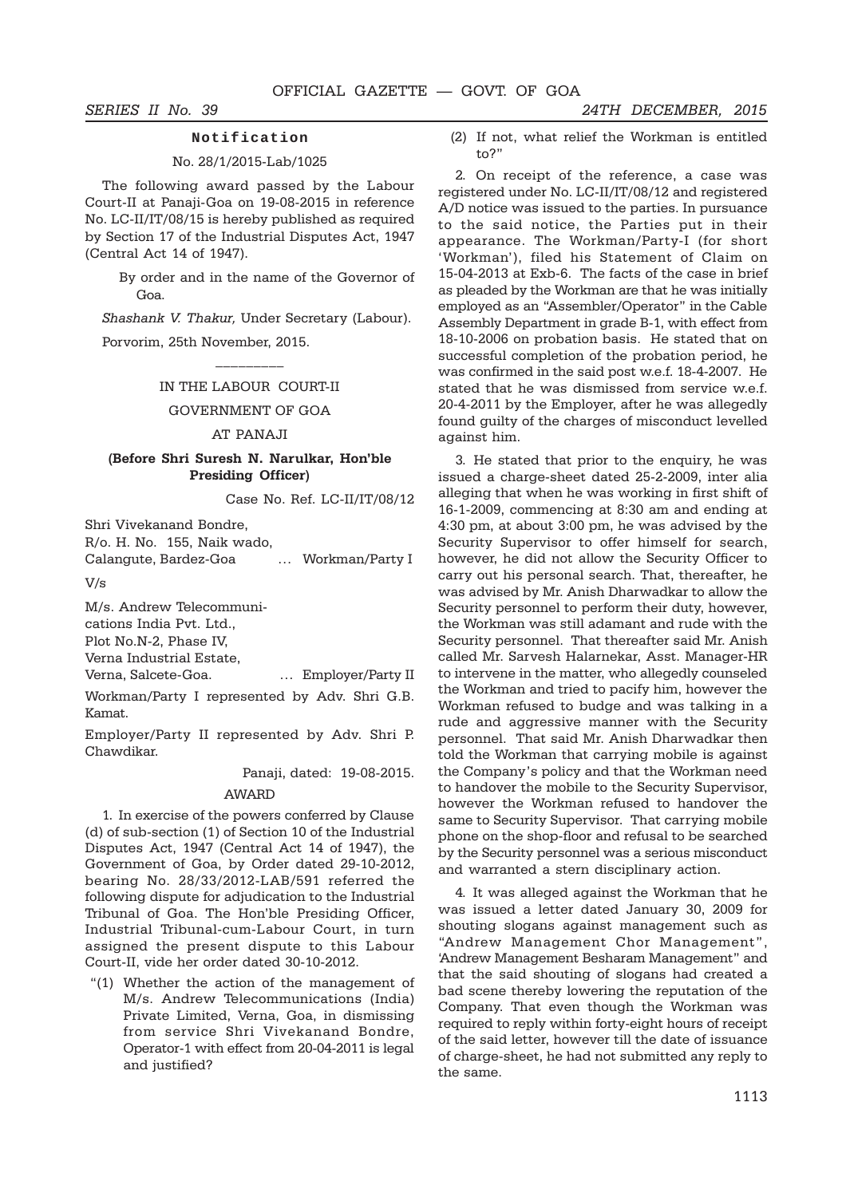## Notification

No. 28/1/2015-Lab/1025

The following award passed by the Labour Court-II at Panaji-Goa on 19-08-2015 in reference No. LC-II/IT/08/15 is hereby published as required by Section 17 of the Industrial Disputes Act, 1947 (Central Act 14 of 1947).

By order and in the name of the Governor of Goa.

*Shashank V. Thakur,* Under Secretary (Labour).

Porvorim, 25th November, 2015.

---

IN THE LABOUR COURT-II

GOVERNMENT OF GOA

AT PANAJI

**(Before Shri Suresh N. Narulkar, Hon'ble Presiding Officer)**

Case No. Ref. LC-II/IT/08/12

Shri Vivekanand Bondre,
R/o. H. No. 155, Naik wado,
Calangute, Bardez-Goa … Workman/Party I

V/s

M/s. Andrew Telecommunications India Pvt. Ltd.,
Plot No.N-2, Phase IV,
Verna Industrial Estate,
Verna, Salcete-Goa. … Employer/Party II

Workman/Party I represented by Adv. Shri G.B. Kamat.

Employer/Party II represented by Adv. Shri P. Chawdikar.

Panaji, dated: 19-08-2015.

AWARD

1. In exercise of the powers conferred by Clause (d) of sub-section (1) of Section 10 of the Industrial Disputes Act, 1947 (Central Act 14 of 1947), the Government of Goa, by Order dated 29-10-2012, bearing No. 28/33/2012-LAB/591 referred the following dispute for adjudication to the Industrial Tribunal of Goa. The Hon'ble Presiding Officer, Industrial Tribunal-cum-Labour Court, in turn assigned the present dispute to this Labour Court-II, vide her order dated 30-10-2012.

"(1) Whether the action of the management of M/s. Andrew Telecommunications (India) Private Limited, Verna, Goa, in dismissing from service Shri Vivekanand Bondre, Operator-1 with effect from 20-04-2011 is legal and justified?

(2) If not, what relief the Workman is entitled to?"

2. On receipt of the reference, a case was registered under No. LC-II/IT/08/12 and registered A/D notice was issued to the parties. In pursuance to the said notice, the Parties put in their appearance. The Workman/Party-I (for short 'Workman'), filed his Statement of Claim on 15-04-2013 at Exb-6. The facts of the case in brief as pleaded by the Workman are that he was initially employed as an "Assembler/Operator" in the Cable Assembly Department in grade B-1, with effect from 18-10-2006 on probation basis. He stated that on successful completion of the probation period, he was confirmed in the said post w.e.f. 18-4-2007. He stated that he was dismissed from service w.e.f. 20-4-2011 by the Employer, after he was allegedly found guilty of the charges of misconduct levelled against him.

3. He stated that prior to the enquiry, he was issued a charge-sheet dated 25-2-2009, inter alia alleging that when he was working in first shift of 16-1-2009, commencing at 8:30 am and ending at 4:30 pm, at about 3:00 pm, he was advised by the Security Supervisor to offer himself for search, however, he did not allow the Security Officer to carry out his personal search. That, thereafter, he was advised by Mr. Anish Dharwadkar to allow the Security personnel to perform their duty, however, the Workman was still adamant and rude with the Security personnel. That thereafter said Mr. Anish called Mr. Sarvesh Halarnekar, Asst. Manager-HR to intervene in the matter, who allegedly counseled the Workman and tried to pacify him, however the Workman refused to budge and was talking in a rude and aggressive manner with the Security personnel. That said Mr. Anish Dharwadkar then told the Workman that carrying mobile is against the Company's policy and that the Workman need to handover the mobile to the Security Supervisor, however the Workman refused to handover the same to Security Supervisor. That carrying mobile phone on the shop-floor and refusal to be searched by the Security personnel was a serious misconduct and warranted a stern disciplinary action.

4. It was alleged against the Workman that he was issued a letter dated January 30, 2009 for shouting slogans against management such as "Andrew Management Chor Management", 'Andrew Management Besharam Management" and that the said shouting of slogans had created a bad scene thereby lowering the reputation of the Company. That even though the Workman was required to reply within forty-eight hours of receipt of the said letter, however till the date of issuance of charge-sheet, he had not submitted any reply to the same.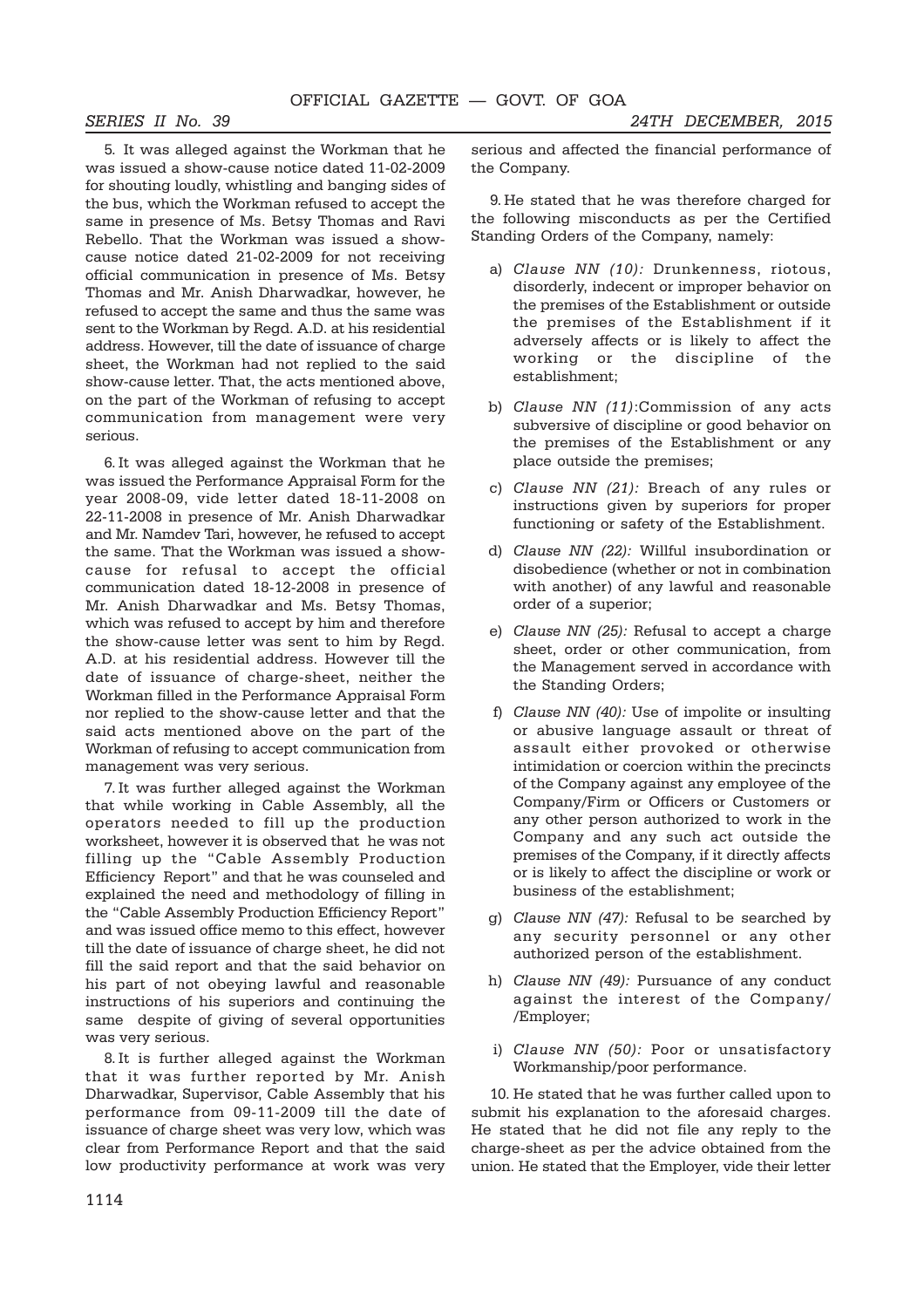5. It was alleged against the Workman that he was issued a show-cause notice dated 11-02-2009 for shouting loudly, whistling and banging sides of the bus, which the Workman refused to accept the same in presence of Ms. Betsy Thomas and Ravi Rebello. That the Workman was issued a show-cause notice dated 21-02-2009 for not receiving official communication in presence of Ms. Betsy Thomas and Mr. Anish Dharwadkar, however, he refused to accept the same and thus the same was sent to the Workman by Regd. A.D. at his residential address. However, till the date of issuance of charge sheet, the Workman had not replied to the said show-cause letter. That, the acts mentioned above, on the part of the Workman of refusing to accept communication from management were very serious.

6. It was alleged against the Workman that he was issued the Performance Appraisal Form for the year 2008-09, vide letter dated 18-11-2008 on 22-11-2008 in presence of Mr. Anish Dharwadkar and Mr. Namdev Tari, however, he refused to accept the same. That the Workman was issued a show-cause for refusal to accept the official communication dated 18-12-2008 in presence of Mr. Anish Dharwadkar and Ms. Betsy Thomas, which was refused to accept by him and therefore the show-cause letter was sent to him by Regd. A.D. at his residential address. However till the date of issuance of charge-sheet, neither the Workman filled in the Performance Appraisal Form nor replied to the show-cause letter and that the said acts mentioned above on the part of the Workman of refusing to accept communication from management was very serious.

7. It was further alleged against the Workman that while working in Cable Assembly, all the operators needed to fill up the production worksheet, however it is observed that he was not filling up the "Cable Assembly Production Efficiency Report" and that he was counseled and explained the need and methodology of filling in the "Cable Assembly Production Efficiency Report" and was issued office memo to this effect, however till the date of issuance of charge sheet, he did not fill the said report and that the said behavior on his part of not obeying lawful and reasonable instructions of his superiors and continuing the same despite of giving of several opportunities was very serious.

8. It is further alleged against the Workman that it was further reported by Mr. Anish Dharwadkar, Supervisor, Cable Assembly that his performance from 09-11-2009 till the date of issuance of charge sheet was very low, which was clear from Performance Report and that the said low productivity performance at work was very serious and affected the financial performance of the Company.

9. He stated that he was therefore charged for the following misconducts as per the Certified Standing Orders of the Company, namely:

a) *Clause NN (10):* Drunkenness, riotous, disorderly, indecent or improper behavior on the premises of the Establishment or outside the premises of the Establishment if it adversely affects or is likely to affect the working or the discipline of the establishment;

b) *Clause NN (11)*:Commission of any acts subversive of discipline or good behavior on the premises of the Establishment or any place outside the premises;

c) *Clause NN (21):* Breach of any rules or instructions given by superiors for proper functioning or safety of the Establishment.

d) *Clause NN (22):* Willful insubordination or disobedience (whether or not in combination with another) of any lawful and reasonable order of a superior;

e) *Clause NN (25):* Refusal to accept a charge sheet, order or other communication, from the Management served in accordance with the Standing Orders;

f) *Clause NN (40):* Use of impolite or insulting or abusive language assault or threat of assault either provoked or otherwise intimidation or coercion within the precincts of the Company against any employee of the Company/Firm or Officers or Customers or any other person authorized to work in the Company and any such act outside the premises of the Company, if it directly affects or is likely to affect the discipline or work or business of the establishment;

g) *Clause NN (47):* Refusal to be searched by any security personnel or any other authorized person of the establishment.

h) *Clause NN (49):* Pursuance of any conduct against the interest of the Company/ /Employer;

i) *Clause NN (50):* Poor or unsatisfactory Workmanship/poor performance.

10. He stated that he was further called upon to submit his explanation to the aforesaid charges. He stated that he did not file any reply to the charge-sheet as per the advice obtained from the union. He stated that the Employer, vide their letter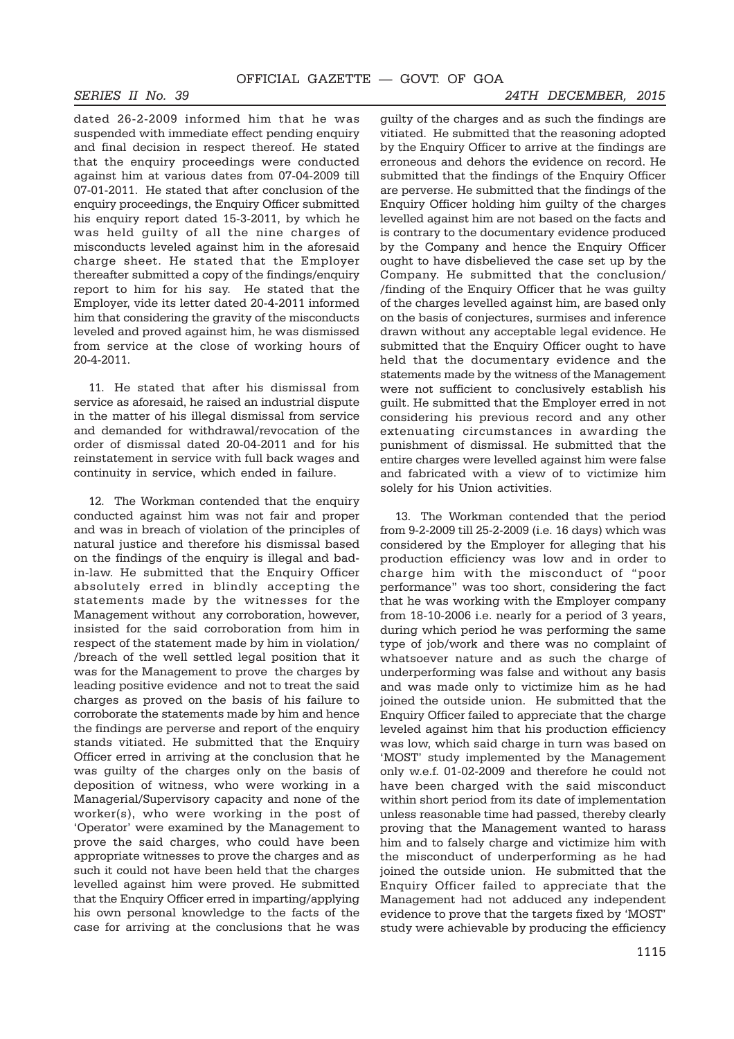dated 26-2-2009 informed him that he was suspended with immediate effect pending enquiry and final decision in respect thereof. He stated that the enquiry proceedings were conducted against him at various dates from 07-04-2009 till 07-01-2011. He stated that after conclusion of the enquiry proceedings, the Enquiry Officer submitted his enquiry report dated 15-3-2011, by which he was held guilty of all the nine charges of misconducts leveled against him in the aforesaid charge sheet. He stated that the Employer thereafter submitted a copy of the findings/enquiry report to him for his say. He stated that the Employer, vide its letter dated 20-4-2011 informed him that considering the gravity of the misconducts leveled and proved against him, he was dismissed from service at the close of working hours of 20-4-2011.

11. He stated that after his dismissal from service as aforesaid, he raised an industrial dispute in the matter of his illegal dismissal from service and demanded for withdrawal/revocation of the order of dismissal dated 20-04-2011 and for his reinstatement in service with full back wages and continuity in service, which ended in failure.

12. The Workman contended that the enquiry conducted against him was not fair and proper and was in breach of violation of the principles of natural justice and therefore his dismissal based on the findings of the enquiry is illegal and bad-in-law. He submitted that the Enquiry Officer absolutely erred in blindly accepting the statements made by the witnesses for the Management without any corroboration, however, insisted for the said corroboration from him in respect of the statement made by him in violation/ /breach of the well settled legal position that it was for the Management to prove the charges by leading positive evidence and not to treat the said charges as proved on the basis of his failure to corroborate the statements made by him and hence the findings are perverse and report of the enquiry stands vitiated. He submitted that the Enquiry Officer erred in arriving at the conclusion that he was guilty of the charges only on the basis of deposition of witness, who were working in a Managerial/Supervisory capacity and none of the worker(s), who were working in the post of 'Operator' were examined by the Management to prove the said charges, who could have been appropriate witnesses to prove the charges and as such it could not have been held that the charges levelled against him were proved. He submitted that the Enquiry Officer erred in imparting/applying his own personal knowledge to the facts of the case for arriving at the conclusions that he was guilty of the charges and as such the findings are vitiated. He submitted that the reasoning adopted by the Enquiry Officer to arrive at the findings are erroneous and dehors the evidence on record. He submitted that the findings of the Enquiry Officer are perverse. He submitted that the findings of the Enquiry Officer holding him guilty of the charges levelled against him are not based on the facts and is contrary to the documentary evidence produced by the Company and hence the Enquiry Officer ought to have disbelieved the case set up by the Company. He submitted that the conclusion/ /finding of the Enquiry Officer that he was guilty of the charges levelled against him, are based only on the basis of conjectures, surmises and inference drawn without any acceptable legal evidence. He submitted that the Enquiry Officer ought to have held that the documentary evidence and the statements made by the witness of the Management were not sufficient to conclusively establish his guilt. He submitted that the Employer erred in not considering his previous record and any other extenuating circumstances in awarding the punishment of dismissal. He submitted that the entire charges were levelled against him were false and fabricated with a view of to victimize him solely for his Union activities.

13. The Workman contended that the period from 9-2-2009 till 25-2-2009 (i.e. 16 days) which was considered by the Employer for alleging that his production efficiency was low and in order to charge him with the misconduct of "poor performance" was too short, considering the fact that he was working with the Employer company from 18-10-2006 i.e. nearly for a period of 3 years, during which period he was performing the same type of job/work and there was no complaint of whatsoever nature and as such the charge of underperforming was false and without any basis and was made only to victimize him as he had joined the outside union. He submitted that the Enquiry Officer failed to appreciate that the charge leveled against him that his production efficiency was low, which said charge in turn was based on 'MOST' study implemented by the Management only w.e.f. 01-02-2009 and therefore he could not have been charged with the said misconduct within short period from its date of implementation unless reasonable time had passed, thereby clearly proving that the Management wanted to harass him and to falsely charge and victimize him with the misconduct of underperforming as he had joined the outside union. He submitted that the Enquiry Officer failed to appreciate that the Management had not adduced any independent evidence to prove that the targets fixed by 'MOST' study were achievable by producing the efficiency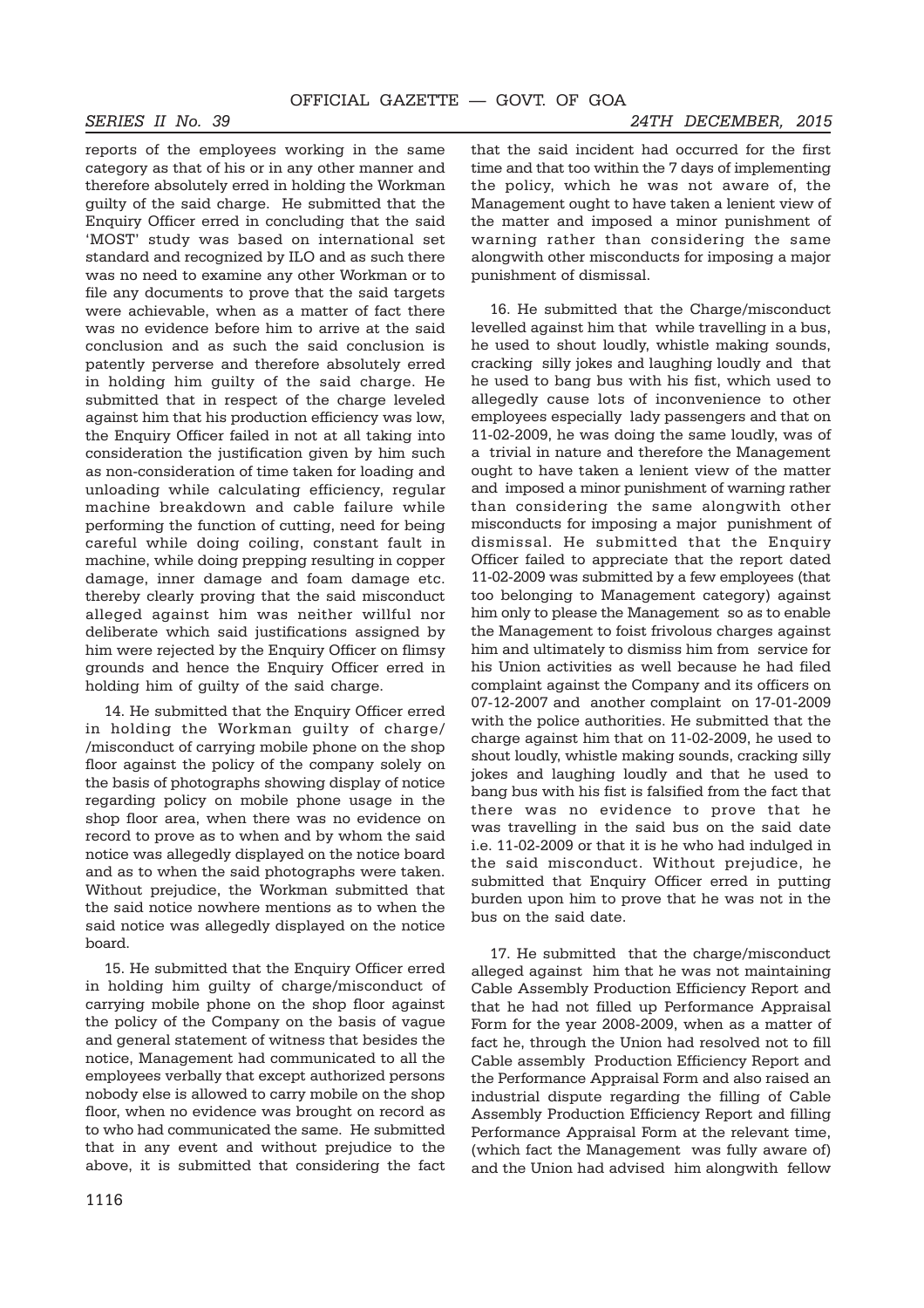reports of the employees working in the same category as that of his or in any other manner and therefore absolutely erred in holding the Workman guilty of the said charge. He submitted that the Enquiry Officer erred in concluding that the said 'MOST' study was based on international set standard and recognized by ILO and as such there was no need to examine any other Workman or to file any documents to prove that the said targets were achievable, when as a matter of fact there was no evidence before him to arrive at the said conclusion and as such the said conclusion is patently perverse and therefore absolutely erred in holding him guilty of the said charge. He submitted that in respect of the charge leveled against him that his production efficiency was low, the Enquiry Officer failed in not at all taking into consideration the justification given by him such as non-consideration of time taken for loading and unloading while calculating efficiency, regular machine breakdown and cable failure while performing the function of cutting, need for being careful while doing coiling, constant fault in machine, while doing prepping resulting in copper damage, inner damage and foam damage etc. thereby clearly proving that the said misconduct alleged against him was neither willful nor deliberate which said justifications assigned by him were rejected by the Enquiry Officer on flimsy grounds and hence the Enquiry Officer erred in holding him of guilty of the said charge.

14. He submitted that the Enquiry Officer erred in holding the Workman guilty of charge/ /misconduct of carrying mobile phone on the shop floor against the policy of the company solely on the basis of photographs showing display of notice regarding policy on mobile phone usage in the shop floor area, when there was no evidence on record to prove as to when and by whom the said notice was allegedly displayed on the notice board and as to when the said photographs were taken. Without prejudice, the Workman submitted that the said notice nowhere mentions as to when the said notice was allegedly displayed on the notice board.

15. He submitted that the Enquiry Officer erred in holding him guilty of charge/misconduct of carrying mobile phone on the shop floor against the policy of the Company on the basis of vague and general statement of witness that besides the notice, Management had communicated to all the employees verbally that except authorized persons nobody else is allowed to carry mobile on the shop floor, when no evidence was brought on record as to who had communicated the same. He submitted that in any event and without prejudice to the above, it is submitted that considering the fact that the said incident had occurred for the first time and that too within the 7 days of implementing the policy, which he was not aware of, the Management ought to have taken a lenient view of the matter and imposed a minor punishment of warning rather than considering the same alongwith other misconducts for imposing a major punishment of dismissal.

16. He submitted that the Charge/misconduct levelled against him that while travelling in a bus, he used to shout loudly, whistle making sounds, cracking silly jokes and laughing loudly and that he used to bang bus with his fist, which used to allegedly cause lots of inconvenience to other employees especially lady passengers and that on 11-02-2009, he was doing the same loudly, was of a trivial in nature and therefore the Management ought to have taken a lenient view of the matter and imposed a minor punishment of warning rather than considering the same alongwith other misconducts for imposing a major punishment of dismissal. He submitted that the Enquiry Officer failed to appreciate that the report dated 11-02-2009 was submitted by a few employees (that too belonging to Management category) against him only to please the Management so as to enable the Management to foist frivolous charges against him and ultimately to dismiss him from service for his Union activities as well because he had filed complaint against the Company and its officers on 07-12-2007 and another complaint on 17-01-2009 with the police authorities. He submitted that the charge against him that on 11-02-2009, he used to shout loudly, whistle making sounds, cracking silly jokes and laughing loudly and that he used to bang bus with his fist is falsified from the fact that there was no evidence to prove that he was travelling in the said bus on the said date i.e. 11-02-2009 or that it is he who had indulged in the said misconduct. Without prejudice, he submitted that Enquiry Officer erred in putting burden upon him to prove that he was not in the bus on the said date.

17. He submitted that the charge/misconduct alleged against him that he was not maintaining Cable Assembly Production Efficiency Report and that he had not filled up Performance Appraisal Form for the year 2008-2009, when as a matter of fact he, through the Union had resolved not to fill Cable assembly Production Efficiency Report and the Performance Appraisal Form and also raised an industrial dispute regarding the filling of Cable Assembly Production Efficiency Report and filling Performance Appraisal Form at the relevant time, (which fact the Management was fully aware of) and the Union had advised him alongwith fellow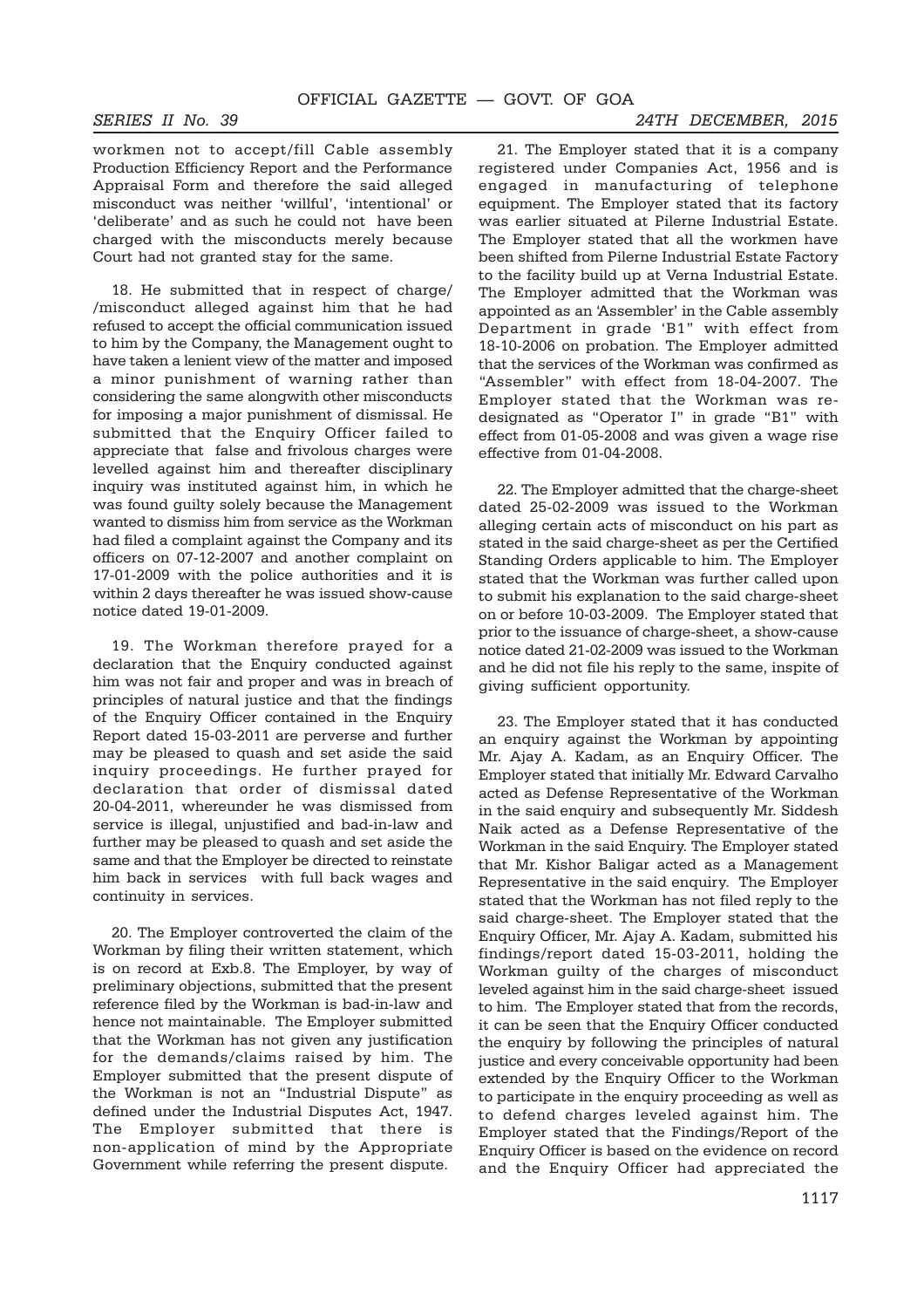workmen not to accept/fill Cable assembly Production Efficiency Report and the Performance Appraisal Form and therefore the said alleged misconduct was neither 'willful', 'intentional' or 'deliberate' and as such he could not have been charged with the misconducts merely because Court had not granted stay for the same.

18. He submitted that in respect of charge/ /misconduct alleged against him that he had refused to accept the official communication issued to him by the Company, the Management ought to have taken a lenient view of the matter and imposed a minor punishment of warning rather than considering the same alongwith other misconducts for imposing a major punishment of dismissal. He submitted that the Enquiry Officer failed to appreciate that false and frivolous charges were levelled against him and thereafter disciplinary inquiry was instituted against him, in which he was found guilty solely because the Management wanted to dismiss him from service as the Workman had filed a complaint against the Company and its officers on 07-12-2007 and another complaint on 17-01-2009 with the police authorities and it is within 2 days thereafter he was issued show-cause notice dated 19-01-2009.

19. The Workman therefore prayed for a declaration that the Enquiry conducted against him was not fair and proper and was in breach of principles of natural justice and that the findings of the Enquiry Officer contained in the Enquiry Report dated 15-03-2011 are perverse and further may be pleased to quash and set aside the said inquiry proceedings. He further prayed for declaration that order of dismissal dated 20-04-2011, whereunder he was dismissed from service is illegal, unjustified and bad-in-law and further may be pleased to quash and set aside the same and that the Employer be directed to reinstate him back in services with full back wages and continuity in services.

20. The Employer controverted the claim of the Workman by filing their written statement, which is on record at Exb.8. The Employer, by way of preliminary objections, submitted that the present reference filed by the Workman is bad-in-law and hence not maintainable. The Employer submitted that the Workman has not given any justification for the demands/claims raised by him. The Employer submitted that the present dispute of the Workman is not an "Industrial Dispute" as defined under the Industrial Disputes Act, 1947. The Employer submitted that there is non-application of mind by the Appropriate Government while referring the present dispute.

21. The Employer stated that it is a company registered under Companies Act, 1956 and is engaged in manufacturing of telephone equipment. The Employer stated that its factory was earlier situated at Pilerne Industrial Estate. The Employer stated that all the workmen have been shifted from Pilerne Industrial Estate Factory to the facility build up at Verna Industrial Estate. The Employer admitted that the Workman was appointed as an 'Assembler' in the Cable assembly Department in grade 'B1" with effect from 18-10-2006 on probation. The Employer admitted that the services of the Workman was confirmed as "Assembler" with effect from 18-04-2007. The Employer stated that the Workman was re-designated as "Operator I" in grade "B1" with effect from 01-05-2008 and was given a wage rise effective from 01-04-2008.

22. The Employer admitted that the charge-sheet dated 25-02-2009 was issued to the Workman alleging certain acts of misconduct on his part as stated in the said charge-sheet as per the Certified Standing Orders applicable to him. The Employer stated that the Workman was further called upon to submit his explanation to the said charge-sheet on or before 10-03-2009. The Employer stated that prior to the issuance of charge-sheet, a show-cause notice dated 21-02-2009 was issued to the Workman and he did not file his reply to the same, inspite of giving sufficient opportunity.

23. The Employer stated that it has conducted an enquiry against the Workman by appointing Mr. Ajay A. Kadam, as an Enquiry Officer. The Employer stated that initially Mr. Edward Carvalho acted as Defense Representative of the Workman in the said enquiry and subsequently Mr. Siddesh Naik acted as a Defense Representative of the Workman in the said Enquiry. The Employer stated that Mr. Kishor Baligar acted as a Management Representative in the said enquiry. The Employer stated that the Workman has not filed reply to the said charge-sheet. The Employer stated that the Enquiry Officer, Mr. Ajay A. Kadam, submitted his findings/report dated 15-03-2011, holding the Workman guilty of the charges of misconduct leveled against him in the said charge-sheet issued to him. The Employer stated that from the records, it can be seen that the Enquiry Officer conducted the enquiry by following the principles of natural justice and every conceivable opportunity had been extended by the Enquiry Officer to the Workman to participate in the enquiry proceeding as well as to defend charges leveled against him. The Employer stated that the Findings/Report of the Enquiry Officer is based on the evidence on record and the Enquiry Officer had appreciated the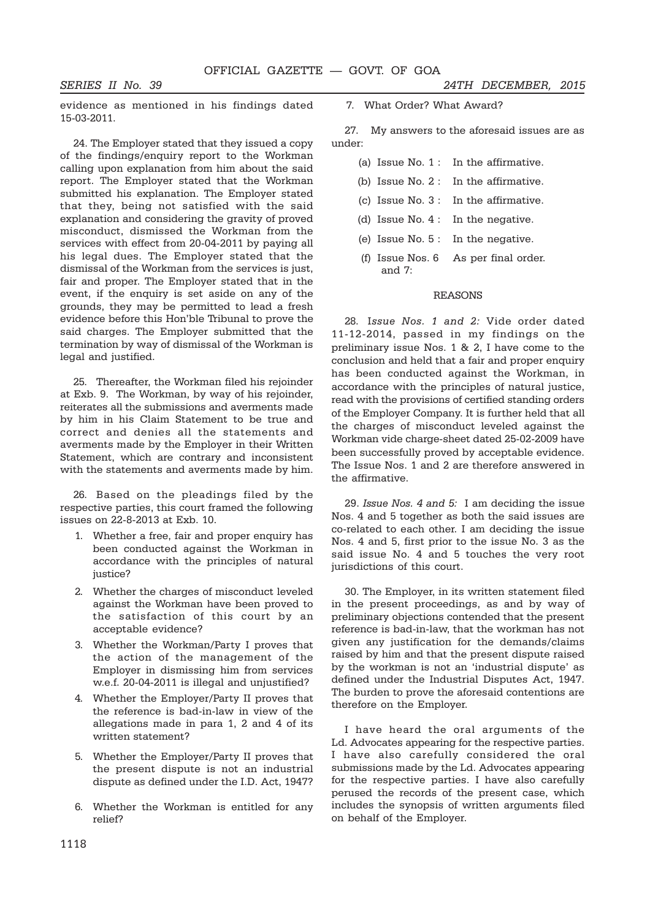evidence as mentioned in his findings dated 15-03-2011.

24. The Employer stated that they issued a copy of the findings/enquiry report to the Workman calling upon explanation from him about the said report. The Employer stated that the Workman submitted his explanation. The Employer stated that they, being not satisfied with the said explanation and considering the gravity of proved misconduct, dismissed the Workman from the services with effect from 20-04-2011 by paying all his legal dues. The Employer stated that the dismissal of the Workman from the services is just, fair and proper. The Employer stated that in the event, if the enquiry is set aside on any of the grounds, they may be permitted to lead a fresh evidence before this Hon'ble Tribunal to prove the said charges. The Employer submitted that the termination by way of dismissal of the Workman is legal and justified.

25. Thereafter, the Workman filed his rejoinder at Exb. 9. The Workman, by way of his rejoinder, reiterates all the submissions and averments made by him in his Claim Statement to be true and correct and denies all the statements and averments made by the Employer in their Written Statement, which are contrary and inconsistent with the statements and averments made by him.

26. Based on the pleadings filed by the respective parties, this court framed the following issues on 22-8-2013 at Exb. 10.

1. Whether a free, fair and proper enquiry has been conducted against the Workman in accordance with the principles of natural justice?
2. Whether the charges of misconduct leveled against the Workman have been proved to the satisfaction of this court by an acceptable evidence?
3. Whether the Workman/Party I proves that the action of the management of the Employer in dismissing him from services w.e.f. 20-04-2011 is illegal and unjustified?
4. Whether the Employer/Party II proves that the reference is bad-in-law in view of the allegations made in para 1, 2 and 4 of its written statement?
5. Whether the Employer/Party II proves that the present dispute is not an industrial dispute as defined under the I.D. Act, 1947?
6. Whether the Workman is entitled for any relief?
7. What Order? What Award?

27. My answers to the aforesaid issues are as under:

(a) Issue No. 1 : In the affirmative.

(b) Issue No. 2 : In the affirmative.

(c) Issue No. 3 : In the affirmative.

(d) Issue No. 4 : In the negative.

(e) Issue No. 5 : In the negative.

(f) Issue Nos. 6 and 7: As per final order.

REASONS

28. *Issue Nos. 1 and 2:* Vide order dated 11-12-2014, passed in my findings on the preliminary issue Nos. 1 & 2, I have come to the conclusion and held that a fair and proper enquiry has been conducted against the Workman, in accordance with the principles of natural justice, read with the provisions of certified standing orders of the Employer Company. It is further held that all the charges of misconduct leveled against the Workman vide charge-sheet dated 25-02-2009 have been successfully proved by acceptable evidence. The Issue Nos. 1 and 2 are therefore answered in the affirmative.

29. *Issue Nos. 4 and 5:* I am deciding the issue Nos. 4 and 5 together as both the said issues are co-related to each other. I am deciding the issue Nos. 4 and 5, first prior to the issue No. 3 as the said issue No. 4 and 5 touches the very root jurisdictions of this court.

30. The Employer, in its written statement filed in the present proceedings, as and by way of preliminary objections contended that the present reference is bad-in-law, that the workman has not given any justification for the demands/claims raised by him and that the present dispute raised by the workman is not an 'industrial dispute' as defined under the Industrial Disputes Act, 1947. The burden to prove the aforesaid contentions are therefore on the Employer.

I have heard the oral arguments of the Ld. Advocates appearing for the respective parties. I have also carefully considered the oral submissions made by the Ld. Advocates appearing for the respective parties. I have also carefully perused the records of the present case, which includes the synopsis of written arguments filed on behalf of the Employer.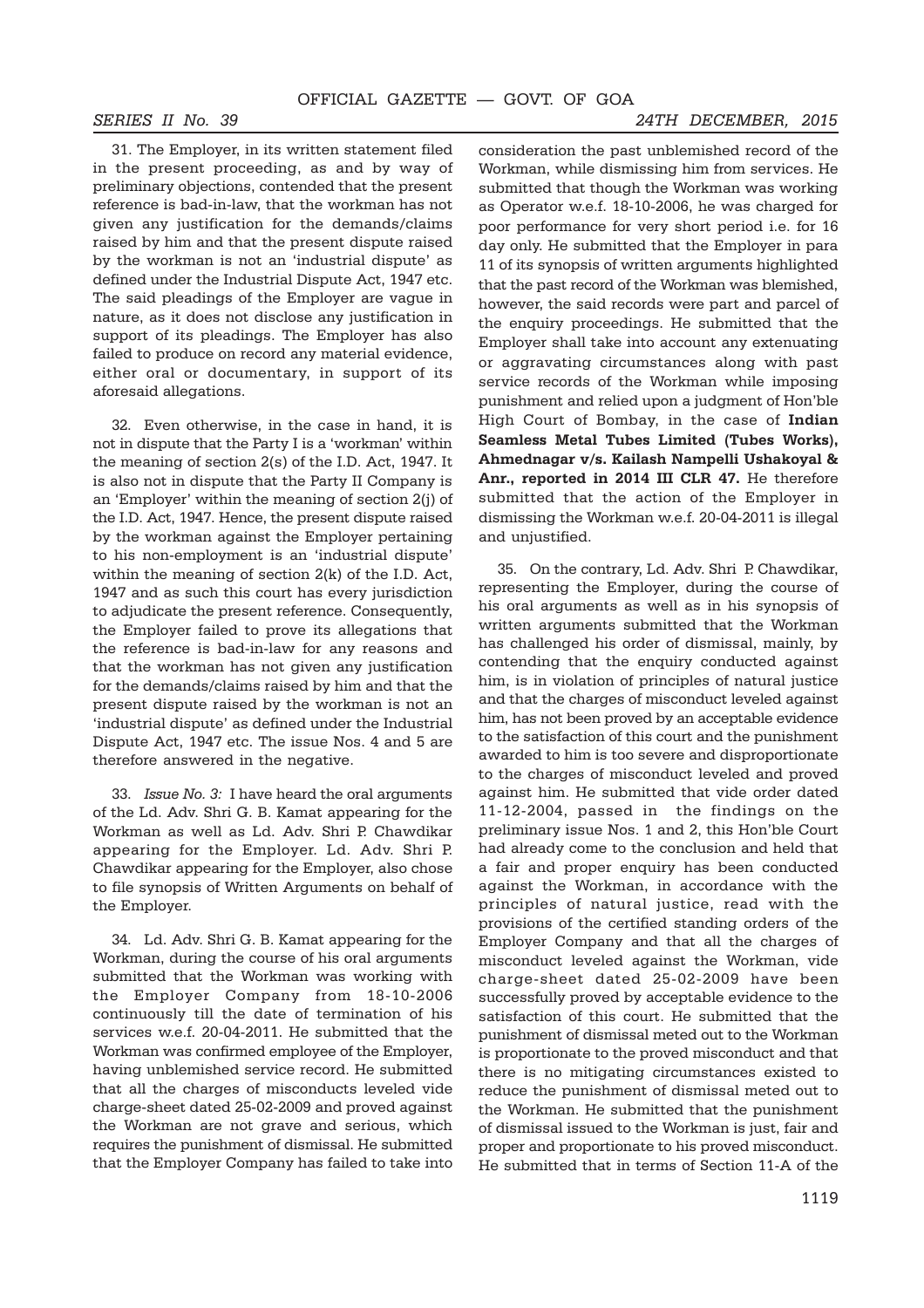31. The Employer, in its written statement filed in the present proceeding, as and by way of preliminary objections, contended that the present reference is bad-in-law, that the workman has not given any justification for the demands/claims raised by him and that the present dispute raised by the workman is not an 'industrial dispute' as defined under the Industrial Dispute Act, 1947 etc. The said pleadings of the Employer are vague in nature, as it does not disclose any justification in support of its pleadings. The Employer has also failed to produce on record any material evidence, either oral or documentary, in support of its aforesaid allegations.

32. Even otherwise, in the case in hand, it is not in dispute that the Party I is a 'workman' within the meaning of section 2(s) of the I.D. Act, 1947. It is also not in dispute that the Party II Company is an 'Employer' within the meaning of section 2(j) of the I.D. Act, 1947. Hence, the present dispute raised by the workman against the Employer pertaining to his non-employment is an 'industrial dispute' within the meaning of section 2(k) of the I.D. Act, 1947 and as such this court has every jurisdiction to adjudicate the present reference. Consequently, the Employer failed to prove its allegations that the reference is bad-in-law for any reasons and that the workman has not given any justification for the demands/claims raised by him and that the present dispute raised by the workman is not an 'industrial dispute' as defined under the Industrial Dispute Act, 1947 etc. The issue Nos. 4 and 5 are therefore answered in the negative.

33. *Issue No. 3:* I have heard the oral arguments of the Ld. Adv. Shri G. B. Kamat appearing for the Workman as well as Ld. Adv. Shri P. Chawdikar appearing for the Employer. Ld. Adv. Shri P. Chawdikar appearing for the Employer, also chose to file synopsis of Written Arguments on behalf of the Employer.

34. Ld. Adv. Shri G. B. Kamat appearing for the Workman, during the course of his oral arguments submitted that the Workman was working with the Employer Company from 18-10-2006 continuously till the date of termination of his services w.e.f. 20-04-2011. He submitted that the Workman was confirmed employee of the Employer, having unblemished service record. He submitted that all the charges of misconducts leveled vide charge-sheet dated 25-02-2009 and proved against the Workman are not grave and serious, which requires the punishment of dismissal. He submitted that the Employer Company has failed to take into consideration the past unblemished record of the Workman, while dismissing him from services. He submitted that though the Workman was working as Operator w.e.f. 18-10-2006, he was charged for poor performance for very short period i.e. for 16 day only. He submitted that the Employer in para 11 of its synopsis of written arguments highlighted that the past record of the Workman was blemished, however, the said records were part and parcel of the enquiry proceedings. He submitted that the Employer shall take into account any extenuating or aggravating circumstances along with past service records of the Workman while imposing punishment and relied upon a judgment of Hon'ble High Court of Bombay, in the case of **Indian Seamless Metal Tubes Limited (Tubes Works), Ahmednagar v/s. Kailash Nampelli Ushakoyal & Anr., reported in 2014 III CLR 47.** He therefore submitted that the action of the Employer in dismissing the Workman w.e.f. 20-04-2011 is illegal and unjustified.

35. On the contrary, Ld. Adv. Shri P. Chawdikar, representing the Employer, during the course of his oral arguments as well as in his synopsis of written arguments submitted that the Workman has challenged his order of dismissal, mainly, by contending that the enquiry conducted against him, is in violation of principles of natural justice and that the charges of misconduct leveled against him, has not been proved by an acceptable evidence to the satisfaction of this court and the punishment awarded to him is too severe and disproportionate to the charges of misconduct leveled and proved against him. He submitted that vide order dated 11-12-2004, passed in the findings on the preliminary issue Nos. 1 and 2, this Hon'ble Court had already come to the conclusion and held that a fair and proper enquiry has been conducted against the Workman, in accordance with the principles of natural justice, read with the provisions of the certified standing orders of the Employer Company and that all the charges of misconduct leveled against the Workman, vide charge-sheet dated 25-02-2009 have been successfully proved by acceptable evidence to the satisfaction of this court. He submitted that the punishment of dismissal meted out to the Workman is proportionate to the proved misconduct and that there is no mitigating circumstances existed to reduce the punishment of dismissal meted out to the Workman. He submitted that the punishment of dismissal issued to the Workman is just, fair and proper and proportionate to his proved misconduct. He submitted that in terms of Section 11-A of the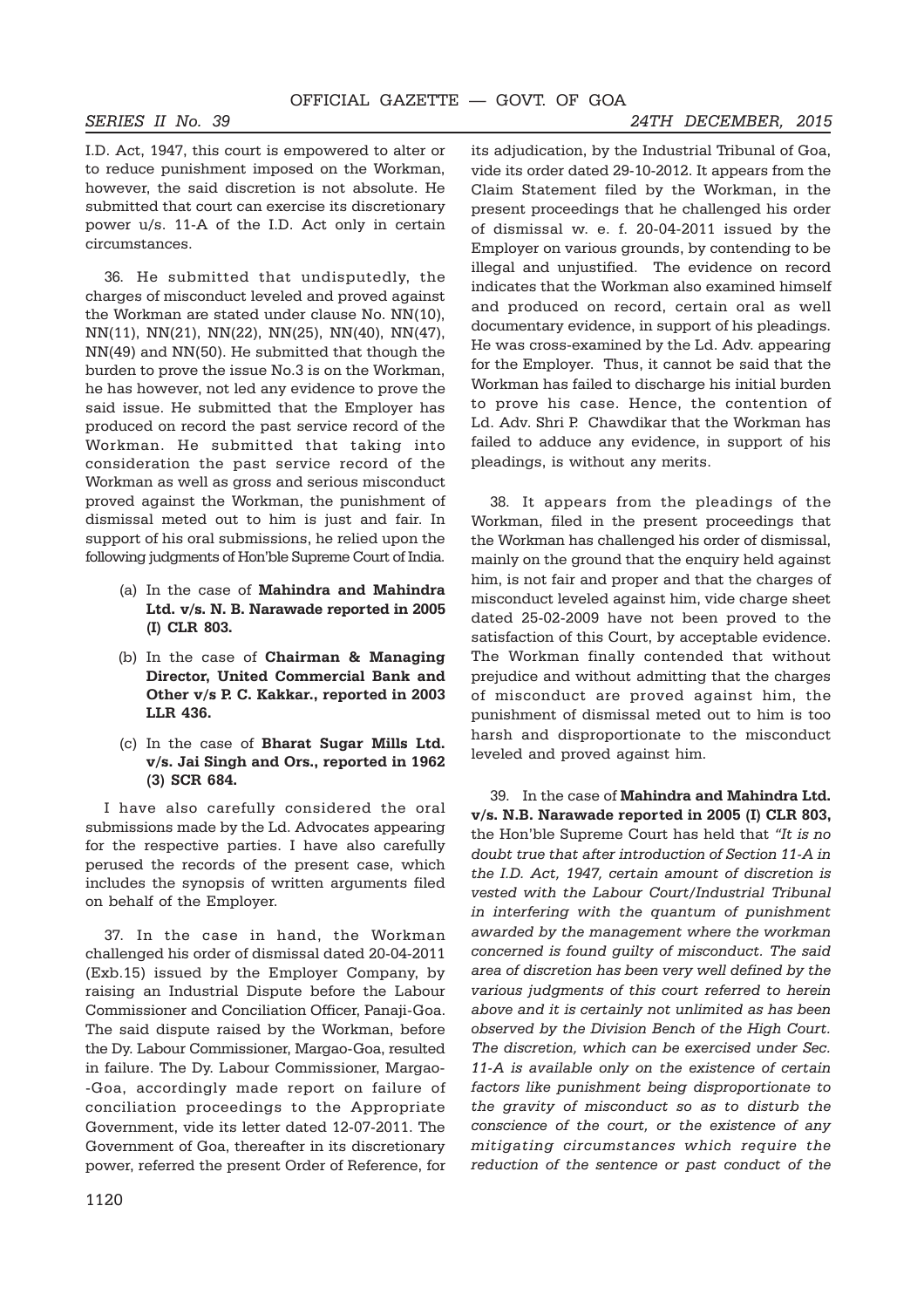I.D. Act, 1947, this court is empowered to alter or to reduce punishment imposed on the Workman, however, the said discretion is not absolute. He submitted that court can exercise its discretionary power u/s. 11-A of the I.D. Act only in certain circumstances.

36. He submitted that undisputedly, the charges of misconduct leveled and proved against the Workman are stated under clause No. NN(10), NN(11), NN(21), NN(22), NN(25), NN(40), NN(47), NN(49) and NN(50). He submitted that though the burden to prove the issue No.3 is on the Workman, he has however, not led any evidence to prove the said issue. He submitted that the Employer has produced on record the past service record of the Workman. He submitted that taking into consideration the past service record of the Workman as well as gross and serious misconduct proved against the Workman, the punishment of dismissal meted out to him is just and fair. In support of his oral submissions, he relied upon the following judgments of Hon'ble Supreme Court of India.

(a) In the case of **Mahindra and Mahindra Ltd. v/s. N. B. Narawade reported in 2005 (I) CLR 803.**

(b) In the case of **Chairman & Managing Director, United Commercial Bank and Other v/s P. C. Kakkar., reported in 2003 LLR 436.**

(c) In the case of **Bharat Sugar Mills Ltd. v/s. Jai Singh and Ors., reported in 1962 (3) SCR 684.**

I have also carefully considered the oral submissions made by the Ld. Advocates appearing for the respective parties. I have also carefully perused the records of the present case, which includes the synopsis of written arguments filed on behalf of the Employer.

37. In the case in hand, the Workman challenged his order of dismissal dated 20-04-2011 (Exb.15) issued by the Employer Company, by raising an Industrial Dispute before the Labour Commissioner and Conciliation Officer, Panaji-Goa. The said dispute raised by the Workman, before the Dy. Labour Commissioner, Margao-Goa, resulted in failure. The Dy. Labour Commissioner, Margao--Goa, accordingly made report on failure of conciliation proceedings to the Appropriate Government, vide its letter dated 12-07-2011. The Government of Goa, thereafter in its discretionary power, referred the present Order of Reference, for its adjudication, by the Industrial Tribunal of Goa, vide its order dated 29-10-2012. It appears from the Claim Statement filed by the Workman, in the present proceedings that he challenged his order of dismissal w. e. f. 20-04-2011 issued by the Employer on various grounds, by contending to be illegal and unjustified. The evidence on record indicates that the Workman also examined himself and produced on record, certain oral as well documentary evidence, in support of his pleadings. He was cross-examined by the Ld. Adv. appearing for the Employer. Thus, it cannot be said that the Workman has failed to discharge his initial burden to prove his case. Hence, the contention of Ld. Adv. Shri P. Chawdikar that the Workman has failed to adduce any evidence, in support of his pleadings, is without any merits.

38. It appears from the pleadings of the Workman, filed in the present proceedings that the Workman has challenged his order of dismissal, mainly on the ground that the enquiry held against him, is not fair and proper and that the charges of misconduct leveled against him, vide charge sheet dated 25-02-2009 have not been proved to the satisfaction of this Court, by acceptable evidence. The Workman finally contended that without prejudice and without admitting that the charges of misconduct are proved against him, the punishment of dismissal meted out to him is too harsh and disproportionate to the misconduct leveled and proved against him.

39. In the case of **Mahindra and Mahindra Ltd. v/s. N.B. Narawade reported in 2005 (I) CLR 803,** the Hon'ble Supreme Court has held that *"It is no doubt true that after introduction of Section 11-A in the I.D. Act, 1947, certain amount of discretion is vested with the Labour Court/Industrial Tribunal in interfering with the quantum of punishment awarded by the management where the workman concerned is found guilty of misconduct. The said area of discretion has been very well defined by the various judgments of this court referred to herein above and it is certainly not unlimited as has been observed by the Division Bench of the High Court. The discretion, which can be exercised under Sec. 11-A is available only on the existence of certain factors like punishment being disproportionate to the gravity of misconduct so as to disturb the conscience of the court, or the existence of any mitigating circumstances which require the reduction of the sentence or past conduct of the*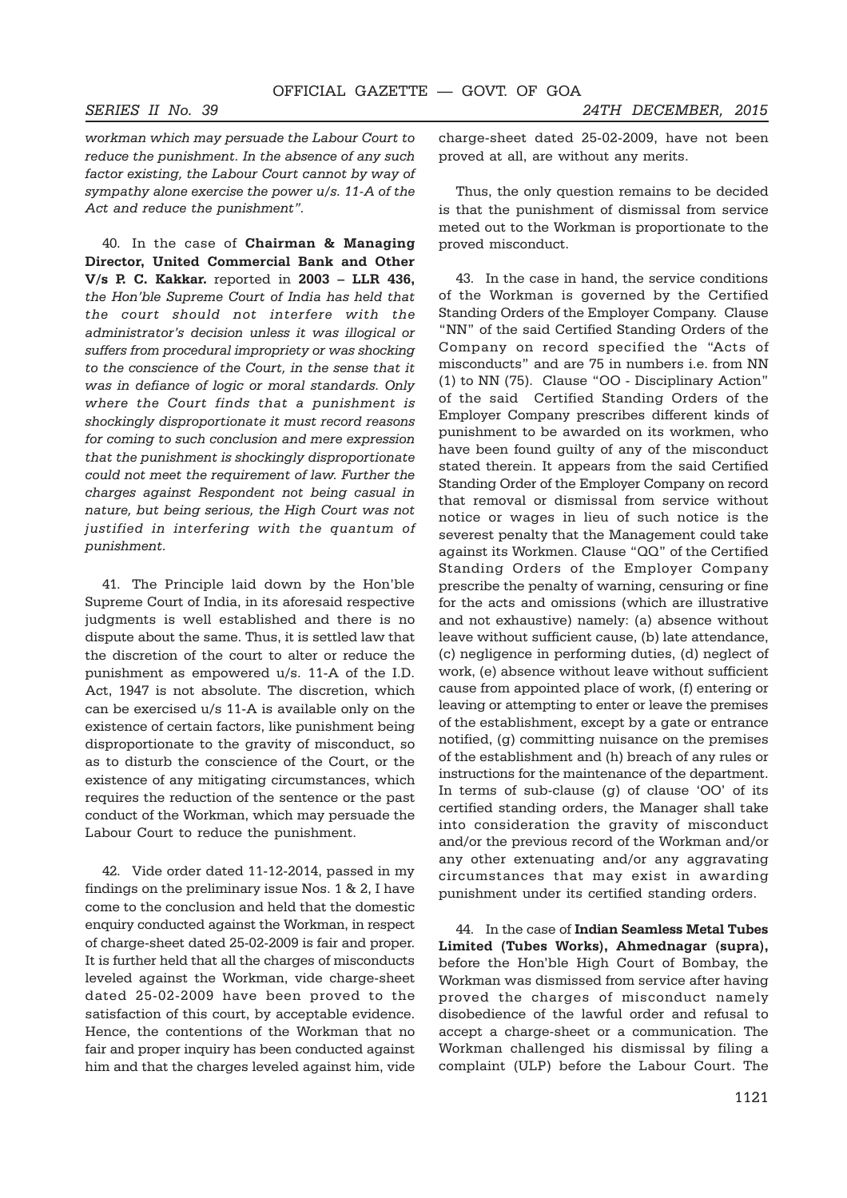*workman which may persuade the Labour Court to reduce the punishment. In the absence of any such factor existing, the Labour Court cannot by way of sympathy alone exercise the power u/s. 11-A of the Act and reduce the punishment".*

40. In the case of **Chairman & Managing Director, United Commercial Bank and Other V/s P. C. Kakkar.** reported in **2003 – LLR 436,** *the Hon'ble Supreme Court of India has held that the court should not interfere with the administrator's decision unless it was illogical or suffers from procedural impropriety or was shocking to the conscience of the Court, in the sense that it was in defiance of logic or moral standards. Only where the Court finds that a punishment is shockingly disproportionate it must record reasons for coming to such conclusion and mere expression that the punishment is shockingly disproportionate could not meet the requirement of law. Further the charges against Respondent not being casual in nature, but being serious, the High Court was not justified in interfering with the quantum of punishment.*

41. The Principle laid down by the Hon'ble Supreme Court of India, in its aforesaid respective judgments is well established and there is no dispute about the same. Thus, it is settled law that the discretion of the court to alter or reduce the punishment as empowered u/s. 11-A of the I.D. Act, 1947 is not absolute. The discretion, which can be exercised u/s 11-A is available only on the existence of certain factors, like punishment being disproportionate to the gravity of misconduct, so as to disturb the conscience of the Court, or the existence of any mitigating circumstances, which requires the reduction of the sentence or the past conduct of the Workman, which may persuade the Labour Court to reduce the punishment.

42. Vide order dated 11-12-2014, passed in my findings on the preliminary issue Nos. 1 & 2, I have come to the conclusion and held that the domestic enquiry conducted against the Workman, in respect of charge-sheet dated 25-02-2009 is fair and proper. It is further held that all the charges of misconducts leveled against the Workman, vide charge-sheet dated 25-02-2009 have been proved to the satisfaction of this court, by acceptable evidence. Hence, the contentions of the Workman that no fair and proper inquiry has been conducted against him and that the charges leveled against him, vide charge-sheet dated 25-02-2009, have not been proved at all, are without any merits.

Thus, the only question remains to be decided is that the punishment of dismissal from service meted out to the Workman is proportionate to the proved misconduct.

43. In the case in hand, the service conditions of the Workman is governed by the Certified Standing Orders of the Employer Company. Clause "NN" of the said Certified Standing Orders of the Company on record specified the "Acts of misconducts" and are 75 in numbers i.e. from NN (1) to NN (75). Clause "OO - Disciplinary Action" of the said Certified Standing Orders of the Employer Company prescribes different kinds of punishment to be awarded on its workmen, who have been found guilty of any of the misconduct stated therein. It appears from the said Certified Standing Order of the Employer Company on record that removal or dismissal from service without notice or wages in lieu of such notice is the severest penalty that the Management could take against its Workmen. Clause "QQ" of the Certified Standing Orders of the Employer Company prescribe the penalty of warning, censuring or fine for the acts and omissions (which are illustrative and not exhaustive) namely: (a) absence without leave without sufficient cause, (b) late attendance, (c) negligence in performing duties, (d) neglect of work, (e) absence without leave without sufficient cause from appointed place of work, (f) entering or leaving or attempting to enter or leave the premises of the establishment, except by a gate or entrance notified, (g) committing nuisance on the premises of the establishment and (h) breach of any rules or instructions for the maintenance of the department. In terms of sub-clause (g) of clause 'OO' of its certified standing orders, the Manager shall take into consideration the gravity of misconduct and/or the previous record of the Workman and/or any other extenuating and/or any aggravating circumstances that may exist in awarding punishment under its certified standing orders.

44. In the case of **Indian Seamless Metal Tubes Limited (Tubes Works), Ahmednagar (supra),** before the Hon'ble High Court of Bombay, the Workman was dismissed from service after having proved the charges of misconduct namely disobedience of the lawful order and refusal to accept a charge-sheet or a communication. The Workman challenged his dismissal by filing a complaint (ULP) before the Labour Court. The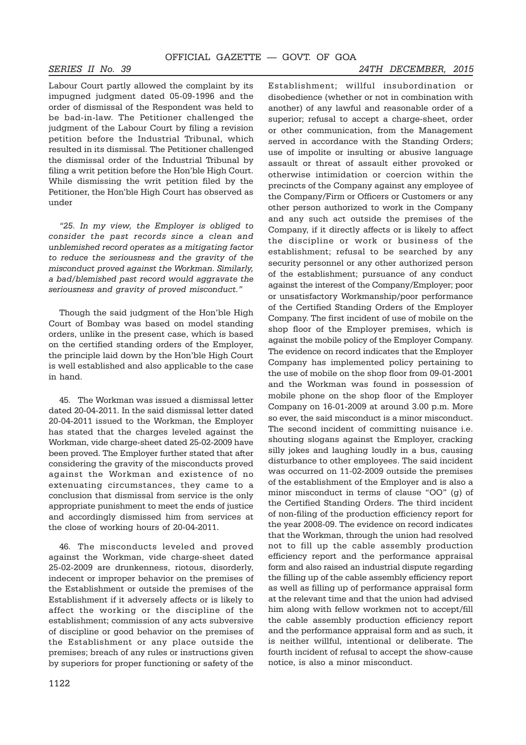Labour Court partly allowed the complaint by its impugned judgment dated 05-09-1996 and the order of dismissal of the Respondent was held to be bad-in-law. The Petitioner challenged the judgment of the Labour Court by filing a revision petition before the Industrial Tribunal, which resulted in its dismissal. The Petitioner challenged the dismissal order of the Industrial Tribunal by filing a writ petition before the Hon'ble High Court. While dismissing the writ petition filed by the Petitioner, the Hon'ble High Court has observed as under

*"25. In my view, the Employer is obliged to consider the past records since a clean and unblemished record operates as a mitigating factor to reduce the seriousness and the gravity of the misconduct proved against the Workman. Similarly, a bad/blemished past record would aggravate the seriousness and gravity of proved misconduct."*

Though the said judgment of the Hon'ble High Court of Bombay was based on model standing orders, unlike in the present case, which is based on the certified standing orders of the Employer, the principle laid down by the Hon'ble High Court is well established and also applicable to the case in hand.

45. The Workman was issued a dismissal letter dated 20-04-2011. In the said dismissal letter dated 20-04-2011 issued to the Workman, the Employer has stated that the charges leveled against the Workman, vide charge-sheet dated 25-02-2009 have been proved. The Employer further stated that after considering the gravity of the misconducts proved against the Workman and existence of no extenuating circumstances, they came to a conclusion that dismissal from service is the only appropriate punishment to meet the ends of justice and accordingly dismissed him from services at the close of working hours of 20-04-2011.

46. The misconducts leveled and proved against the Workman, vide charge-sheet dated 25-02-2009 are drunkenness, riotous, disorderly, indecent or improper behavior on the premises of the Establishment or outside the premises of the Establishment if it adversely affects or is likely to affect the working or the discipline of the establishment; commission of any acts subversive of discipline or good behavior on the premises of the Establishment or any place outside the premises; breach of any rules or instructions given by superiors for proper functioning or safety of the Establishment; willful insubordination or disobedience (whether or not in combination with another) of any lawful and reasonable order of a superior; refusal to accept a charge-sheet, order or other communication, from the Management served in accordance with the Standing Orders; use of impolite or insulting or abusive language assault or threat of assault either provoked or otherwise intimidation or coercion within the precincts of the Company against any employee of the Company/Firm or Officers or Customers or any other person authorized to work in the Company and any such act outside the premises of the Company, if it directly affects or is likely to affect the discipline or work or business of the establishment; refusal to be searched by any security personnel or any other authorized person of the establishment; pursuance of any conduct against the interest of the Company/Employer; poor or unsatisfactory Workmanship/poor performance of the Certified Standing Orders of the Employer Company. The first incident of use of mobile on the shop floor of the Employer premises, which is against the mobile policy of the Employer Company. The evidence on record indicates that the Employer Company has implemented policy pertaining to the use of mobile on the shop floor from 09-01-2001 and the Workman was found in possession of mobile phone on the shop floor of the Employer Company on 16-01-2009 at around 3.00 p.m. More so ever, the said misconduct is a minor misconduct. The second incident of committing nuisance i.e. shouting slogans against the Employer, cracking silly jokes and laughing loudly in a bus, causing disturbance to other employees. The said incident was occurred on 11-02-2009 outside the premises of the establishment of the Employer and is also a minor misconduct in terms of clause "OO" (g) of the Certified Standing Orders. The third incident of non-filing of the production efficiency report for the year 2008-09. The evidence on record indicates that the Workman, through the union had resolved not to fill up the cable assembly production efficiency report and the performance appraisal form and also raised an industrial dispute regarding the filling up of the cable assembly efficiency report as well as filling up of performance appraisal form at the relevant time and that the union had advised him along with fellow workmen not to accept/fill the cable assembly production efficiency report and the performance appraisal form and as such, it is neither willful, intentional or deliberate. The fourth incident of refusal to accept the show-cause notice, is also a minor misconduct.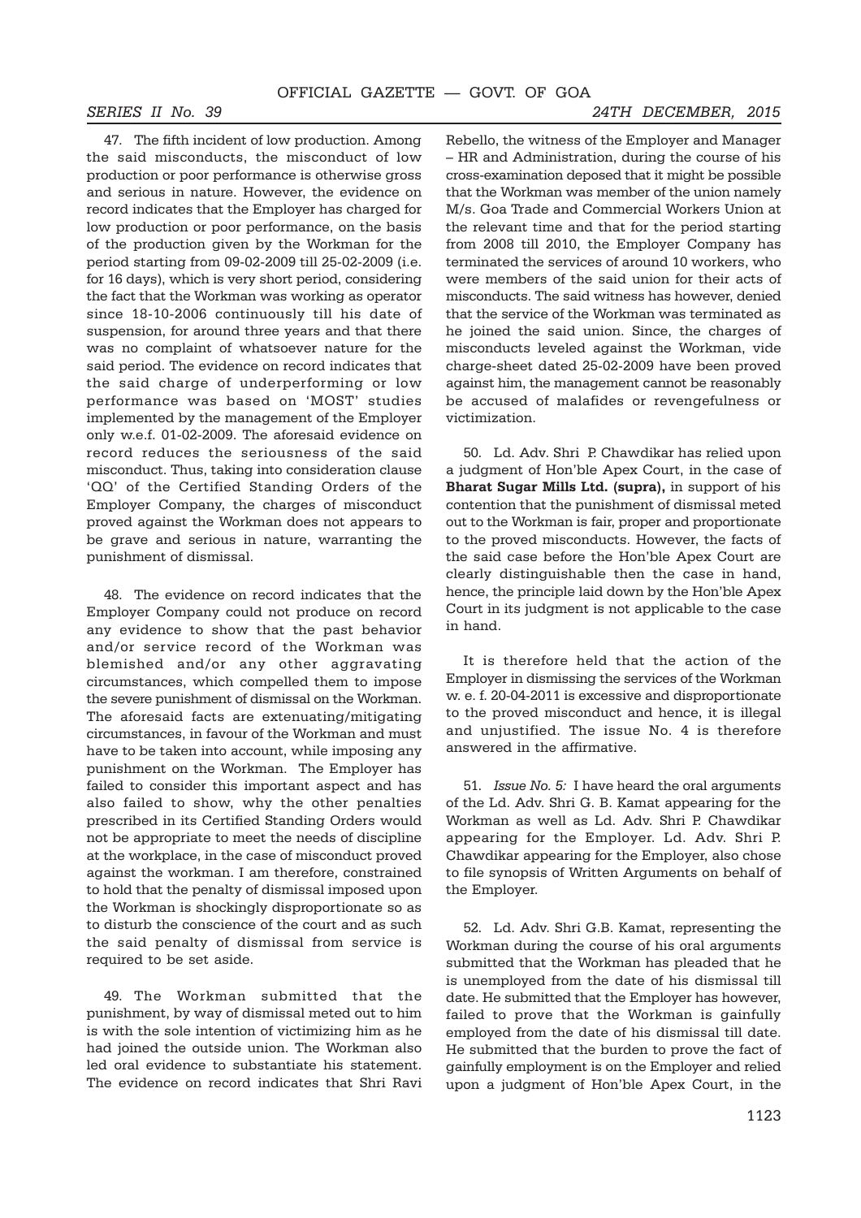47. The fifth incident of low production. Among the said misconducts, the misconduct of low production or poor performance is otherwise gross and serious in nature. However, the evidence on record indicates that the Employer has charged for low production or poor performance, on the basis of the production given by the Workman for the period starting from 09-02-2009 till 25-02-2009 (i.e. for 16 days), which is very short period, considering the fact that the Workman was working as operator since 18-10-2006 continuously till his date of suspension, for around three years and that there was no complaint of whatsoever nature for the said period. The evidence on record indicates that the said charge of underperforming or low performance was based on 'MOST' studies implemented by the management of the Employer only w.e.f. 01-02-2009. The aforesaid evidence on record reduces the seriousness of the said misconduct. Thus, taking into consideration clause 'QQ' of the Certified Standing Orders of the Employer Company, the charges of misconduct proved against the Workman does not appears to be grave and serious in nature, warranting the punishment of dismissal.

48. The evidence on record indicates that the Employer Company could not produce on record any evidence to show that the past behavior and/or service record of the Workman was blemished and/or any other aggravating circumstances, which compelled them to impose the severe punishment of dismissal on the Workman. The aforesaid facts are extenuating/mitigating circumstances, in favour of the Workman and must have to be taken into account, while imposing any punishment on the Workman. The Employer has failed to consider this important aspect and has also failed to show, why the other penalties prescribed in its Certified Standing Orders would not be appropriate to meet the needs of discipline at the workplace, in the case of misconduct proved against the workman. I am therefore, constrained to hold that the penalty of dismissal imposed upon the Workman is shockingly disproportionate so as to disturb the conscience of the court and as such the said penalty of dismissal from service is required to be set aside.

49. The Workman submitted that the punishment, by way of dismissal meted out to him is with the sole intention of victimizing him as he had joined the outside union. The Workman also led oral evidence to substantiate his statement. The evidence on record indicates that Shri Ravi Rebello, the witness of the Employer and Manager – HR and Administration, during the course of his cross-examination deposed that it might be possible that the Workman was member of the union namely M/s. Goa Trade and Commercial Workers Union at the relevant time and that for the period starting from 2008 till 2010, the Employer Company has terminated the services of around 10 workers, who were members of the said union for their acts of misconducts. The said witness has however, denied that the service of the Workman was terminated as he joined the said union. Since, the charges of misconducts leveled against the Workman, vide charge-sheet dated 25-02-2009 have been proved against him, the management cannot be reasonably be accused of malafides or revengefulness or victimization.

50. Ld. Adv. Shri P. Chawdikar has relied upon a judgment of Hon'ble Apex Court, in the case of **Bharat Sugar Mills Ltd. (supra),** in support of his contention that the punishment of dismissal meted out to the Workman is fair, proper and proportionate to the proved misconducts. However, the facts of the said case before the Hon'ble Apex Court are clearly distinguishable then the case in hand, hence, the principle laid down by the Hon'ble Apex Court in its judgment is not applicable to the case in hand.

It is therefore held that the action of the Employer in dismissing the services of the Workman w. e. f. 20-04-2011 is excessive and disproportionate to the proved misconduct and hence, it is illegal and unjustified. The issue No. 4 is therefore answered in the affirmative.

51. *Issue No. 5:* I have heard the oral arguments of the Ld. Adv. Shri G. B. Kamat appearing for the Workman as well as Ld. Adv. Shri P. Chawdikar appearing for the Employer. Ld. Adv. Shri P. Chawdikar appearing for the Employer, also chose to file synopsis of Written Arguments on behalf of the Employer.

52. Ld. Adv. Shri G.B. Kamat, representing the Workman during the course of his oral arguments submitted that the Workman has pleaded that he is unemployed from the date of his dismissal till date. He submitted that the Employer has however, failed to prove that the Workman is gainfully employed from the date of his dismissal till date. He submitted that the burden to prove the fact of gainfully employment is on the Employer and relied upon a judgment of Hon'ble Apex Court, in the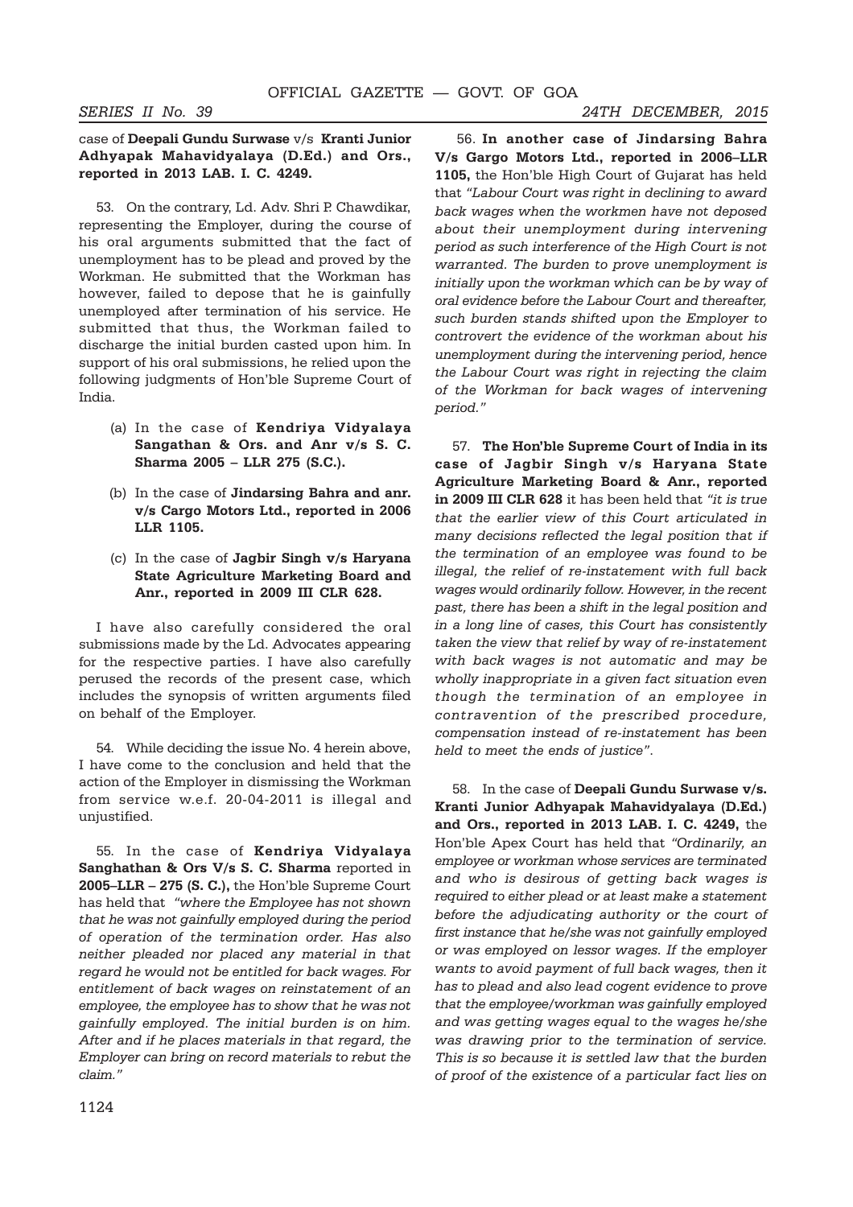case of **Deepali Gundu Surwase** v/s **Kranti Junior Adhyapak Mahavidyalaya (D.Ed.) and Ors., reported in 2013 LAB. I. C. 4249.**

53. On the contrary, Ld. Adv. Shri P. Chawdikar, representing the Employer, during the course of his oral arguments submitted that the fact of unemployment has to be plead and proved by the Workman. He submitted that the Workman has however, failed to depose that he is gainfully unemployed after termination of his service. He submitted that thus, the Workman failed to discharge the initial burden casted upon him. In support of his oral submissions, he relied upon the following judgments of Hon'ble Supreme Court of India.

(a) In the case of **Kendriya Vidyalaya Sangathan & Ors. and Anr v/s S. C. Sharma 2005 – LLR 275 (S.C.).**

(b) In the case of **Jindarsing Bahra and anr. v/s Cargo Motors Ltd., reported in 2006 LLR 1105.**

(c) In the case of **Jagbir Singh v/s Haryana State Agriculture Marketing Board and Anr., reported in 2009 III CLR 628.**

I have also carefully considered the oral submissions made by the Ld. Advocates appearing for the respective parties. I have also carefully perused the records of the present case, which includes the synopsis of written arguments filed on behalf of the Employer.

54. While deciding the issue No. 4 herein above, I have come to the conclusion and held that the action of the Employer in dismissing the Workman from service w.e.f. 20-04-2011 is illegal and unjustified.

55. In the case of **Kendriya Vidyalaya Sanghathan & Ors V/s S. C. Sharma** reported in **2005–LLR – 275 (S. C.),** the Hon'ble Supreme Court has held that *"where the Employee has not shown that he was not gainfully employed during the period of operation of the termination order. Has also neither pleaded nor placed any material in that regard he would not be entitled for back wages. For entitlement of back wages on reinstatement of an employee, the employee has to show that he was not gainfully employed. The initial burden is on him. After and if he places materials in that regard, the Employer can bring on record materials to rebut the claim."*

56. **In another case of Jindarsing Bahra V/s Gargo Motors Ltd., reported in 2006–LLR 1105,** the Hon'ble High Court of Gujarat has held that *"Labour Court was right in declining to award back wages when the workmen have not deposed about their unemployment during intervening period as such interference of the High Court is not warranted. The burden to prove unemployment is initially upon the workman which can be by way of oral evidence before the Labour Court and thereafter, such burden stands shifted upon the Employer to controvert the evidence of the workman about his unemployment during the intervening period, hence the Labour Court was right in rejecting the claim of the Workman for back wages of intervening period."*

57. **The Hon'ble Supreme Court of India in its case of Jagbir Singh v/s Haryana State Agriculture Marketing Board & Anr., reported in 2009 III CLR 628** it has been held that *"it is true that the earlier view of this Court articulated in many decisions reflected the legal position that if the termination of an employee was found to be illegal, the relief of re-instatement with full back wages would ordinarily follow. However, in the recent past, there has been a shift in the legal position and in a long line of cases, this Court has consistently taken the view that relief by way of re-instatement with back wages is not automatic and may be wholly inappropriate in a given fact situation even though the termination of an employee in contravention of the prescribed procedure, compensation instead of re-instatement has been held to meet the ends of justice".*

58. In the case of **Deepali Gundu Surwase v/s. Kranti Junior Adhyapak Mahavidyalaya (D.Ed.) and Ors., reported in 2013 LAB. I. C. 4249,** the Hon'ble Apex Court has held that *"Ordinarily, an employee or workman whose services are terminated and who is desirous of getting back wages is required to either plead or at least make a statement before the adjudicating authority or the court of first instance that he/she was not gainfully employed or was employed on lessor wages. If the employer wants to avoid payment of full back wages, then it has to plead and also lead cogent evidence to prove that the employee/workman was gainfully employed and was getting wages equal to the wages he/she was drawing prior to the termination of service. This is so because it is settled law that the burden of proof of the existence of a particular fact lies on*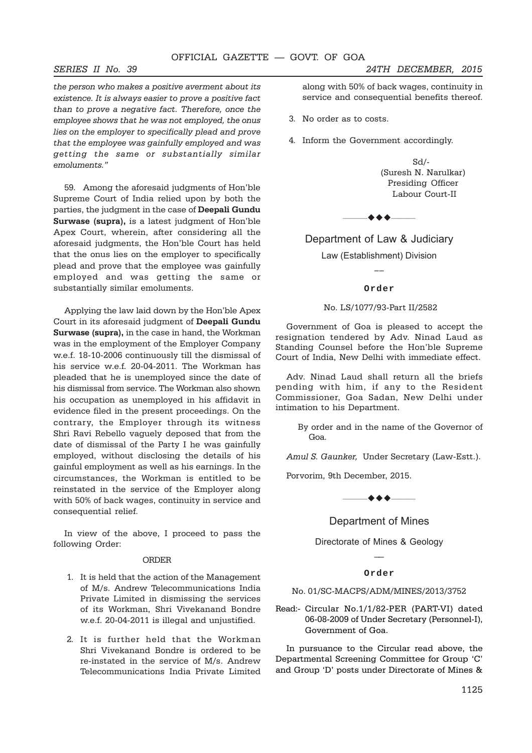*the person who makes a positive averment about its existence. It is always easier to prove a positive fact than to prove a negative fact. Therefore, once the employee shows that he was not employed, the onus lies on the employer to specifically plead and prove that the employee was gainfully employed and was getting the same or substantially similar emoluments."*

59. Among the aforesaid judgments of Hon'ble Supreme Court of India relied upon by both the parties, the judgment in the case of **Deepali Gundu Surwase (supra),** is a latest judgment of Hon'ble Apex Court, wherein, after considering all the aforesaid judgments, the Hon'ble Court has held that the onus lies on the employer to specifically plead and prove that the employee was gainfully employed and was getting the same or substantially similar emoluments.

Applying the law laid down by the Hon'ble Apex Court in its aforesaid judgment of **Deepali Gundu Surwase (supra),** in the case in hand, the Workman was in the employment of the Employer Company w.e.f. 18-10-2006 continuously till the dismissal of his service w.e.f. 20-04-2011. The Workman has pleaded that he is unemployed since the date of his dismissal from service. The Workman also shown his occupation as unemployed in his affidavit in evidence filed in the present proceedings. On the contrary, the Employer through its witness Shri Ravi Rebello vaguely deposed that from the date of dismissal of the Party I he was gainfully employed, without disclosing the details of his gainful employment as well as his earnings. In the circumstances, the Workman is entitled to be reinstated in the service of the Employer along with 50% of back wages, continuity in service and consequential relief.

In view of the above, I proceed to pass the following Order:

ORDER

1. It is held that the action of the Management of M/s. Andrew Telecommunications India Private Limited in dismissing the services of its Workman, Shri Vivekanand Bondre w.e.f. 20-04-2011 is illegal and unjustified.
2. It is further held that the Workman Shri Vivekanand Bondre is ordered to be re-instated in the service of M/s. Andrew Telecommunications India Private Limited along with 50% of back wages, continuity in service and consequential benefits thereof.
3. No order as to costs.
4. Inform the Government accordingly.

Sd/-
(Suresh N. Narulkar)
Presiding Officer
Labour Court-II

◆◆◆

## Department of Law & Judiciary

Law (Establishment) Division

—

### Order

No. LS/1077/93-Part II/2582

Government of Goa is pleased to accept the resignation tendered by Adv. Ninad Laud as Standing Counsel before the Hon'ble Supreme Court of India, New Delhi with immediate effect.

Adv. Ninad Laud shall return all the briefs pending with him, if any to the Resident Commissioner, Goa Sadan, New Delhi under intimation to his Department.

By order and in the name of the Governor of Goa.

*Amul S. Gaunker,* Under Secretary (Law-Estt.).

Porvorim, 9th December, 2015.

◆◆◆

## Department of Mines

Directorate of Mines & Geology

—

### Order

No. 01/SC-MACPS/ADM/MINES/2013/3752

Read:- Circular No.1/1/82-PER (PART-VI) dated 06-08-2009 of Under Secretary (Personnel-I), Government of Goa.

In pursuance to the Circular read above, the Departmental Screening Committee for Group 'C' and Group 'D' posts under Directorate of Mines &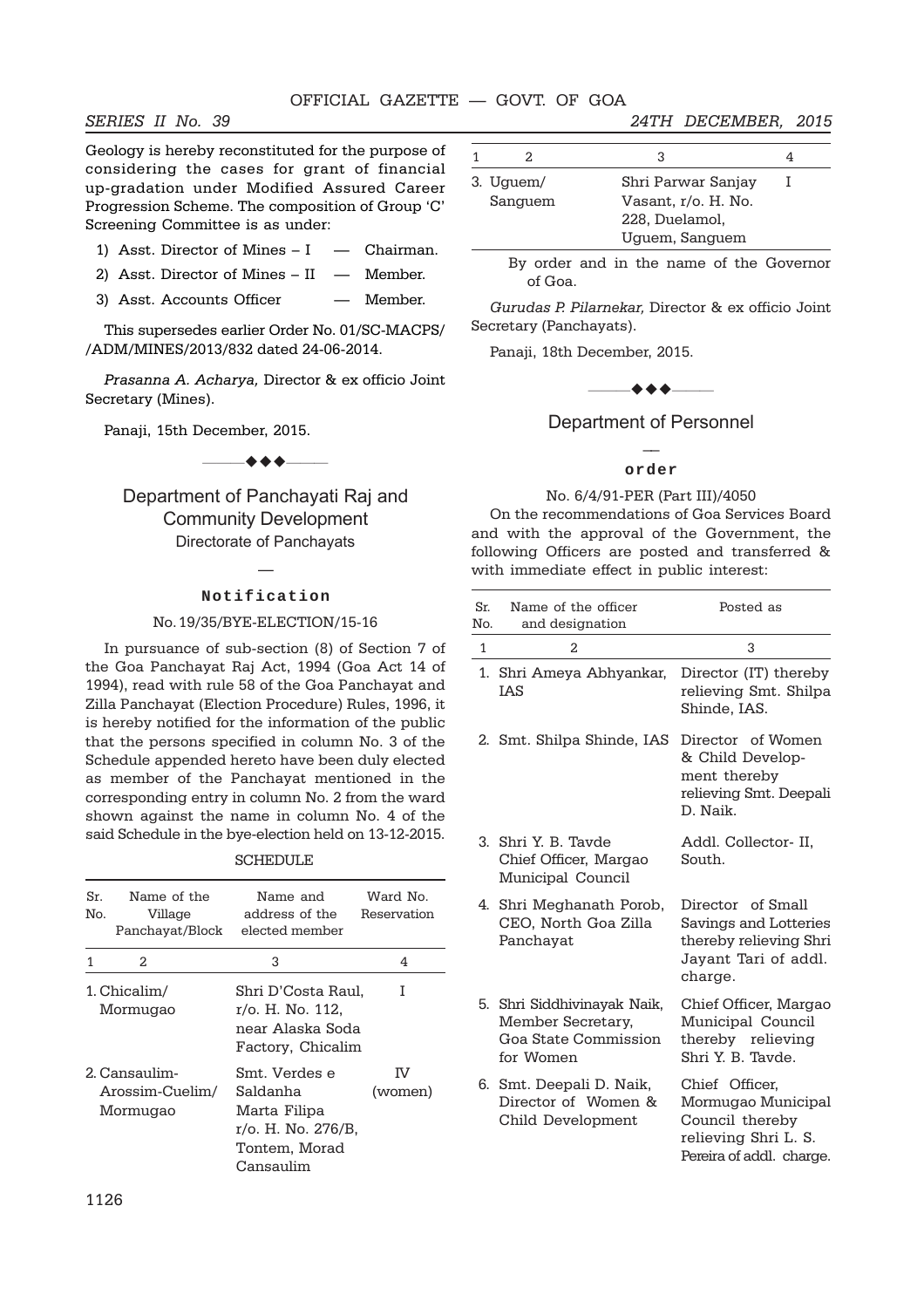Geology is hereby reconstituted for the purpose of considering the cases for grant of financial up-gradation under Modified Assured Career Progression Scheme. The composition of Group 'C' Screening Committee is as under:

1) Asst. Director of Mines – I — Chairman.
2) Asst. Director of Mines – II — Member.
3) Asst. Accounts Officer — Member.

This supersedes earlier Order No. 01/SC-MACPS/ /ADM/MINES/2013/832 dated 24-06-2014.

*Prasanna A. Acharya,* Director & ex officio Joint Secretary (Mines).

Panaji, 15th December, 2015.

---

## Department of Panchayati Raj and Community Development

### Directorate of Panchayats

**Notification**

No. 19/35/BYE-ELECTION/15-16

In pursuance of sub-section (8) of Section 7 of the Goa Panchayat Raj Act, 1994 (Goa Act 14 of 1994), read with rule 58 of the Goa Panchayat and Zilla Panchayat (Election Procedure) Rules, 1996, it is hereby notified for the information of the public that the persons specified in column No. 3 of the Schedule appended hereto have been duly elected as member of the Panchayat mentioned in the corresponding entry in column No. 2 from the ward shown against the name in column No. 4 of the said Schedule in the bye-election held on 13-12-2015.

SCHEDULE

| Sr. No. | Name of the Village Panchayat/Block | Name and address of the elected member | Ward No. Reservation |
|---|---|---|---|
| 1 | 2 | 3 | 4 |
| 1. | Chicalim/ Mormugao | Shri D'Costa Raul, r/o. H. No. 112, near Alaska Soda Factory, Chicalim | I |
| 2. | Cansaulim-Arossim-Cuelim/ Mormugao | Smt. Verdes e Saldanha Marta Filipa r/o. H. No. 276/B, Tontem, Morad Cansaulim | IV (women) |
| 3. | Uguem/ Sanguem | Shri Parwar Sanjay Vasant, r/o. H. No. 228, Duelamol, Uguem, Sanguem | I |

By order and in the name of the Governor of Goa.

*Gurudas P. Pilarnekar,* Director & ex officio Joint Secretary (Panchayats).

Panaji, 18th December, 2015.

---

## Department of Personnel

**Order**

No. 6/4/91-PER (Part III)/4050

On the recommendations of Goa Services Board and with the approval of the Government, the following Officers are posted and transferred & with immediate effect in public interest:

| Sr. No. | Name of the officer and designation | Posted as |
|---|---|---|
| 1 | 2 | 3 |
| 1. | Shri Ameya Abhyankar, IAS | Director (IT) thereby relieving Smt. Shilpa Shinde, IAS. |
| 2. | Smt. Shilpa Shinde, IAS | Director of Women & Child Development thereby relieving Smt. Deepali D. Naik. |
| 3. | Shri Y. B. Tavde Chief Officer, Margao Municipal Council | Addl. Collector- II, South. |
| 4. | Shri Meghanath Porob, CEO, North Goa Zilla Panchayat | Director of Small Savings and Lotteries thereby relieving Shri Jayant Tari of addl. charge. |
| 5. | Shri Siddhivinayak Naik, Member Secretary, Goa State Commission for Women | Chief Officer, Margao Municipal Council thereby relieving Shri Y. B. Tavde. |
| 6. | Smt. Deepali D. Naik, Director of Women & Child Development | Chief Officer, Mormugao Municipal Council thereby relieving Shri L. S. Pereira of addl. charge. |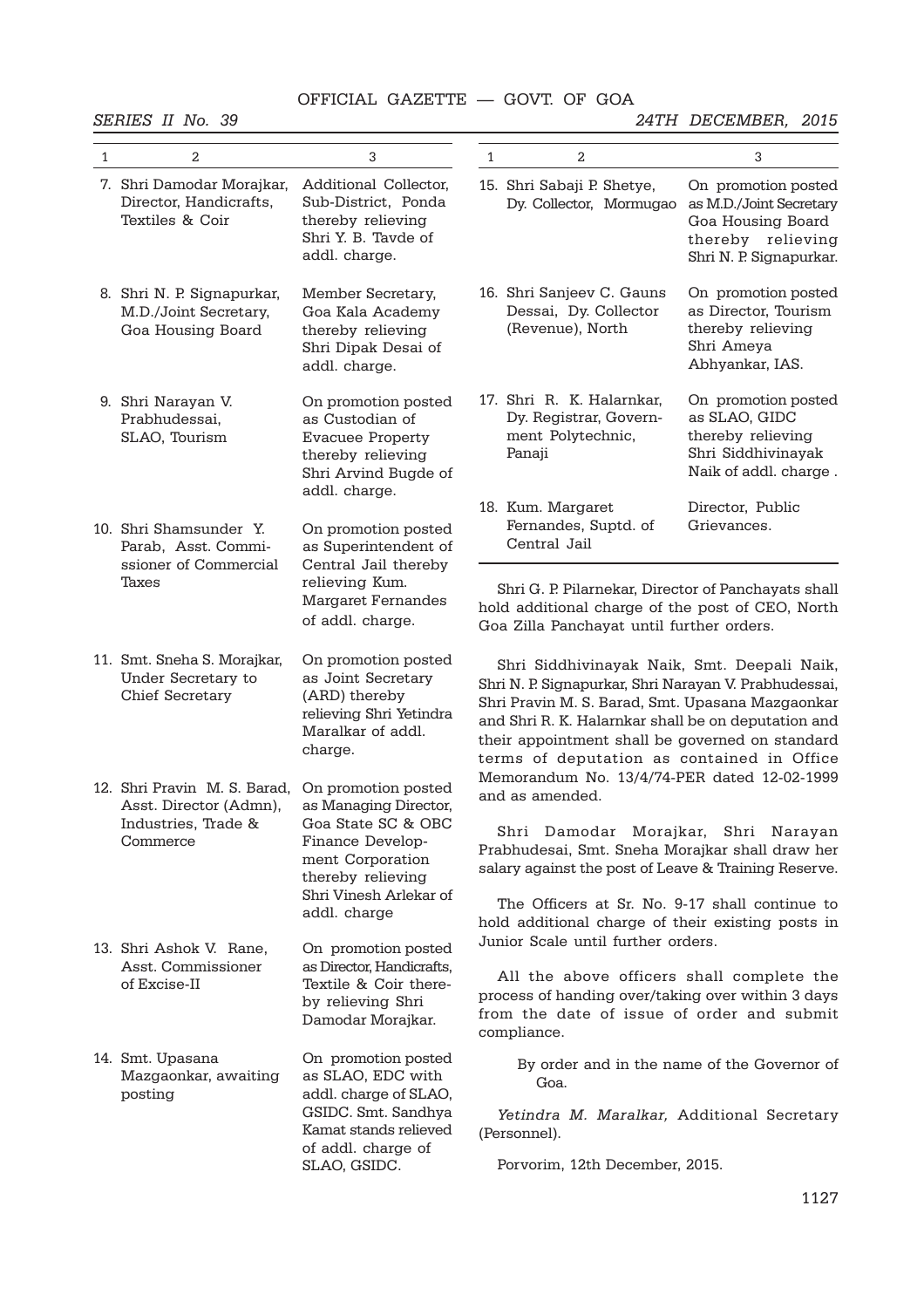| 1 | 2 | 3 |
|---|---|---|
| 7. | Shri Damodar Morajkar, Director, Handicrafts, Textiles & Coir | Additional Collector, Sub-District, Ponda thereby relieving Shri Y. B. Tavde of addl. charge. |
| 8. | Shri N. P. Signapurkar, M.D./Joint Secretary, Goa Housing Board | Member Secretary, Goa Kala Academy thereby relieving Shri Dipak Desai of addl. charge. |
| 9. | Shri Narayan V. Prabhudessai, SLAO, Tourism | On promotion posted as Custodian of Evacuee Property thereby relieving Shri Arvind Bugde of addl. charge. |
| 10. | Shri Shamsunder Y. Parab, Asst. Commissioner of Commercial Taxes | On promotion posted as Superintendent of Central Jail thereby relieving Kum. Margaret Fernandes of addl. charge. |
| 11. | Smt. Sneha S. Morajkar, Under Secretary to Chief Secretary | On promotion posted as Joint Secretary (ARD) thereby relieving Shri Yetindra Maralkar of addl. charge. |
| 12. | Shri Pravin M. S. Barad, Asst. Director (Admn), Industries, Trade & Commerce | On promotion posted as Managing Director, Goa State SC & OBC Finance Development Corporation thereby relieving Shri Vinesh Arlekar of addl. charge |
| 13. | Shri Ashok V. Rane, Asst. Commissioner of Excise-II | On promotion posted as Director, Handicrafts, Textile & Coir thereby relieving Shri Damodar Morajkar. |
| 14. | Smt. Upasana Mazgaonkar, awaiting posting | On promotion posted as SLAO, EDC with addl. charge of SLAO, GSIDC. Smt. Sandhya Kamat stands relieved of addl. charge of SLAO, GSIDC. |
| 15. | Shri Sabaji P. Shetye, Dy. Collector, Mormugao | On promotion posted as M.D./Joint Secretary Goa Housing Board thereby relieving Shri N. P. Signapurkar. |
| 16. | Shri Sanjeev C. Gauns Dessai, Dy. Collector (Revenue), North | On promotion posted as Director, Tourism thereby relieving Shri Ameya Abhyankar, IAS. |
| 17. | Shri R. K. Halarnkar, Dy. Registrar, Government Polytechnic, Panaji | On promotion posted as SLAO, GIDC thereby relieving Shri Siddhivinayak Naik of addl. charge . |
| 18. | Kum. Margaret Fernandes, Suptd. of Central Jail | Director, Public Grievances. |

Shri G. P. Pilarnekar, Director of Panchayats shall hold additional charge of the post of CEO, North Goa Zilla Panchayat until further orders.

Shri Siddhivinayak Naik, Smt. Deepali Naik, Shri N. P. Signapurkar, Shri Narayan V. Prabhudessai, Shri Pravin M. S. Barad, Smt. Upasana Mazgaonkar and Shri R. K. Halarnkar shall be on deputation and their appointment shall be governed on standard terms of deputation as contained in Office Memorandum No. 13/4/74-PER dated 12-02-1999 and as amended.

Shri Damodar Morajkar, Shri Narayan Prabhudesai, Smt. Sneha Morajkar shall draw her salary against the post of Leave & Training Reserve.

The Officers at Sr. No. 9-17 shall continue to hold additional charge of their existing posts in Junior Scale until further orders.

All the above officers shall complete the process of handing over/taking over within 3 days from the date of issue of order and submit compliance.

By order and in the name of the Governor of Goa.

*Yetindra M. Maralkar,* Additional Secretary (Personnel).

Porvorim, 12th December, 2015.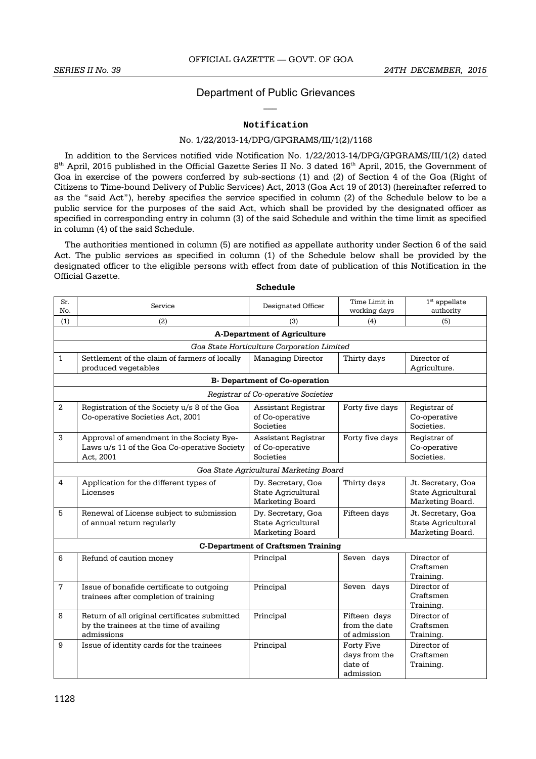## Department of Public Grievances

### Notification

No. 1/22/2013-14/DPG/GPGRAMS/III/1(2)/1168

In addition to the Services notified vide Notification No. 1/22/2013-14/DPG/GPGRAMS/III/1(2) dated 8th April, 2015 published in the Official Gazette Series II No. 3 dated 16th April, 2015, the Government of Goa in exercise of the powers conferred by sub-sections (1) and (2) of Section 4 of the Goa (Right of Citizens to Time-bound Delivery of Public Services) Act, 2013 (Goa Act 19 of 2013) (hereinafter referred to as the "said Act"), hereby specifies the service specified in column (2) of the Schedule below to be a public service for the purposes of the said Act, which shall be provided by the designated officer as specified in corresponding entry in column (3) of the said Schedule and within the time limit as specified in column (4) of the said Schedule.

The authorities mentioned in column (5) are notified as appellate authority under Section 6 of the said Act. The public services as specified in column (1) of the Schedule below shall be provided by the designated officer to the eligible persons with effect from date of publication of this Notification in the Official Gazette.

**Schedule**

| Sr. No. | Service | Designated Officer | Time Limit in working days | 1st appellate authority |
|---|---|---|---|---|
| (1) | (2) | (3) | (4) | (5) |
| | | **A-Department of Agriculture** | | |
| | | *Goa State Horticulture Corporation Limited* | | |
| 1 | Settlement of the claim of farmers of locally produced vegetables | Managing Director | Thirty days | Director of Agriculture. |
| | | **B- Department of Co-operation** | | |
| | | *Registrar of Co-operative Societies* | | |
| 2 | Registration of the Society u/s 8 of the Goa Co-operative Societies Act, 2001 | Assistant Registrar of Co-operative Societies | Forty five days | Registrar of Co-operative Societies. |
| 3 | Approval of amendment in the Society Bye-Laws u/s 11 of the Goa Co-operative Society Act, 2001 | Assistant Registrar of Co-operative Societies | Forty five days | Registrar of Co-operative Societies. |
| | | *Goa State Agricultural Marketing Board* | | |
| 4 | Application for the different types of Licenses | Dy. Secretary, Goa State Agricultural Marketing Board | Thirty days | Jt. Secretary, Goa State Agricultural Marketing Board. |
| 5 | Renewal of License subject to submission of annual return regularly | Dy. Secretary, Goa State Agricultural Marketing Board | Fifteen days | Jt. Secretary, Goa State Agricultural Marketing Board. |
| | | **C-Department of Craftsmen Training** | | |
| 6 | Refund of caution money | Principal | Seven days | Director of Craftsmen Training. |
| 7 | Issue of bonafide certificate to outgoing trainees after completion of training | Principal | Seven days | Director of Craftsmen Training. |
| 8 | Return of all original certificates submitted by the trainees at the time of availing admissions | Principal | Fifteen days from the date of admission | Director of Craftsmen Training. |
| 9 | Issue of identity cards for the trainees | Principal | Forty Five days from the date of admission | Director of Craftsmen Training. |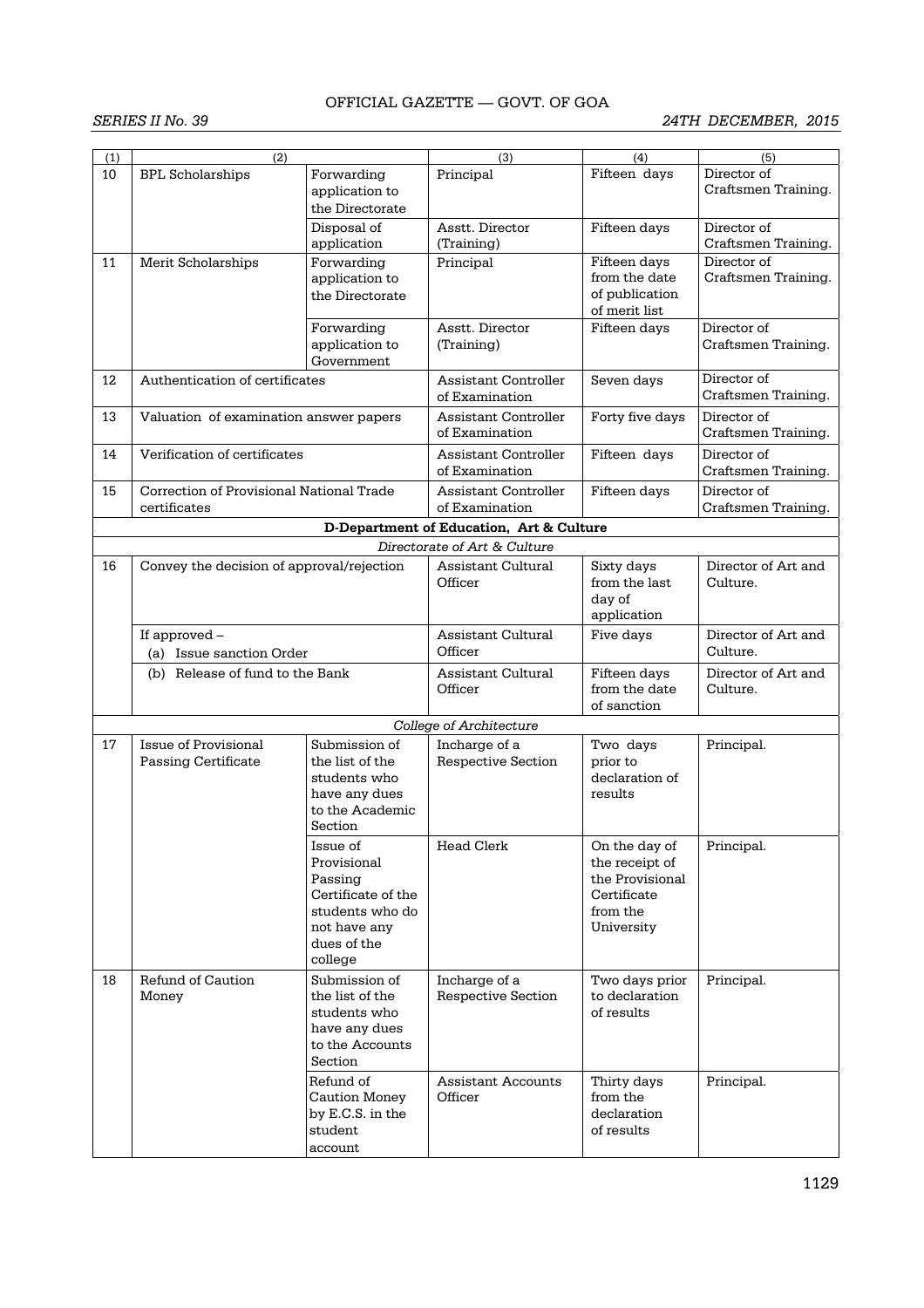| (1) | (2) | | (3) | (4) | (5) |
|---|---|---|---|---|---|
| 10 | BPL Scholarships | Forwarding application to the Directorate | Principal | Fifteen days | Director of Craftsmen Training. |
| | | Disposal of application | Asstt. Director (Training) | Fifteen days | Director of Craftsmen Training. |
| 11 | Merit Scholarships | Forwarding application to the Directorate | Principal | Fifteen days from the date of publication of merit list | Director of Craftsmen Training. |
| | | Forwarding application to Government | Asstt. Director (Training) | Fifteen days | Director of Craftsmen Training. |
| 12 | Authentication of certificates | | Assistant Controller of Examination | Seven days | Director of Craftsmen Training. |
| 13 | Valuation of examination answer papers | | Assistant Controller of Examination | Forty five days | Director of Craftsmen Training. |
| 14 | Verification of certificates | | Assistant Controller of Examination | Fifteen days | Director of Craftsmen Training. |
| 15 | Correction of Provisional National Trade certificates | | Assistant Controller of Examination | Fifteen days | Director of Craftsmen Training. |
| | | | **D-Department of Education, Art & Culture** | | |
| | | | *Directorate of Art & Culture* | | |
| 16 | Convey the decision of approval/rejection | | Assistant Cultural Officer | Sixty days from the last day of application | Director of Art and Culture. |
| | If approved – (a) Issue sanction Order | | Assistant Cultural Officer | Five days | Director of Art and Culture. |
| | (b) Release of fund to the Bank | | Assistant Cultural Officer | Fifteen days from the date of sanction | Director of Art and Culture. |
| | | | *College of Architecture* | | |
| 17 | Issue of Provisional Passing Certificate | Submission of the list of the students who have any dues to the Academic Section | Incharge of a Respective Section | Two days prior to declaration of results | Principal. |
| | | Issue of Provisional Passing Certificate of the students who do not have any dues of the college | Head Clerk | On the day of the receipt of the Provisional Certificate from the University | Principal. |
| 18 | Refund of Caution Money | Submission of the list of the students who have any dues to the Accounts Section | Incharge of a Respective Section | Two days prior to declaration of results | Principal. |
| | | Refund of Caution Money by E.C.S. in the student account | Assistant Accounts Officer | Thirty days from the declaration of results | Principal. |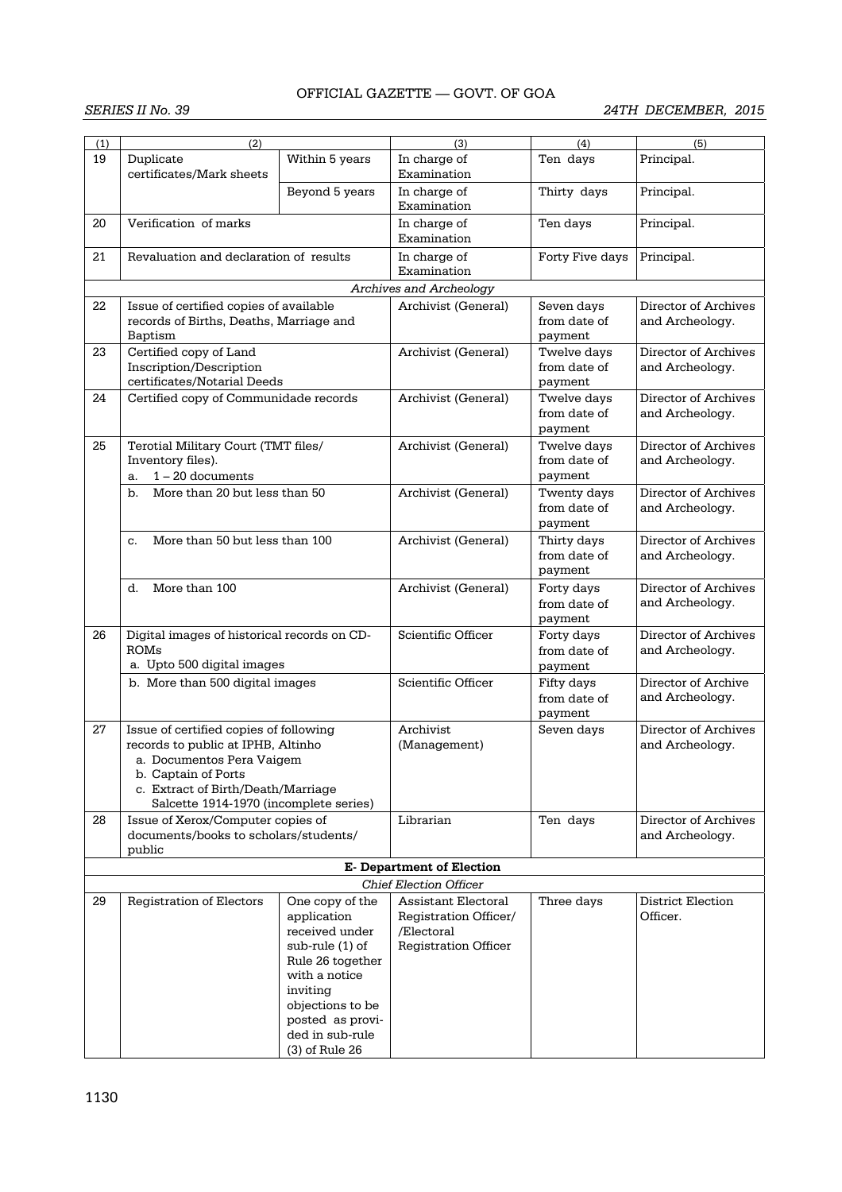| (1) | (2) | | (3) | (4) | (5) |
|---|---|---|---|---|---|
| 19 | Duplicate certificates/Mark sheets | Within 5 years | In charge of Examination | Ten days | Principal. |
| | | Beyond 5 years | In charge of Examination | Thirty days | Principal. |
| 20 | Verification of marks | | In charge of Examination | Ten days | Principal. |
| 21 | Revaluation and declaration of results | | In charge of Examination | Forty Five days | Principal. |
| | | | *Archives and Archeology* | | |
| 22 | Issue of certified copies of available records of Births, Deaths, Marriage and Baptism | | Archivist (General) | Seven days from date of payment | Director of Archives and Archeology. |
| 23 | Certified copy of Land Inscription/Description certificates/Notarial Deeds | | Archivist (General) | Twelve days from date of payment | Director of Archives and Archeology. |
| 24 | Certified copy of Communidade records | | Archivist (General) | Twelve days from date of payment | Director of Archives and Archeology. |
| 25 | Terotial Military Court (TMT files/ Inventory files). a. 1 – 20 documents | | Archivist (General) | Twelve days from date of payment | Director of Archives and Archeology. |
| | b. More than 20 but less than 50 | | Archivist (General) | Twenty days from date of payment | Director of Archives and Archeology. |
| | c. More than 50 but less than 100 | | Archivist (General) | Thirty days from date of payment | Director of Archives and Archeology. |
| | d. More than 100 | | Archivist (General) | Forty days from date of payment | Director of Archives and Archeology. |
| 26 | Digital images of historical records on CD-ROMs a. Upto 500 digital images | | Scientific Officer | Forty days from date of payment | Director of Archives and Archeology. |
| | b. More than 500 digital images | | Scientific Officer | Fifty days from date of payment | Director of Archive and Archeology. |
| 27 | Issue of certified copies of following records to public at IPHB, Altinho a. Documentos Pera Vaigem b. Captain of Ports c. Extract of Birth/Death/Marriage Salcette 1914-1970 (incomplete series) | | Archivist (Management) | Seven days | Director of Archives and Archeology. |
| 28 | Issue of Xerox/Computer copies of documents/books to scholars/students/ public | | Librarian | Ten days | Director of Archives and Archeology. |
| | | | **E- Department of Election** | | |
| | | | *Chief Election Officer* | | |
| 29 | Registration of Electors | One copy of the application received under sub-rule (1) of Rule 26 together with a notice inviting objections to be posted as provided in sub-rule (3) of Rule 26 | Assistant Electoral Registration Officer/ /Electoral Registration Officer | Three days | District Election Officer. |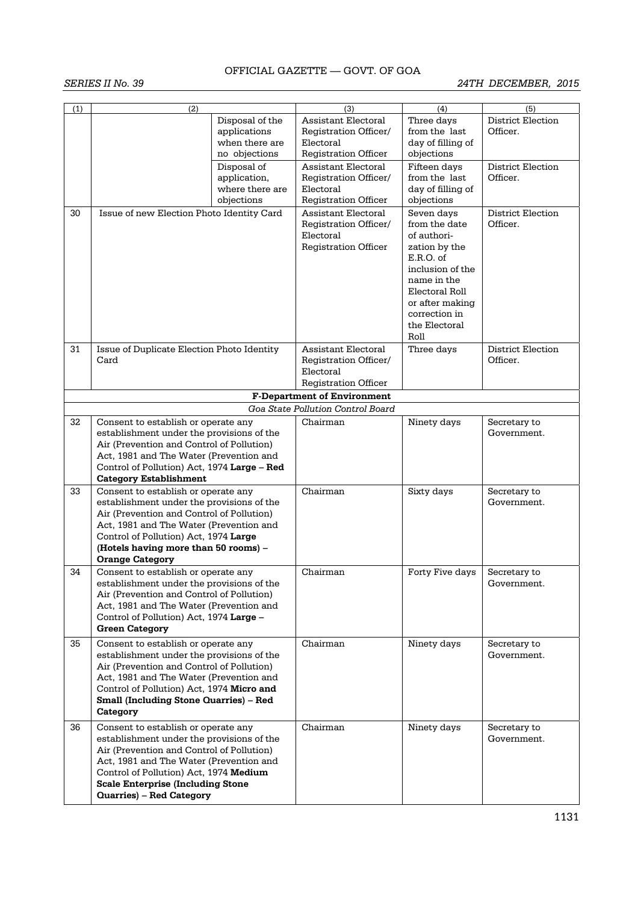| (1) | (2) | | (3) | (4) | (5) |
|---|---|---|---|---|---|
| | | Disposal of the applications when there are no objections | Assistant Electoral Registration Officer/ Electoral Registration Officer | Three days from the last day of filling of objections | District Election Officer. |
| | | Disposal of application, where there are objections | Assistant Electoral Registration Officer/ Electoral Registration Officer | Fifteen days from the last day of filling of objections | District Election Officer. |
| 30 | Issue of new Election Photo Identity Card | | Assistant Electoral Registration Officer/ Electoral Registration Officer | Seven days from the date of authori-zation by the E.R.O. of inclusion of the name in the Electoral Roll or after making correction in the Electoral Roll | District Election Officer. |
| 31 | Issue of Duplicate Election Photo Identity Card | | Assistant Electoral Registration Officer/ Electoral Registration Officer | Three days | District Election Officer. |
| | | | **F-Department of Environment** | | |
| | | | *Goa State Pollution Control Board* | | |
| 32 | Consent to establish or operate any establishment under the provisions of the Air (Prevention and Control of Pollution) Act, 1981 and The Water (Prevention and Control of Pollution) Act, 1974 **Large – Red Category Establishment** | | Chairman | Ninety days | Secretary to Government. |
| 33 | Consent to establish or operate any establishment under the provisions of the Air (Prevention and Control of Pollution) Act, 1981 and The Water (Prevention and Control of Pollution) Act, 1974 **Large (Hotels having more than 50 rooms) – Orange Category** | | Chairman | Sixty days | Secretary to Government. |
| 34 | Consent to establish or operate any establishment under the provisions of the Air (Prevention and Control of Pollution) Act, 1981 and The Water (Prevention and Control of Pollution) Act, 1974 **Large – Green Category** | | Chairman | Forty Five days | Secretary to Government. |
| 35 | Consent to establish or operate any establishment under the provisions of the Air (Prevention and Control of Pollution) Act, 1981 and The Water (Prevention and Control of Pollution) Act, 1974 **Micro and Small (Including Stone Quarries) – Red Category** | | Chairman | Ninety days | Secretary to Government. |
| 36 | Consent to establish or operate any establishment under the provisions of the Air (Prevention and Control of Pollution) Act, 1981 and The Water (Prevention and Control of Pollution) Act, 1974 **Medium Scale Enterprise (Including Stone Quarries) – Red Category** | | Chairman | Ninety days | Secretary to Government. |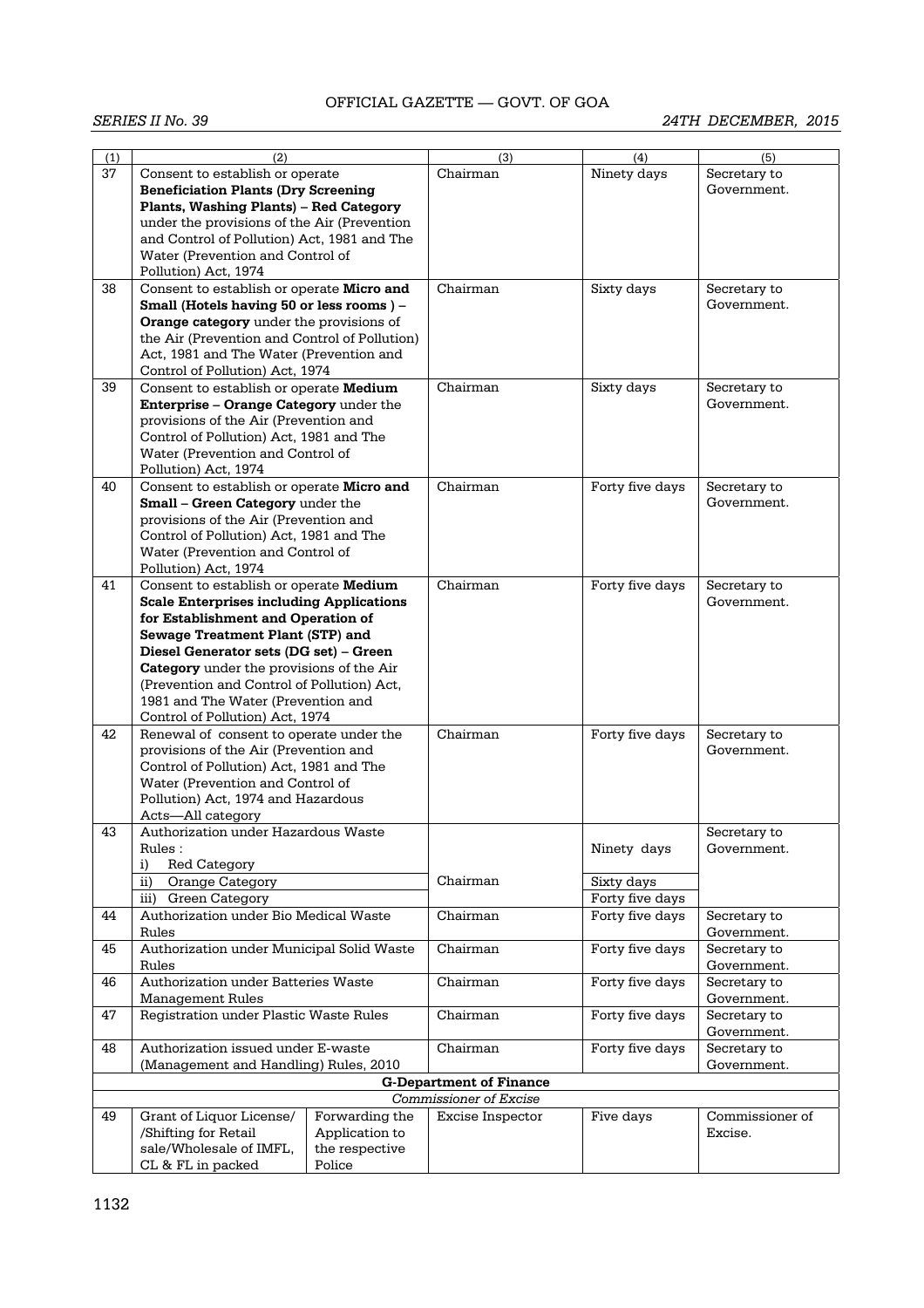| (1) | (2) | | (3) | (4) | (5) |
|---|---|---|---|---|---|
| 37 | Consent to establish or operate **Beneficiation Plants (Dry Screening Plants, Washing Plants) – Red Category** under the provisions of the Air (Prevention and Control of Pollution) Act, 1981 and The Water (Prevention and Control of Pollution) Act, 1974 | | Chairman | Ninety days | Secretary to Government. |
| 38 | Consent to establish or operate **Micro and Small (Hotels having 50 or less rooms ) – Orange category** under the provisions of the Air (Prevention and Control of Pollution) Act, 1981 and The Water (Prevention and Control of Pollution) Act, 1974 | | Chairman | Sixty days | Secretary to Government. |
| 39 | Consent to establish or operate **Medium Enterprise – Orange Category** under the provisions of the Air (Prevention and Control of Pollution) Act, 1981 and The Water (Prevention and Control of Pollution) Act, 1974 | | Chairman | Sixty days | Secretary to Government. |
| 40 | Consent to establish or operate **Micro and Small – Green Category** under the provisions of the Air (Prevention and Control of Pollution) Act, 1981 and The Water (Prevention and Control of Pollution) Act, 1974 | | Chairman | Forty five days | Secretary to Government. |
| 41 | Consent to establish or operate **Medium Scale Enterprises including Applications for Establishment and Operation of Sewage Treatment Plant (STP) and Diesel Generator sets (DG set) – Green Category** under the provisions of the Air (Prevention and Control of Pollution) Act, 1981 and The Water (Prevention and Control of Pollution) Act, 1974 | | Chairman | Forty five days | Secretary to Government. |
| 42 | Renewal of consent to operate under the provisions of the Air (Prevention and Control of Pollution) Act, 1981 and The Water (Prevention and Control of Pollution) Act, 1974 and Hazardous Acts—All category | | Chairman | Forty five days | Secretary to Government. |
| 43 | Authorization under Hazardous Waste Rules : | | | | Secretary to Government. |
| | i) Red Category | | | Ninety days | |
| | ii) Orange Category | | Chairman | Sixty days | |
| | iii) Green Category | | | Forty five days | |
| 44 | Authorization under Bio Medical Waste Rules | | Chairman | Forty five days | Secretary to Government. |
| 45 | Authorization under Municipal Solid Waste Rules | | Chairman | Forty five days | Secretary to Government. |
| 46 | Authorization under Batteries Waste Management Rules | | Chairman | Forty five days | Secretary to Government. |
| 47 | Registration under Plastic Waste Rules | | Chairman | Forty five days | Secretary to Government. |
| 48 | Authorization issued under E-waste (Management and Handling) Rules, 2010 | | Chairman | Forty five days | Secretary to Government. |
| | | | **G-Department of Finance** | | |
| | | | *Commissioner of Excise* | | |
| 49 | Grant of Liquor License/ /Shifting for Retail sale/Wholesale of IMFL, CL & FL in packed | Forwarding the Application to the respective Police | Excise Inspector | Five days | Commissioner of Excise. |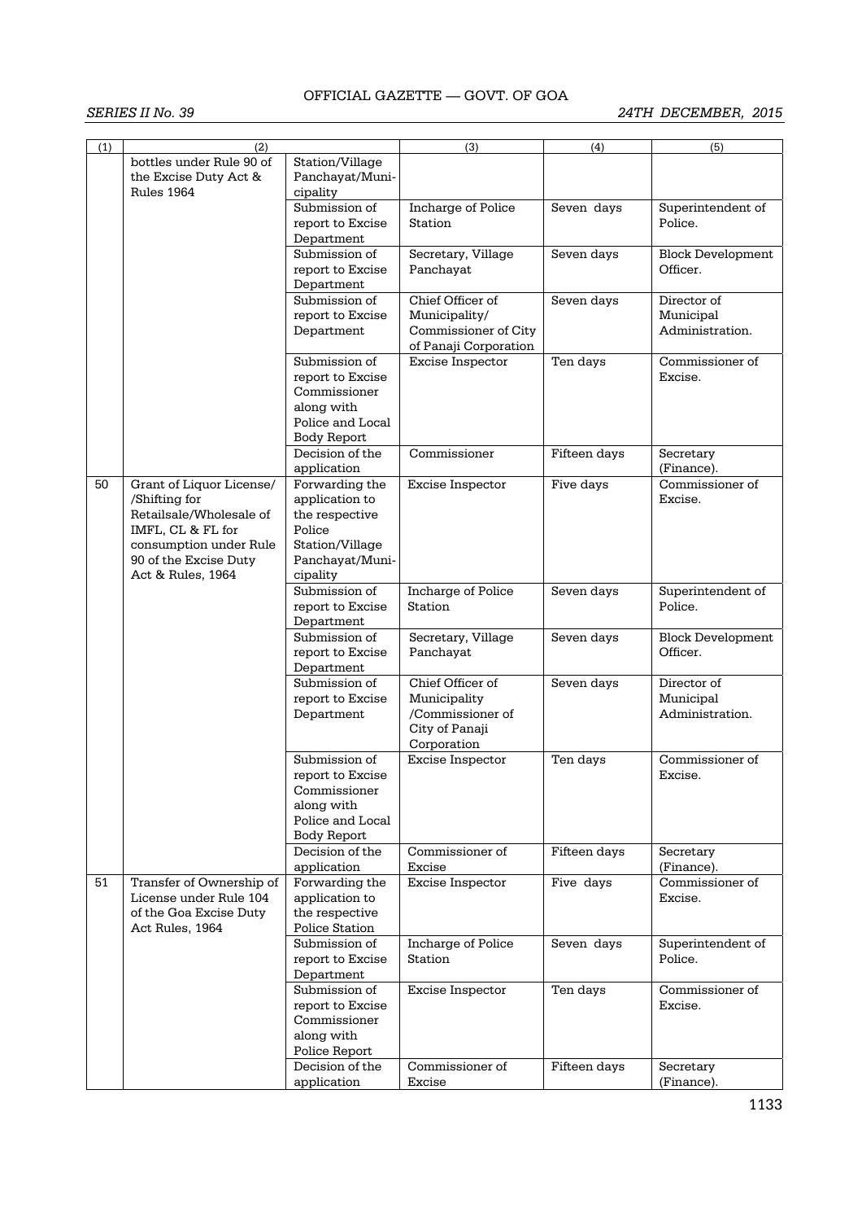| (1) | (2) | | (3) | (4) | (5) |
|---|---|---|---|---|---|
| | bottles under Rule 90 of the Excise Duty Act & Rules 1964 | Station/Village Panchayat/Municipality | | | |
| | | Submission of report to Excise Department | Incharge of Police Station | Seven days | Superintendent of Police. |
| | | Submission of report to Excise Department | Secretary, Village Panchayat | Seven days | Block Development Officer. |
| | | Submission of report to Excise Department | Chief Officer of Municipality/ Commissioner of City of Panaji Corporation | Seven days | Director of Municipal Administration. |
| | | Submission of report to Excise Commissioner along with Police and Local Body Report | Excise Inspector | Ten days | Commissioner of Excise. |
| | | Decision of the application | Commissioner | Fifteen days | Secretary (Finance). |
| 50 | Grant of Liquor License/ /Shifting for Retailsale/Wholesale of IMFL, CL & FL for consumption under Rule 90 of the Excise Duty Act & Rules, 1964 | Forwarding the application to the respective Police Station/Village Panchayat/Municipality | Excise Inspector | Five days | Commissioner of Excise. |
| | | Submission of report to Excise Department | Incharge of Police Station | Seven days | Superintendent of Police. |
| | | Submission of report to Excise Department | Secretary, Village Panchayat | Seven days | Block Development Officer. |
| | | Submission of report to Excise Department | Chief Officer of Municipality /Commissioner of City of Panaji Corporation | Seven days | Director of Municipal Administration. |
| | | Submission of report to Excise Commissioner along with Police and Local Body Report | Excise Inspector | Ten days | Commissioner of Excise. |
| | | Decision of the application | Commissioner of Excise | Fifteen days | Secretary (Finance). |
| 51 | Transfer of Ownership of License under Rule 104 of the Goa Excise Duty Act Rules, 1964 | Forwarding the application to the respective Police Station | Excise Inspector | Five days | Commissioner of Excise. |
| | | Submission of report to Excise Department | Incharge of Police Station | Seven days | Superintendent of Police. |
| | | Submission of report to Excise Commissioner along with Police Report | Excise Inspector | Ten days | Commissioner of Excise. |
| | | Decision of the application | Commissioner of Excise | Fifteen days | Secretary (Finance). |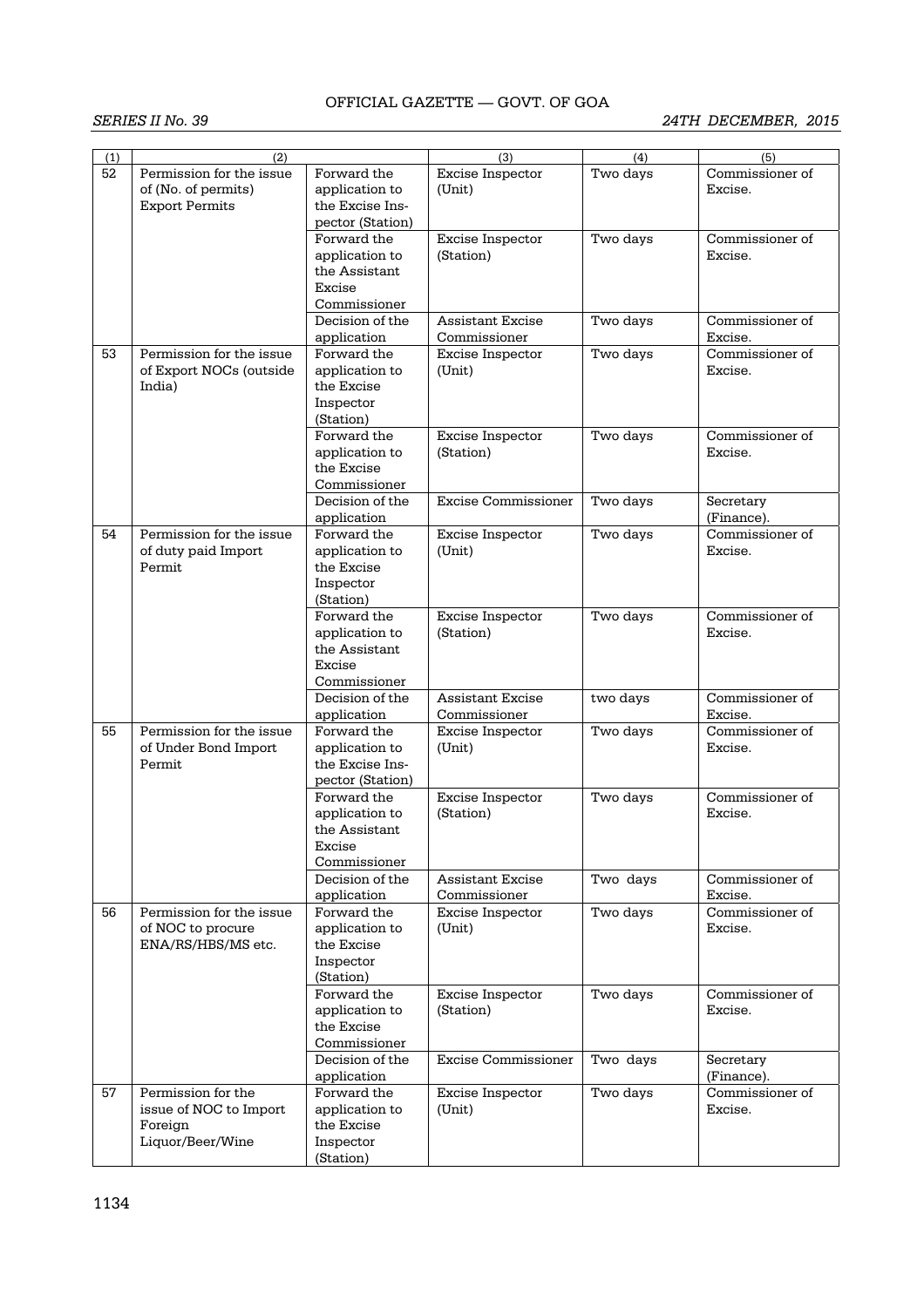| (1) | (2) | | (3) | (4) | (5) |
|---|---|---|---|---|---|
| 52 | Permission for the issue of (No. of permits) Export Permits | Forward the application to the Excise Inspector (Station) | Excise Inspector (Unit) | Two days | Commissioner of Excise. |
| | | Forward the application to the Assistant Excise Commissioner | Excise Inspector (Station) | Two days | Commissioner of Excise. |
| | | Decision of the application | Assistant Excise Commissioner | Two days | Commissioner of Excise. |
| 53 | Permission for the issue of Export NOCs (outside India) | Forward the application to the Excise Inspector (Station) | Excise Inspector (Unit) | Two days | Commissioner of Excise. |
| | | Forward the application to the Excise Commissioner | Excise Inspector (Station) | Two days | Commissioner of Excise. |
| | | Decision of the application | Excise Commissioner | Two days | Secretary (Finance). |
| 54 | Permission for the issue of duty paid Import Permit | Forward the application to the Excise Inspector (Station) | Excise Inspector (Unit) | Two days | Commissioner of Excise. |
| | | Forward the application to the Assistant Excise Commissioner | Excise Inspector (Station) | Two days | Commissioner of Excise. |
| | | Decision of the application | Assistant Excise Commissioner | two days | Commissioner of Excise. |
| 55 | Permission for the issue of Under Bond Import Permit | Forward the application to the Excise Inspector (Station) | Excise Inspector (Unit) | Two days | Commissioner of Excise. |
| | | Forward the application to the Assistant Excise Commissioner | Excise Inspector (Station) | Two days | Commissioner of Excise. |
| | | Decision of the application | Assistant Excise Commissioner | Two days | Commissioner of Excise. |
| 56 | Permission for the issue of NOC to procure ENA/RS/HBS/MS etc. | Forward the application to the Excise Inspector (Station) | Excise Inspector (Unit) | Two days | Commissioner of Excise. |
| | | Forward the application to the Excise Commissioner | Excise Inspector (Station) | Two days | Commissioner of Excise. |
| | | Decision of the application | Excise Commissioner | Two days | Secretary (Finance). |
| 57 | Permission for the issue of NOC to Import Foreign Liquor/Beer/Wine | Forward the application to the Excise Inspector (Station) | Excise Inspector (Unit) | Two days | Commissioner of Excise. |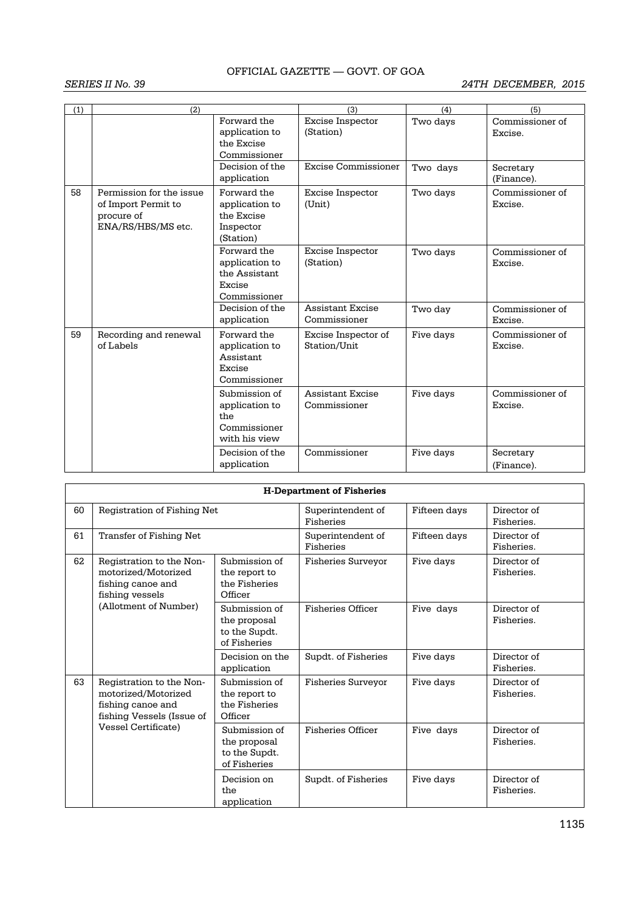| (1) | (2) | | (3) | (4) | (5) |
|---|---|---|---|---|---|
| | | Forward the application to the Excise Commissioner | Excise Inspector (Station) | Two days | Commissioner of Excise. |
| | | Decision of the application | Excise Commissioner | Two days | Secretary (Finance). |
| 58 | Permission for the issue of Import Permit to procure of ENA/RS/HBS/MS etc. | Forward the application to the Excise Inspector (Station) | Excise Inspector (Unit) | Two days | Commissioner of Excise. |
| | | Forward the application to the Assistant Excise Commissioner | Excise Inspector (Station) | Two days | Commissioner of Excise. |
| | | Decision of the application | Assistant Excise Commissioner | Two day | Commissioner of Excise. |
| 59 | Recording and renewal of Labels | Forward the application to Assistant Excise Commissioner | Excise Inspector of Station/Unit | Five days | Commissioner of Excise. |
| | | Submission of application to the Commissioner with his view | Assistant Excise Commissioner | Five days | Commissioner of Excise. |
| | | Decision of the application | Commissioner | Five days | Secretary (Finance). |

| **H-Department of Fisheries** | | | | | |
|---|---|---|---|---|---|
| 60 | Registration of Fishing Net | | Superintendent of Fisheries | Fifteen days | Director of Fisheries. |
| 61 | Transfer of Fishing Net | | Superintendent of Fisheries | Fifteen days | Director of Fisheries. |
| 62 | Registration to the Non-motorized/Motorized fishing canoe and fishing vessels (Allotment of Number) | Submission of the report to the Fisheries Officer | Fisheries Surveyor | Five days | Director of Fisheries. |
| | | Submission of the proposal to the Supdt. of Fisheries | Fisheries Officer | Five days | Director of Fisheries. |
| | | Decision on the application | Supdt. of Fisheries | Five days | Director of Fisheries. |
| 63 | Registration to the Non-motorized/Motorized fishing canoe and fishing Vessels (Issue of Vessel Certificate) | Submission of the report to the Fisheries Officer | Fisheries Surveyor | Five days | Director of Fisheries. |
| | | Submission of the proposal to the Supdt. of Fisheries | Fisheries Officer | Five days | Director of Fisheries. |
| | | Decision on the application | Supdt. of Fisheries | Five days | Director of Fisheries. |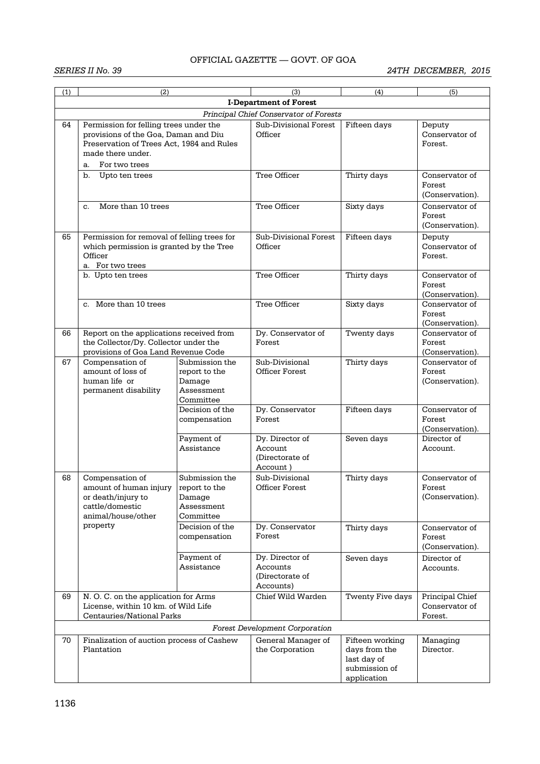| (1) | (2) | | (3) | (4) | (5) |
|---|---|---|---|---|---|
| **I-Department of Forest** | | | | | |
| *Principal Chief Conservator of Forests* | | | | | |
| 64 | Permission for felling trees under the provisions of the Goa, Daman and Diu Preservation of Trees Act, 1984 and Rules made there under.<br>a. For two trees | | Sub-Divisional Forest Officer | Fifteen days | Deputy Conservator of Forest. |
| | b. Upto ten trees | | Tree Officer | Thirty days | Conservator of Forest (Conservation). |
| | c. More than 10 trees | | Tree Officer | Sixty days | Conservator of Forest (Conservation). |
| 65 | Permission for removal of felling trees for which permission is granted by the Tree Officer<br>a. For two trees | | Sub-Divisional Forest Officer | Fifteen days | Deputy Conservator of Forest. |
| | b. Upto ten trees | | Tree Officer | Thirty days | Conservator of Forest (Conservation). |
| | c. More than 10 trees | | Tree Officer | Sixty days | Conservator of Forest (Conservation). |
| 66 | Report on the applications received from the Collector/Dy. Collector under the provisions of Goa Land Revenue Code | | Dy. Conservator of Forest | Twenty days | Conservator of Forest (Conservation). |
| 67 | Compensation of amount of loss of human life or permanent disability | Submission the report to the Damage Assessment Committee | Sub-Divisional Officer Forest | Thirty days | Conservator of Forest (Conservation). |
| | | Decision of the compensation | Dy. Conservator Forest | Fifteen days | Conservator of Forest (Conservation). |
| | | Payment of Assistance | Dy. Director of Account (Directorate of Account ) | Seven days | Director of Account. |
| 68 | Compensation of amount of human injury or death/injury to cattle/domestic animal/house/other property | Submission the report to the Damage Assessment Committee | Sub-Divisional Officer Forest | Thirty days | Conservator of Forest (Conservation). |
| | | Decision of the compensation | Dy. Conservator Forest | Thirty days | Conservator of Forest (Conservation). |
| | | Payment of Assistance | Dy. Director of Accounts (Directorate of Accounts) | Seven days | Director of Accounts. |
| 69 | N. O. C. on the application for Arms License, within 10 km. of Wild Life Centauries/National Parks | | Chief Wild Warden | Twenty Five days | Principal Chief Conservator of Forest. |
| *Forest Development Corporation* | | | | | |
| 70 | Finalization of auction process of Cashew Plantation | | General Manager of the Corporation | Fifteen working days from the last day of submission of application | Managing Director. |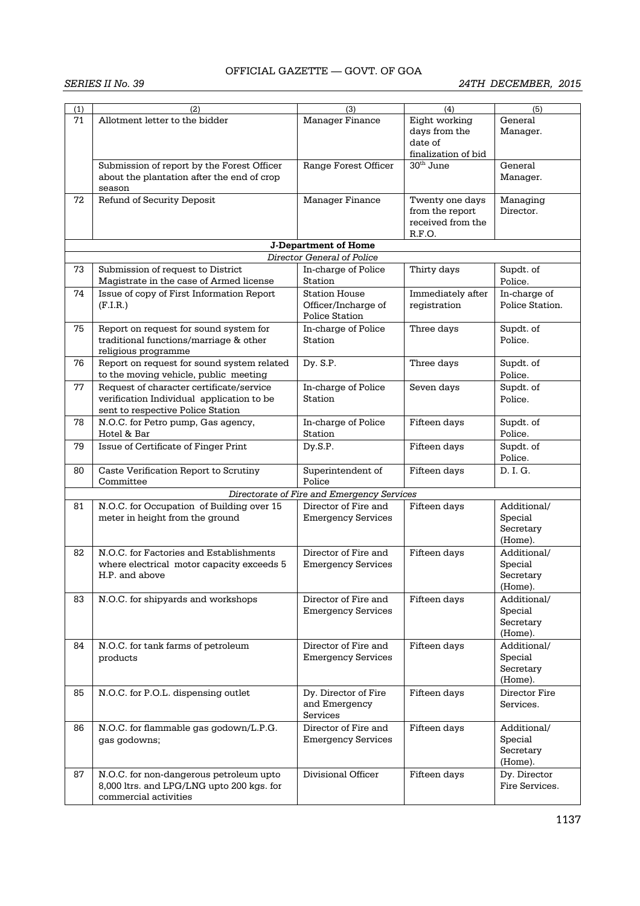| (1) | (2) | (3) | (4) | (5) |
|---|---|---|---|---|
| 71 | Allotment letter to the bidder | Manager Finance | Eight working days from the date of finalization of bid | General Manager. |
| | Submission of report by the Forest Officer about the plantation after the end of crop season | Range Forest Officer | 30th June | General Manager. |
| 72 | Refund of Security Deposit | Manager Finance | Twenty one days from the report received from the R.F.O. | Managing Director. |
| | | **J-Department of Home** | | |
| | | *Director General of Police* | | |
| 73 | Submission of request to District Magistrate in the case of Armed license | In-charge of Police Station | Thirty days | Supdt. of Police. |
| 74 | Issue of copy of First Information Report (F.I.R.) | Station House Officer/Incharge of Police Station | Immediately after registration | In-charge of Police Station. |
| 75 | Report on request for sound system for traditional functions/marriage & other religious programme | In-charge of Police Station | Three days | Supdt. of Police. |
| 76 | Report on request for sound system related to the moving vehicle, public meeting | Dy. S.P. | Three days | Supdt. of Police. |
| 77 | Request of character certificate/service verification Individual application to be sent to respective Police Station | In-charge of Police Station | Seven days | Supdt. of Police. |
| 78 | N.O.C. for Petro pump, Gas agency, Hotel & Bar | In-charge of Police Station | Fifteen days | Supdt. of Police. |
| 79 | Issue of Certificate of Finger Print | Dy.S.P. | Fifteen days | Supdt. of Police. |
| 80 | Caste Verification Report to Scrutiny Committee | Superintendent of Police | Fifteen days | D. I. G. |
| | | *Directorate of Fire and Emergency Services* | | |
| 81 | N.O.C. for Occupation of Building over 15 meter in height from the ground | Director of Fire and Emergency Services | Fifteen days | Additional/ Special Secretary (Home). |
| 82 | N.O.C. for Factories and Establishments where electrical motor capacity exceeds 5 H.P. and above | Director of Fire and Emergency Services | Fifteen days | Additional/ Special Secretary (Home). |
| 83 | N.O.C. for shipyards and workshops | Director of Fire and Emergency Services | Fifteen days | Additional/ Special Secretary (Home). |
| 84 | N.O.C. for tank farms of petroleum products | Director of Fire and Emergency Services | Fifteen days | Additional/ Special Secretary (Home). |
| 85 | N.O.C. for P.O.L. dispensing outlet | Dy. Director of Fire and Emergency Services | Fifteen days | Director Fire Services. |
| 86 | N.O.C. for flammable gas godown/L.P.G. gas godowns; | Director of Fire and Emergency Services | Fifteen days | Additional/ Special Secretary (Home). |
| 87 | N.O.C. for non-dangerous petroleum upto 8,000 ltrs. and LPG/LNG upto 200 kgs. for commercial activities | Divisional Officer | Fifteen days | Dy. Director Fire Services. |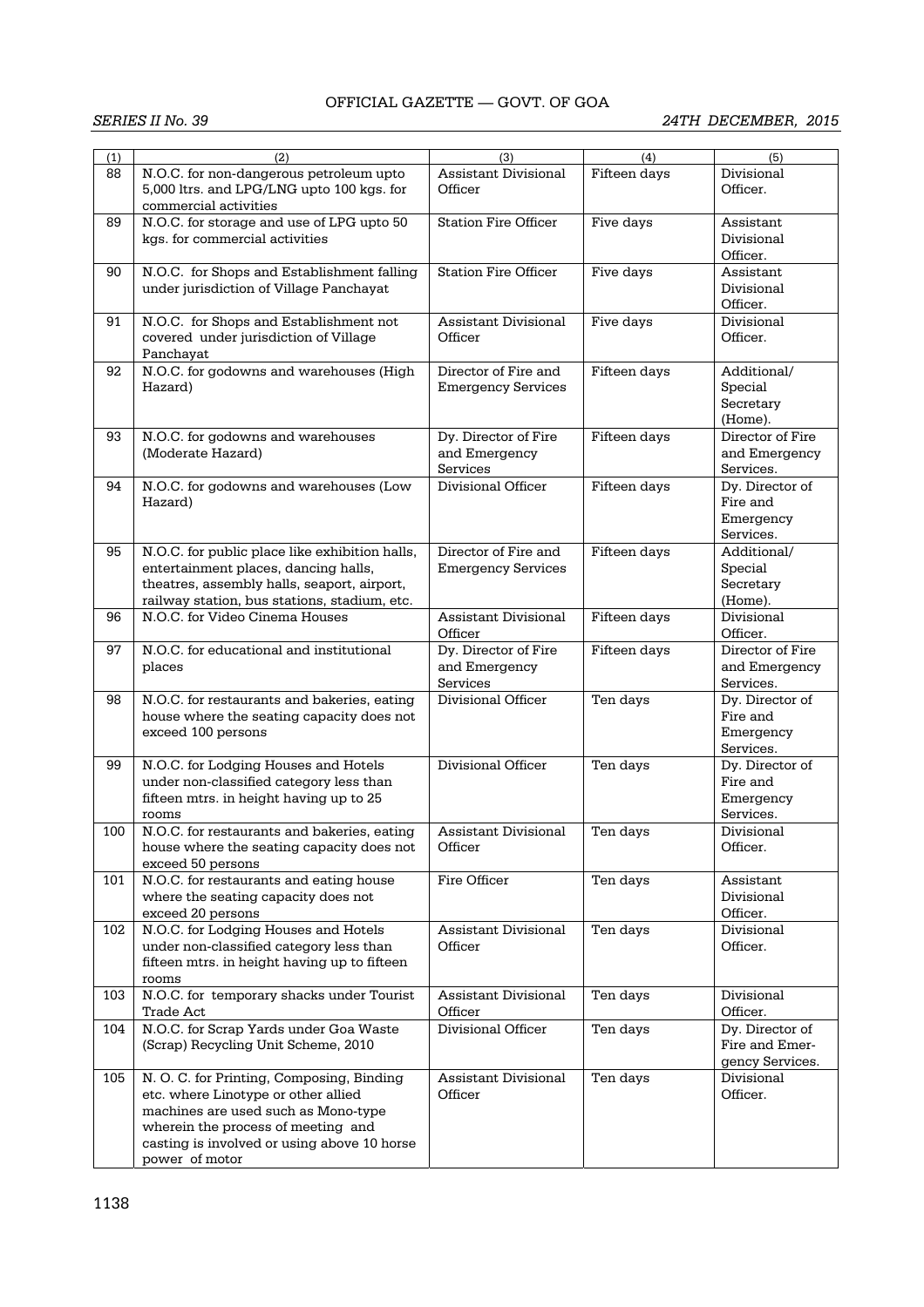| (1) | (2) | (3) | (4) | (5) |
|---|---|---|---|---|
| 88 | N.O.C. for non-dangerous petroleum upto 5,000 ltrs. and LPG/LNG upto 100 kgs. for commercial activities | Assistant Divisional Officer | Fifteen days | Divisional Officer. |
| 89 | N.O.C. for storage and use of LPG upto 50 kgs. for commercial activities | Station Fire Officer | Five days | Assistant Divisional Officer. |
| 90 | N.O.C. for Shops and Establishment falling under jurisdiction of Village Panchayat | Station Fire Officer | Five days | Assistant Divisional Officer. |
| 91 | N.O.C. for Shops and Establishment not covered under jurisdiction of Village Panchayat | Assistant Divisional Officer | Five days | Divisional Officer. |
| 92 | N.O.C. for godowns and warehouses (High Hazard) | Director of Fire and Emergency Services | Fifteen days | Additional/ Special Secretary (Home). |
| 93 | N.O.C. for godowns and warehouses (Moderate Hazard) | Dy. Director of Fire and Emergency Services | Fifteen days | Director of Fire and Emergency Services. |
| 94 | N.O.C. for godowns and warehouses (Low Hazard) | Divisional Officer | Fifteen days | Dy. Director of Fire and Emergency Services. |
| 95 | N.O.C. for public place like exhibition halls, entertainment places, dancing halls, theatres, assembly halls, seaport, airport, railway station, bus stations, stadium, etc. | Director of Fire and Emergency Services | Fifteen days | Additional/ Special Secretary (Home). |
| 96 | N.O.C. for Video Cinema Houses | Assistant Divisional Officer | Fifteen days | Divisional Officer. |
| 97 | N.O.C. for educational and institutional places | Dy. Director of Fire and Emergency Services | Fifteen days | Director of Fire and Emergency Services. |
| 98 | N.O.C. for restaurants and bakeries, eating house where the seating capacity does not exceed 100 persons | Divisional Officer | Ten days | Dy. Director of Fire and Emergency Services. |
| 99 | N.O.C. for Lodging Houses and Hotels under non-classified category less than fifteen mtrs. in height having up to 25 rooms | Divisional Officer | Ten days | Dy. Director of Fire and Emergency Services. |
| 100 | N.O.C. for restaurants and bakeries, eating house where the seating capacity does not exceed 50 persons | Assistant Divisional Officer | Ten days | Divisional Officer. |
| 101 | N.O.C. for restaurants and eating house where the seating capacity does not exceed 20 persons | Fire Officer | Ten days | Assistant Divisional Officer. |
| 102 | N.O.C. for Lodging Houses and Hotels under non-classified category less than fifteen mtrs. in height having up to fifteen rooms | Assistant Divisional Officer | Ten days | Divisional Officer. |
| 103 | N.O.C. for temporary shacks under Tourist Trade Act | Assistant Divisional Officer | Ten days | Divisional Officer. |
| 104 | N.O.C. for Scrap Yards under Goa Waste (Scrap) Recycling Unit Scheme, 2010 | Divisional Officer | Ten days | Dy. Director of Fire and Emergency Services. |
| 105 | N. O. C. for Printing, Composing, Binding etc. where Linotype or other allied machines are used such as Mono-type wherein the process of meeting and casting is involved or using above 10 horse power of motor | Assistant Divisional Officer | Ten days | Divisional Officer. |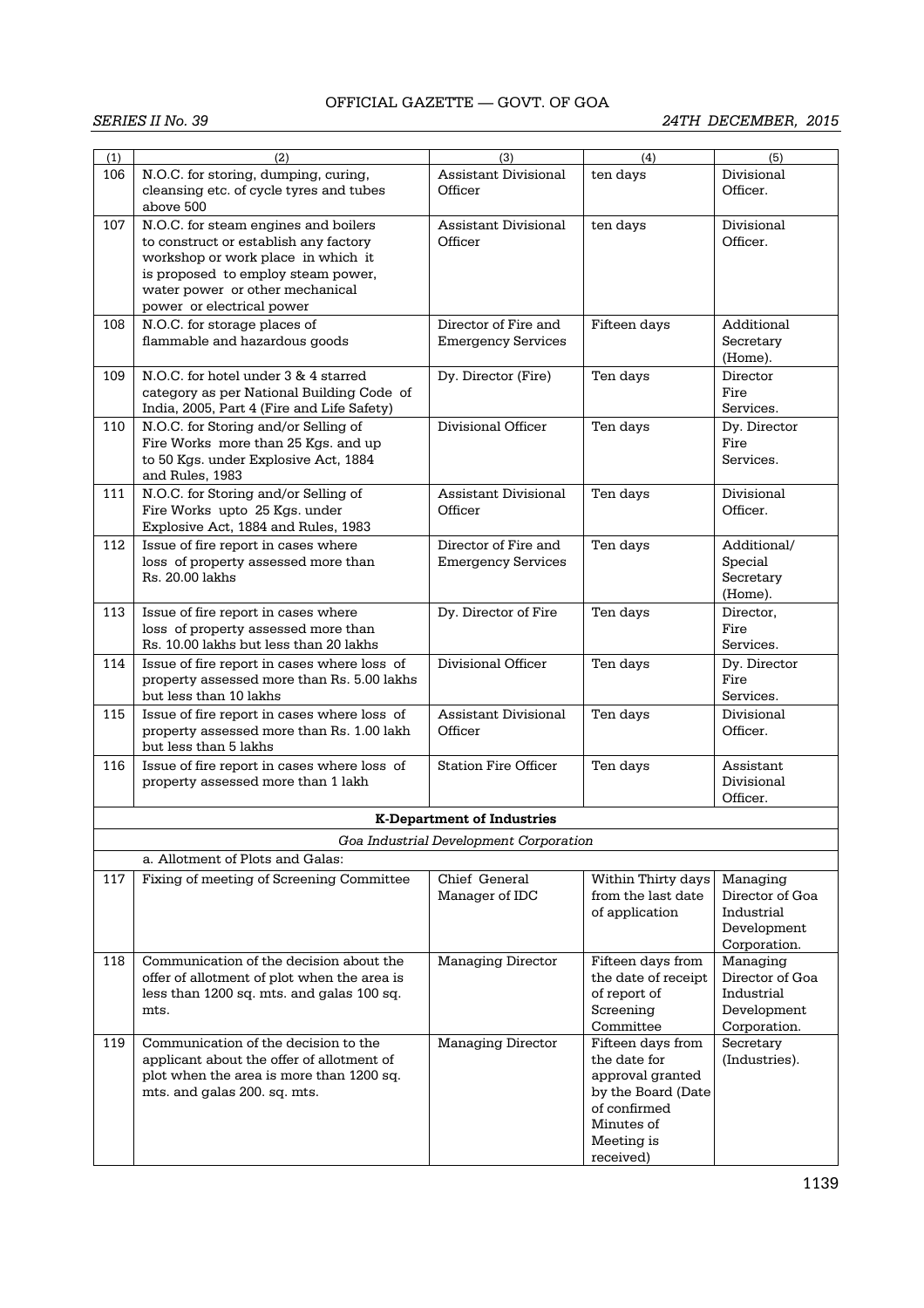| (1) | (2) | (3) | (4) | (5) |
|---|---|---|---|---|
| 106 | N.O.C. for storing, dumping, curing, cleansing etc. of cycle tyres and tubes above 500 | Assistant Divisional Officer | ten days | Divisional Officer. |
| 107 | N.O.C. for steam engines and boilers to construct or establish any factory workshop or work place in which it is proposed to employ steam power, water power or other mechanical power or electrical power | Assistant Divisional Officer | ten days | Divisional Officer. |
| 108 | N.O.C. for storage places of flammable and hazardous goods | Director of Fire and Emergency Services | Fifteen days | Additional Secretary (Home). |
| 109 | N.O.C. for hotel under 3 & 4 starred category as per National Building Code of India, 2005, Part 4 (Fire and Life Safety) | Dy. Director (Fire) | Ten days | Director Fire Services. |
| 110 | N.O.C. for Storing and/or Selling of Fire Works more than 25 Kgs. and up to 50 Kgs. under Explosive Act, 1884 and Rules, 1983 | Divisional Officer | Ten days | Dy. Director Fire Services. |
| 111 | N.O.C. for Storing and/or Selling of Fire Works upto 25 Kgs. under Explosive Act, 1884 and Rules, 1983 | Assistant Divisional Officer | Ten days | Divisional Officer. |
| 112 | Issue of fire report in cases where loss of property assessed more than Rs. 20.00 lakhs | Director of Fire and Emergency Services | Ten days | Additional/ Special Secretary (Home). |
| 113 | Issue of fire report in cases where loss of property assessed more than Rs. 10.00 lakhs but less than 20 lakhs | Dy. Director of Fire | Ten days | Director, Fire Services. |
| 114 | Issue of fire report in cases where loss of property assessed more than Rs. 5.00 lakhs but less than 10 lakhs | Divisional Officer | Ten days | Dy. Director Fire Services. |
| 115 | Issue of fire report in cases where loss of property assessed more than Rs. 1.00 lakh but less than 5 lakhs | Assistant Divisional Officer | Ten days | Divisional Officer. |
| 116 | Issue of fire report in cases where loss of property assessed more than 1 lakh | Station Fire Officer | Ten days | Assistant Divisional Officer. |
| | | **K-Department of Industries** | | |
| | | *Goa Industrial Development Corporation* | | |
| | a. Allotment of Plots and Galas: | | | |
| 117 | Fixing of meeting of Screening Committee | Chief General Manager of IDC | Within Thirty days from the last date of application | Managing Director of Goa Industrial Development Corporation. |
| 118 | Communication of the decision about the offer of allotment of plot when the area is less than 1200 sq. mts. and galas 100 sq. mts. | Managing Director | Fifteen days from the date of receipt of report of Screening Committee | Managing Director of Goa Industrial Development Corporation. |
| 119 | Communication of the decision to the applicant about the offer of allotment of plot when the area is more than 1200 sq. mts. and galas 200. sq. mts. | Managing Director | Fifteen days from the date for approval granted by the Board (Date of confirmed Minutes of Meeting is received) | Secretary (Industries). |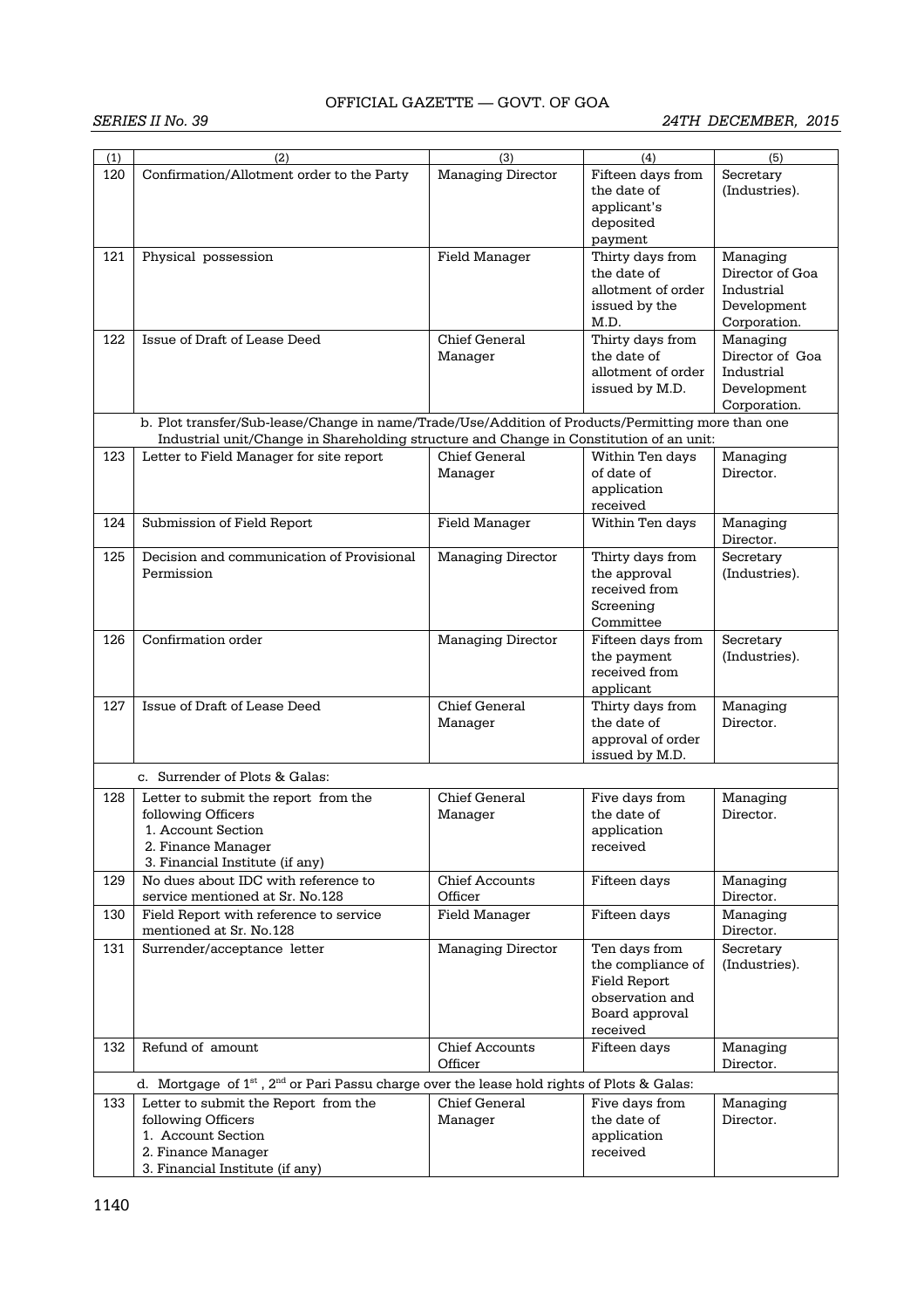| (1) | (2) | (3) | (4) | (5) |
|---|---|---|---|---|
| 120 | Confirmation/Allotment order to the Party | Managing Director | Fifteen days from the date of applicant's deposited payment | Secretary (Industries). |
| 121 | Physical possession | Field Manager | Thirty days from the date of allotment of order issued by the M.D. | Managing Director of Goa Industrial Development Corporation. |
| 122 | Issue of Draft of Lease Deed | Chief General Manager | Thirty days from the date of allotment of order issued by M.D. | Managing Director of Goa Industrial Development Corporation. |
| | b. Plot transfer/Sub-lease/Change in name/Trade/Use/Addition of Products/Permitting more than one Industrial unit/Change in Shareholding structure and Change in Constitution of an unit: | | | |
| 123 | Letter to Field Manager for site report | Chief General Manager | Within Ten days of date of application received | Managing Director. |
| 124 | Submission of Field Report | Field Manager | Within Ten days | Managing Director. |
| 125 | Decision and communication of Provisional Permission | Managing Director | Thirty days from the approval received from Screening Committee | Secretary (Industries). |
| 126 | Confirmation order | Managing Director | Fifteen days from the payment received from applicant | Secretary (Industries). |
| 127 | Issue of Draft of Lease Deed | Chief General Manager | Thirty days from the date of approval of order issued by M.D. | Managing Director. |
| | c. Surrender of Plots & Galas: | | | |
| 128 | Letter to submit the report from the following Officers<br>1. Account Section<br>2. Finance Manager<br>3. Financial Institute (if any) | Chief General Manager | Five days from the date of application received | Managing Director. |
| 129 | No dues about IDC with reference to service mentioned at Sr. No.128 | Chief Accounts Officer | Fifteen days | Managing Director. |
| 130 | Field Report with reference to service mentioned at Sr. No.128 | Field Manager | Fifteen days | Managing Director. |
| 131 | Surrender/acceptance letter | Managing Director | Ten days from the compliance of Field Report observation and Board approval received | Secretary (Industries). |
| 132 | Refund of amount | Chief Accounts Officer | Fifteen days | Managing Director. |
| | d. Mortgage of 1st, 2nd or Pari Passu charge over the lease hold rights of Plots & Galas: | | | |
| 133 | Letter to submit the Report from the following Officers<br>1. Account Section<br>2. Finance Manager<br>3. Financial Institute (if any) | Chief General Manager | Five days from the date of application received | Managing Director. |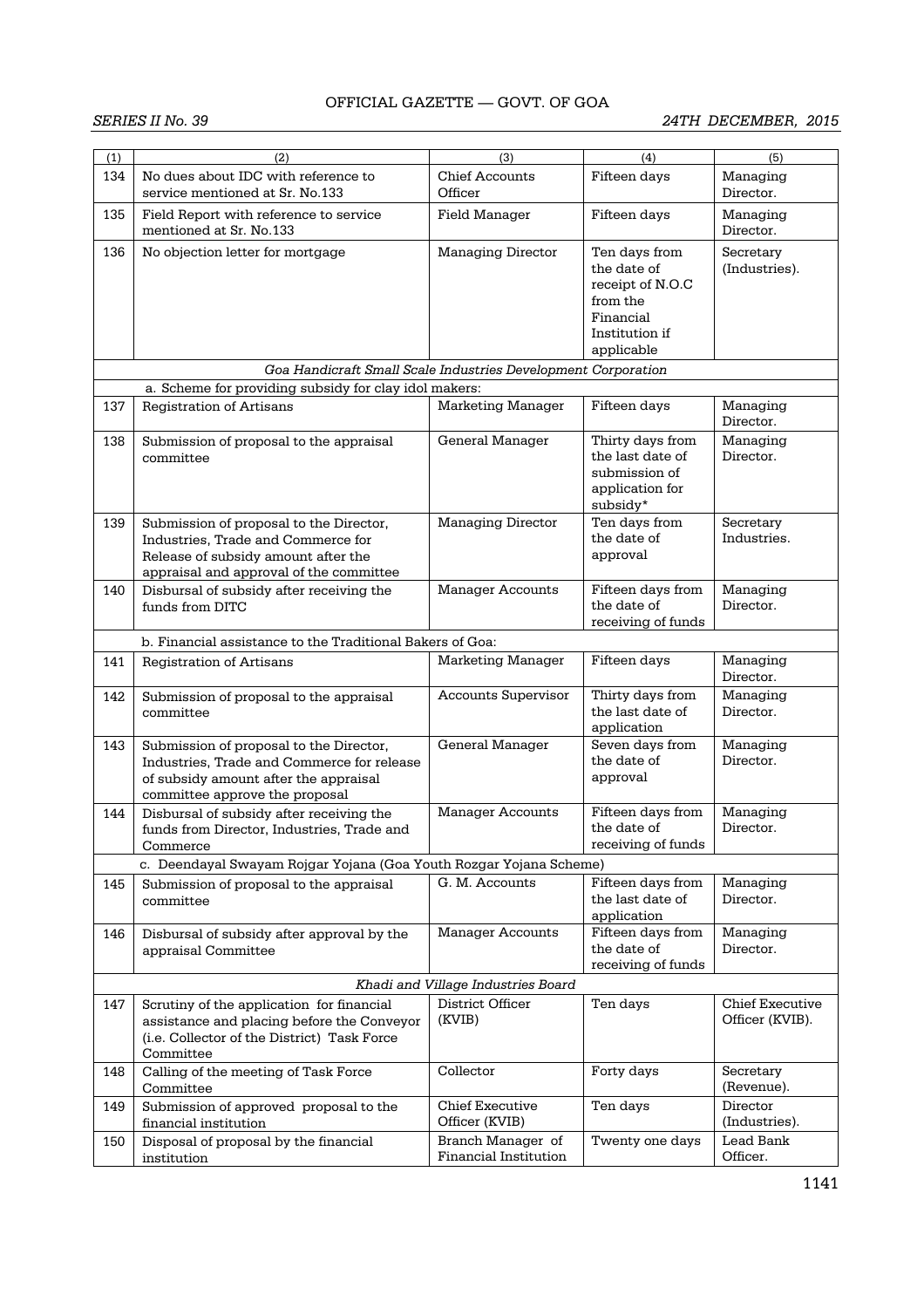| (1) | (2) | (3) | (4) | (5) |
|---|---|---|---|---|
| 134 | No dues about IDC with reference to service mentioned at Sr. No.133 | Chief Accounts Officer | Fifteen days | Managing Director. |
| 135 | Field Report with reference to service mentioned at Sr. No.133 | Field Manager | Fifteen days | Managing Director. |
| 136 | No objection letter for mortgage | Managing Director | Ten days from the date of receipt of N.O.C from the Financial Institution if applicable | Secretary (Industries). |
| | *Goa Handicraft Small Scale Industries Development Corporation* | | | |
| | a. Scheme for providing subsidy for clay idol makers: | | | |
| 137 | Registration of Artisans | Marketing Manager | Fifteen days | Managing Director. |
| 138 | Submission of proposal to the appraisal committee | General Manager | Thirty days from the last date of submission of application for subsidy* | Managing Director. |
| 139 | Submission of proposal to the Director, Industries, Trade and Commerce for Release of subsidy amount after the appraisal and approval of the committee | Managing Director | Ten days from the date of approval | Secretary Industries. |
| 140 | Disbursal of subsidy after receiving the funds from DITC | Manager Accounts | Fifteen days from the date of receiving of funds | Managing Director. |
| | b. Financial assistance to the Traditional Bakers of Goa: | | | |
| 141 | Registration of Artisans | Marketing Manager | Fifteen days | Managing Director. |
| 142 | Submission of proposal to the appraisal committee | Accounts Supervisor | Thirty days from the last date of application | Managing Director. |
| 143 | Submission of proposal to the Director, Industries, Trade and Commerce for release of subsidy amount after the appraisal committee approve the proposal | General Manager | Seven days from the date of approval | Managing Director. |
| 144 | Disbursal of subsidy after receiving the funds from Director, Industries, Trade and Commerce | Manager Accounts | Fifteen days from the date of receiving of funds | Managing Director. |
| | c. Deendayal Swayam Rojgar Yojana (Goa Youth Rozgar Yojana Scheme) | | | |
| 145 | Submission of proposal to the appraisal committee | G. M. Accounts | Fifteen days from the last date of application | Managing Director. |
| 146 | Disbursal of subsidy after approval by the appraisal Committee | Manager Accounts | Fifteen days from the date of receiving of funds | Managing Director. |
| | *Khadi and Village Industries Board* | | | |
| 147 | Scrutiny of the application for financial assistance and placing before the Conveyor (i.e. Collector of the District) Task Force Committee | District Officer (KVIB) | Ten days | Chief Executive Officer (KVIB). |
| 148 | Calling of the meeting of Task Force Committee | Collector | Forty days | Secretary (Revenue). |
| 149 | Submission of approved proposal to the financial institution | Chief Executive Officer (KVIB) | Ten days | Director (Industries). |
| 150 | Disposal of proposal by the financial institution | Branch Manager of Financial Institution | Twenty one days | Lead Bank Officer. |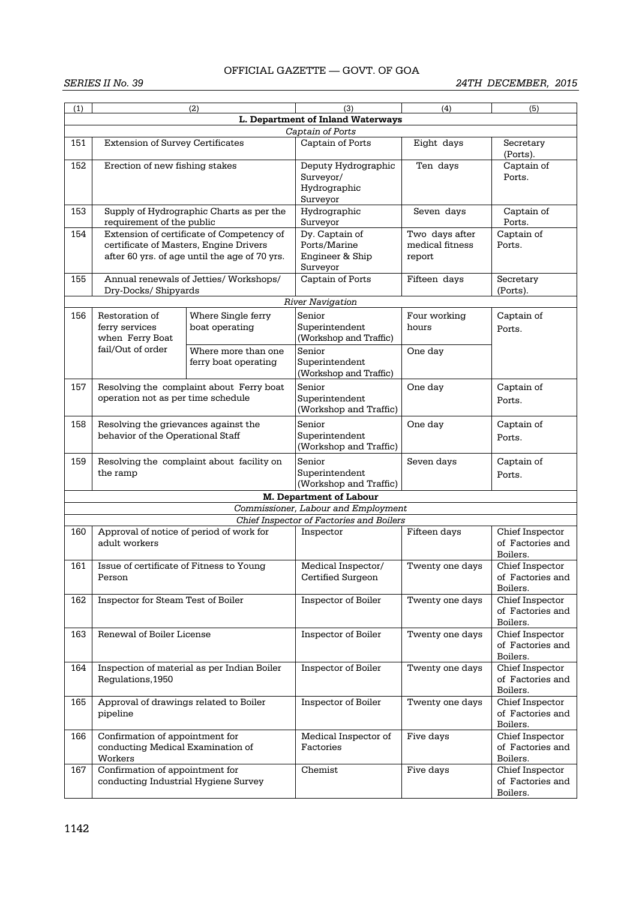| (1) | (2) | | (3) | (4) | (5) |
|---|---|---|---|---|---|
| | | | **L. Department of Inland Waterways** | | |
| | | | *Captain of Ports* | | |
| 151 | Extension of Survey Certificates | | Captain of Ports | Eight days | Secretary (Ports). |
| 152 | Erection of new fishing stakes | | Deputy Hydrographic Surveyor/ Hydrographic Surveyor | Ten days | Captain of Ports. |
| 153 | Supply of Hydrographic Charts as per the requirement of the public | | Hydrographic Surveyor | Seven days | Captain of Ports. |
| 154 | Extension of certificate of Competency of certificate of Masters, Engine Drivers after 60 yrs. of age until the age of 70 yrs. | | Dy. Captain of Ports/Marine Engineer & Ship Surveyor | Two days after medical fitness report | Captain of Ports. |
| 155 | Annual renewals of Jetties/ Workshops/ Dry-Docks/ Shipyards | | Captain of Ports | Fifteen days | Secretary (Ports). |
| | | | *River Navigation* | | |
| 156 | Restoration of ferry services when Ferry Boat fail/Out of order | Where Single ferry boat operating | Senior Superintendent (Workshop and Traffic) | Four working hours | Captain of Ports. |
| | | Where more than one ferry boat operating | Senior Superintendent (Workshop and Traffic) | One day | |
| 157 | Resolving the complaint about Ferry boat operation not as per time schedule | | Senior Superintendent (Workshop and Traffic) | One day | Captain of Ports. |
| 158 | Resolving the grievances against the behavior of the Operational Staff | | Senior Superintendent (Workshop and Traffic) | One day | Captain of Ports. |
| 159 | Resolving the complaint about facility on the ramp | | Senior Superintendent (Workshop and Traffic) | Seven days | Captain of Ports. |
| | | | **M. Department of Labour** | | |
| | | | *Commissioner, Labour and Employment* | | |
| | | | *Chief Inspector of Factories and Boilers* | | |
| 160 | Approval of notice of period of work for adult workers | | Inspector | Fifteen days | Chief Inspector of Factories and Boilers. |
| 161 | Issue of certificate of Fitness to Young Person | | Medical Inspector/ Certified Surgeon | Twenty one days | Chief Inspector of Factories and Boilers. |
| 162 | Inspector for Steam Test of Boiler | | Inspector of Boiler | Twenty one days | Chief Inspector of Factories and Boilers. |
| 163 | Renewal of Boiler License | | Inspector of Boiler | Twenty one days | Chief Inspector of Factories and Boilers. |
| 164 | Inspection of material as per Indian Boiler Regulations,1950 | | Inspector of Boiler | Twenty one days | Chief Inspector of Factories and Boilers. |
| 165 | Approval of drawings related to Boiler pipeline | | Inspector of Boiler | Twenty one days | Chief Inspector of Factories and Boilers. |
| 166 | Confirmation of appointment for conducting Medical Examination of Workers | | Medical Inspector of Factories | Five days | Chief Inspector of Factories and Boilers. |
| 167 | Confirmation of appointment for conducting Industrial Hygiene Survey | | Chemist | Five days | Chief Inspector of Factories and Boilers. |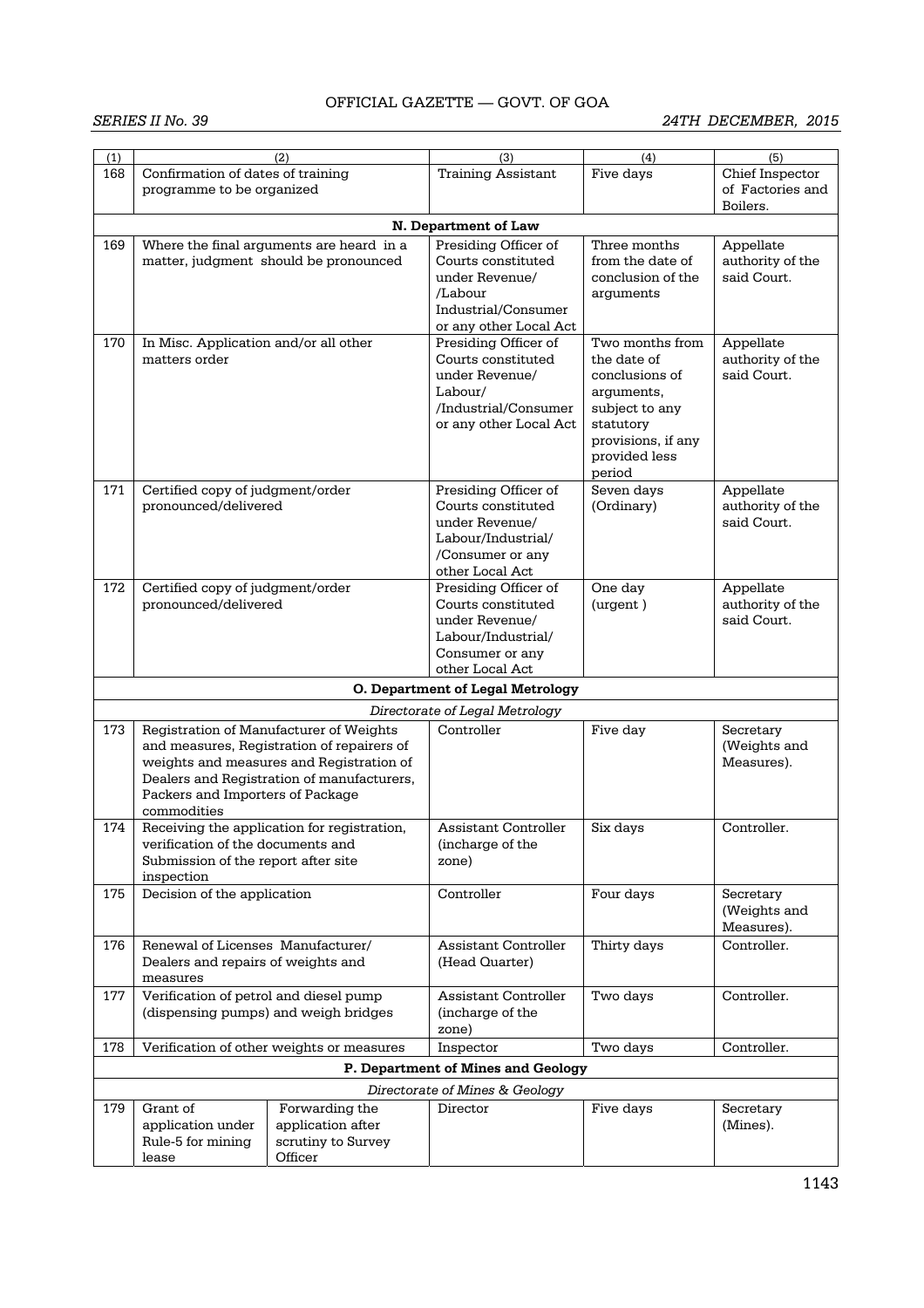| (1) | (2) | | (3) | (4) | (5) |
|---|---|---|---|---|---|
| 168 | Confirmation of dates of training programme to be organized | | Training Assistant | Five days | Chief Inspector of Factories and Boilers. |
| | | | **N. Department of Law** | | |
| 169 | Where the final arguments are heard in a matter, judgment should be pronounced | | Presiding Officer of Courts constituted under Revenue/ /Labour Industrial/Consumer or any other Local Act | Three months from the date of conclusion of the arguments | Appellate authority of the said Court. |
| 170 | In Misc. Application and/or all other matters order | | Presiding Officer of Courts constituted under Revenue/ Labour/ /Industrial/Consumer or any other Local Act | Two months from the date of conclusions of arguments, subject to any statutory provisions, if any provided less period | Appellate authority of the said Court. |
| 171 | Certified copy of judgment/order pronounced/delivered | | Presiding Officer of Courts constituted under Revenue/ Labour/Industrial/ /Consumer or any other Local Act | Seven days (Ordinary) | Appellate authority of the said Court. |
| 172 | Certified copy of judgment/order pronounced/delivered | | Presiding Officer of Courts constituted under Revenue/ Labour/Industrial/ Consumer or any other Local Act | One day (urgent ) | Appellate authority of the said Court. |
| | | | **O. Department of Legal Metrology** | | |
| | | | *Directorate of Legal Metrology* | | |
| 173 | Registration of Manufacturer of Weights and measures, Registration of repairers of weights and measures and Registration of Dealers and Registration of manufacturers, Packers and Importers of Package commodities | | Controller | Five day | Secretary (Weights and Measures). |
| 174 | Receiving the application for registration, verification of the documents and Submission of the report after site inspection | | Assistant Controller (incharge of the zone) | Six days | Controller. |
| 175 | Decision of the application | | Controller | Four days | Secretary (Weights and Measures). |
| 176 | Renewal of Licenses Manufacturer/ Dealers and repairs of weights and measures | | Assistant Controller (Head Quarter) | Thirty days | Controller. |
| 177 | Verification of petrol and diesel pump (dispensing pumps) and weigh bridges | | Assistant Controller (incharge of the zone) | Two days | Controller. |
| 178 | Verification of other weights or measures | | Inspector | Two days | Controller. |
| | | | **P. Department of Mines and Geology** | | |
| | | | *Directorate of Mines & Geology* | | |
| 179 | Grant of application under Rule-5 for mining lease | Forwarding the application after scrutiny to Survey Officer | Director | Five days | Secretary (Mines). |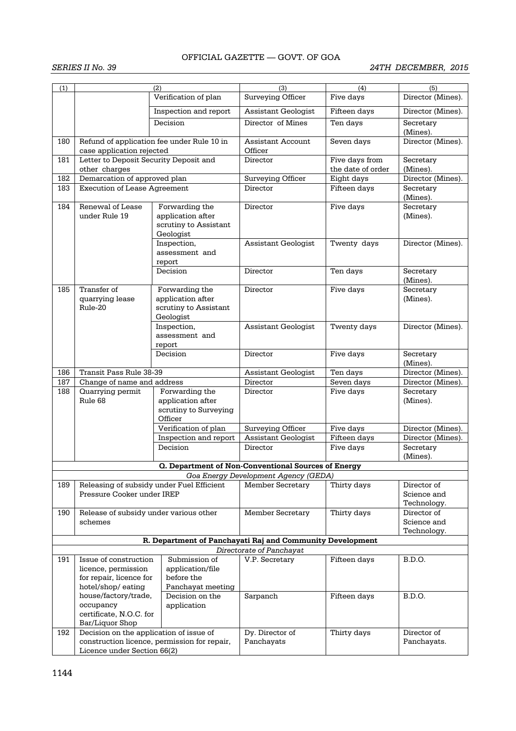| (1) | (2) | | (3) | (4) | (5) |
|---|---|---|---|---|---|
| | | Verification of plan | Surveying Officer | Five days | Director (Mines). |
| | | Inspection and report | Assistant Geologist | Fifteen days | Director (Mines). |
| | | Decision | Director of Mines | Ten days | Secretary (Mines). |
| 180 | Refund of application fee under Rule 10 in case application rejected | | Assistant Account Officer | Seven days | Director (Mines). |
| 181 | Letter to Deposit Security Deposit and other charges | | Director | Five days from the date of order | Secretary (Mines). |
| 182 | Demarcation of approved plan | | Surveying Officer | Eight days | Director (Mines). |
| 183 | Execution of Lease Agreement | | Director | Fifteen days | Secretary (Mines). |
| 184 | Renewal of Lease under Rule 19 | Forwarding the application after scrutiny to Assistant Geologist | Director | Five days | Secretary (Mines). |
| | | Inspection, assessment and report | Assistant Geologist | Twenty days | Director (Mines). |
| | | Decision | Director | Ten days | Secretary (Mines). |
| 185 | Transfer of quarrying lease Rule-20 | Forwarding the application after scrutiny to Assistant Geologist | Director | Five days | Secretary (Mines). |
| | | Inspection, assessment and report | Assistant Geologist | Twenty days | Director (Mines). |
| | | Decision | Director | Five days | Secretary (Mines). |
| 186 | Transit Pass Rule 38-39 | | Assistant Geologist | Ten days | Director (Mines). |
| 187 | Change of name and address | | Director | Seven days | Director (Mines). |
| 188 | Quarrying permit Rule 68 | Forwarding the application after scrutiny to Surveying Officer | Director | Five days | Secretary (Mines). |
| | | Verification of plan | Surveying Officer | Five days | Director (Mines). |
| | | Inspection and report | Assistant Geologist | Fifteen days | Director (Mines). |
| | | Decision | Director | Five days | Secretary (Mines). |
| | **Q. Department of Non-Conventional Sources of Energy** | | | | |
| | *Goa Energy Development Agency (GEDA)* | | | | |
| 189 | Releasing of subsidy under Fuel Efficient Pressure Cooker under IREP | | Member Secretary | Thirty days | Director of Science and Technology. |
| 190 | Release of subsidy under various other schemes | | Member Secretary | Thirty days | Director of Science and Technology. |
| | **R. Department of Panchayati Raj and Community Development** | | | | |
| | *Directorate of Panchayat* | | | | |
| 191 | Issue of construction licence, permission for repair, licence for hotel/shop/ eating house/factory/trade, occupancy certificate, N.O.C. for Bar/Liquor Shop | Submission of application/file before the Panchayat meeting | V.P. Secretary | Fifteen days | B.D.O. |
| | | Decision on the application | Sarpanch | Fifteen days | B.D.O. |
| 192 | Decision on the application of issue of construction licence, permission for repair, Licence under Section 66(2) | | Dy. Director of Panchayats | Thirty days | Director of Panchayats. |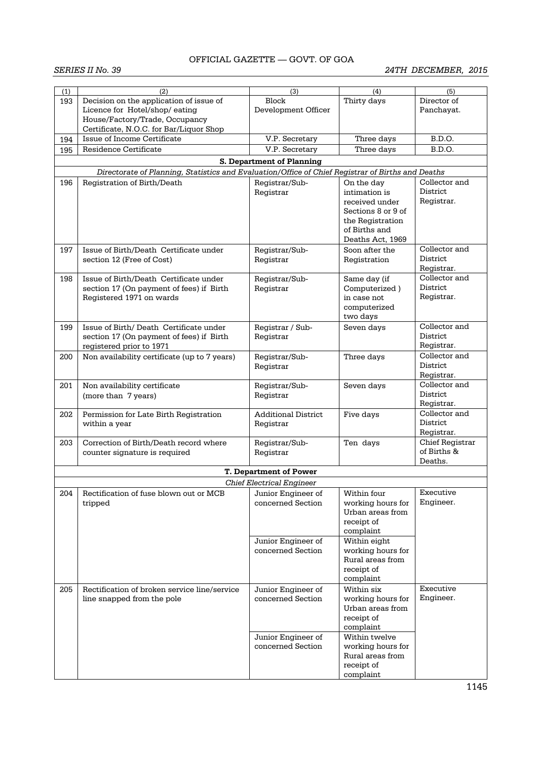| (1) | (2) | (3) | (4) | (5) |
|---|---|---|---|---|
| 193 | Decision on the application of issue of Licence for Hotel/shop/ eating House/Factory/Trade, Occupancy Certificate, N.O.C. for Bar/Liquor Shop | Block Development Officer | Thirty days | Director of Panchayat. |
| 194 | Issue of Income Certificate | V.P. Secretary | Three days | B.D.O. |
| 195 | Residence Certificate | V.P. Secretary | Three days | B.D.O. |
| | **S. Department of Planning** | | | |
| | *Directorate of Planning, Statistics and Evaluation/Office of Chief Registrar of Births and Deaths* | | | |
| 196 | Registration of Birth/Death | Registrar/Sub-Registrar | On the day intimation is received under Sections 8 or 9 of the Registration of Births and Deaths Act, 1969 | Collector and District Registrar. |
| 197 | Issue of Birth/Death Certificate under section 12 (Free of Cost) | Registrar/Sub-Registrar | Soon after the Registration | Collector and District Registrar. |
| 198 | Issue of Birth/Death Certificate under section 17 (On payment of fees) if Birth Registered 1971 on wards | Registrar/Sub-Registrar | Same day (if Computerized ) in case not computerized two days | Collector and District Registrar. |
| 199 | Issue of Birth/ Death Certificate under section 17 (On payment of fees) if Birth registered prior to 1971 | Registrar / Sub-Registrar | Seven days | Collector and District Registrar. |
| 200 | Non availability certificate (up to 7 years) | Registrar/Sub-Registrar | Three days | Collector and District Registrar. |
| 201 | Non availability certificate (more than 7 years) | Registrar/Sub-Registrar | Seven days | Collector and District Registrar. |
| 202 | Permission for Late Birth Registration within a year | Additional District Registrar | Five days | Collector and District Registrar. |
| 203 | Correction of Birth/Death record where counter signature is required | Registrar/Sub-Registrar | Ten days | Chief Registrar of Births & Deaths. |
| | **T. Department of Power** | | | |
| | *Chief Electrical Engineer* | | | |
| 204 | Rectification of fuse blown out or MCB tripped | Junior Engineer of concerned Section | Within four working hours for Urban areas from receipt of complaint | Executive Engineer. |
| | | Junior Engineer of concerned Section | Within eight working hours for Rural areas from receipt of complaint | |
| 205 | Rectification of broken service line/service line snapped from the pole | Junior Engineer of concerned Section | Within six working hours for Urban areas from receipt of complaint | Executive Engineer. |
| | | Junior Engineer of concerned Section | Within twelve working hours for Rural areas from receipt of complaint | |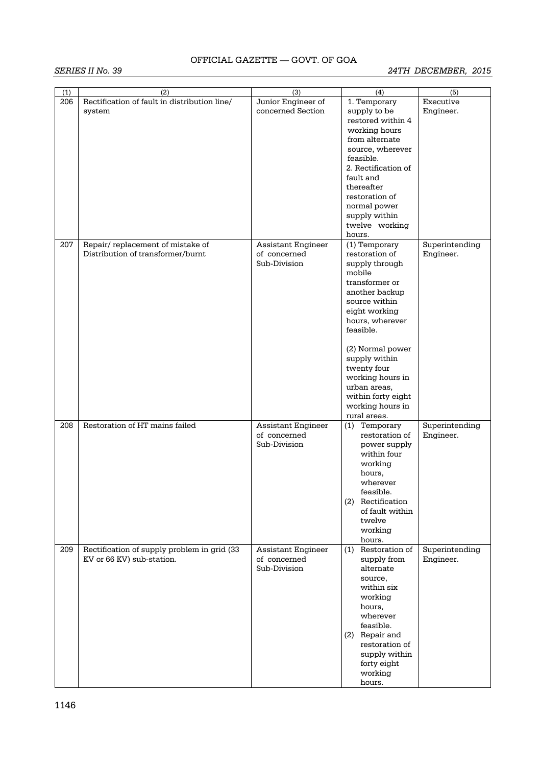| (1) | (2) | (3) | (4) | (5) |
|---|---|---|---|---|
| 206 | Rectification of fault in distribution line/ system | Junior Engineer of concerned Section | 1. Temporary supply to be restored within 4 working hours from alternate source, wherever feasible. 2. Rectification of fault and thereafter restoration of normal power supply within twelve working hours. | Executive Engineer. |
| 207 | Repair/ replacement of mistake of Distribution of transformer/burnt | Assistant Engineer of concerned Sub-Division | (1) Temporary restoration of supply through mobile transformer or another backup source within eight working hours, wherever feasible. (2) Normal power supply within twenty four working hours in urban areas, within forty eight working hours in rural areas. | Superintending Engineer. |
| 208 | Restoration of HT mains failed | Assistant Engineer of concerned Sub-Division | (1) Temporary restoration of power supply within four working hours, wherever feasible. (2) Rectification of fault within twelve working hours. | Superintending Engineer. |
| 209 | Rectification of supply problem in grid (33 KV or 66 KV) sub-station. | Assistant Engineer of concerned Sub-Division | (1) Restoration of supply from alternate source, within six working hours, wherever feasible. (2) Repair and restoration of supply within forty eight working hours. | Superintending Engineer. |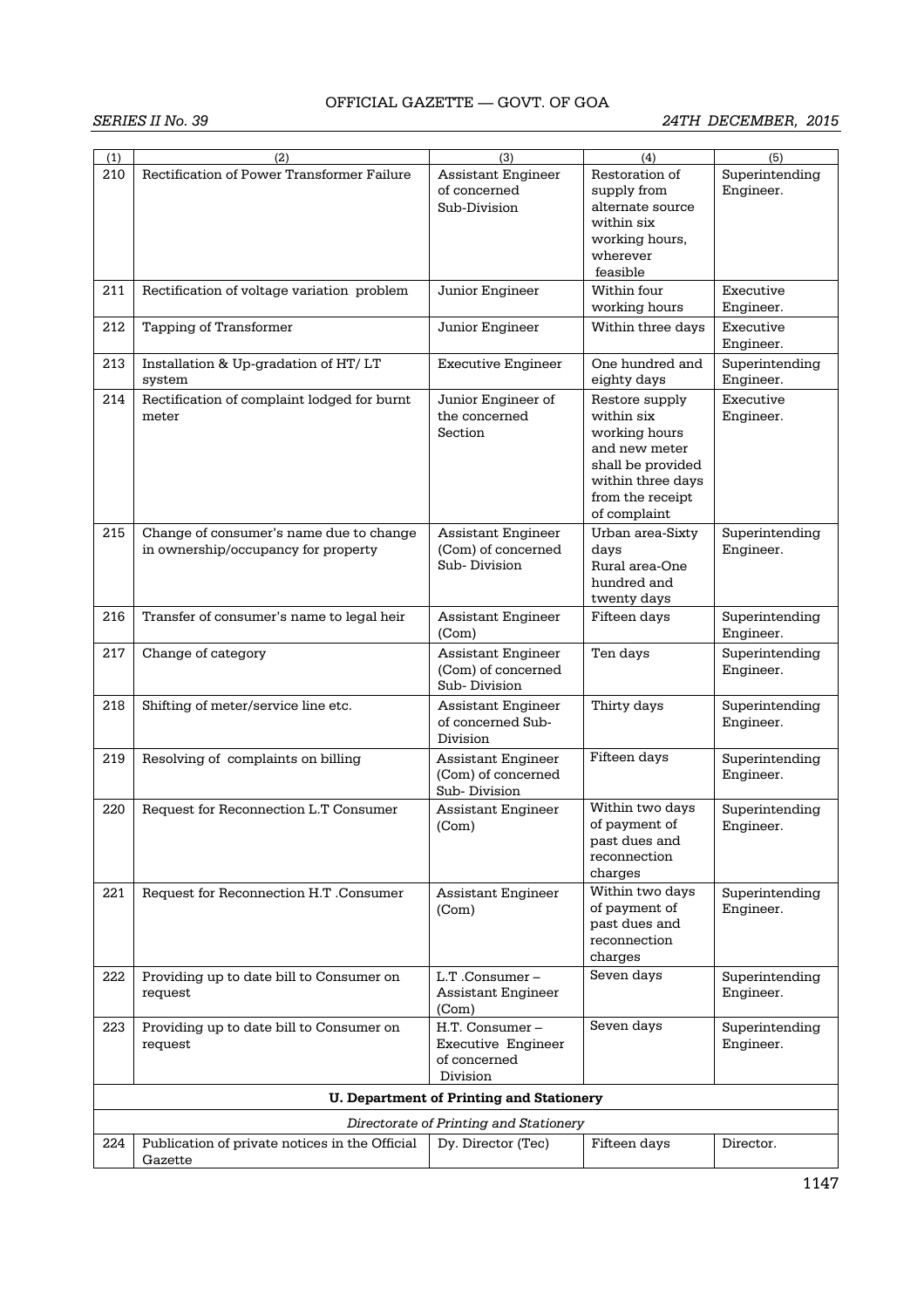| (1) | (2) | (3) | (4) | (5) |
|---|---|---|---|---|
| 210 | Rectification of Power Transformer Failure | Assistant Engineer of concerned Sub-Division | Restoration of supply from alternate source within six working hours, wherever feasible | Superintending Engineer. |
| 211 | Rectification of voltage variation problem | Junior Engineer | Within four working hours | Executive Engineer. |
| 212 | Tapping of Transformer | Junior Engineer | Within three days | Executive Engineer. |
| 213 | Installation & Up-gradation of HT/ LT system | Executive Engineer | One hundred and eighty days | Superintending Engineer. |
| 214 | Rectification of complaint lodged for burnt meter | Junior Engineer of the concerned Section | Restore supply within six working hours and new meter shall be provided within three days from the receipt of complaint | Executive Engineer. |
| 215 | Change of consumer's name due to change in ownership/occupancy for property | Assistant Engineer (Com) of concerned Sub- Division | Urban area-Sixty days Rural area-One hundred and twenty days | Superintending Engineer. |
| 216 | Transfer of consumer's name to legal heir | Assistant Engineer (Com) | Fifteen days | Superintending Engineer. |
| 217 | Change of category | Assistant Engineer (Com) of concerned Sub- Division | Ten days | Superintending Engineer. |
| 218 | Shifting of meter/service line etc. | Assistant Engineer of concerned Sub-Division | Thirty days | Superintending Engineer. |
| 219 | Resolving of complaints on billing | Assistant Engineer (Com) of concerned Sub- Division | Fifteen days | Superintending Engineer. |
| 220 | Request for Reconnection L.T Consumer | Assistant Engineer (Com) | Within two days of payment of past dues and reconnection charges | Superintending Engineer. |
| 221 | Request for Reconnection H.T .Consumer | Assistant Engineer (Com) | Within two days of payment of past dues and reconnection charges | Superintending Engineer. |
| 222 | Providing up to date bill to Consumer on request | L.T .Consumer – Assistant Engineer (Com) | Seven days | Superintending Engineer. |
| 223 | Providing up to date bill to Consumer on request | H.T. Consumer – Executive Engineer of concerned Division | Seven days | Superintending Engineer. |
| | **U. Department of Printing and Stationery** | | | |
| | *Directorate of Printing and Stationery* | | | |
| 224 | Publication of private notices in the Official Gazette | Dy. Director (Tec) | Fifteen days | Director. |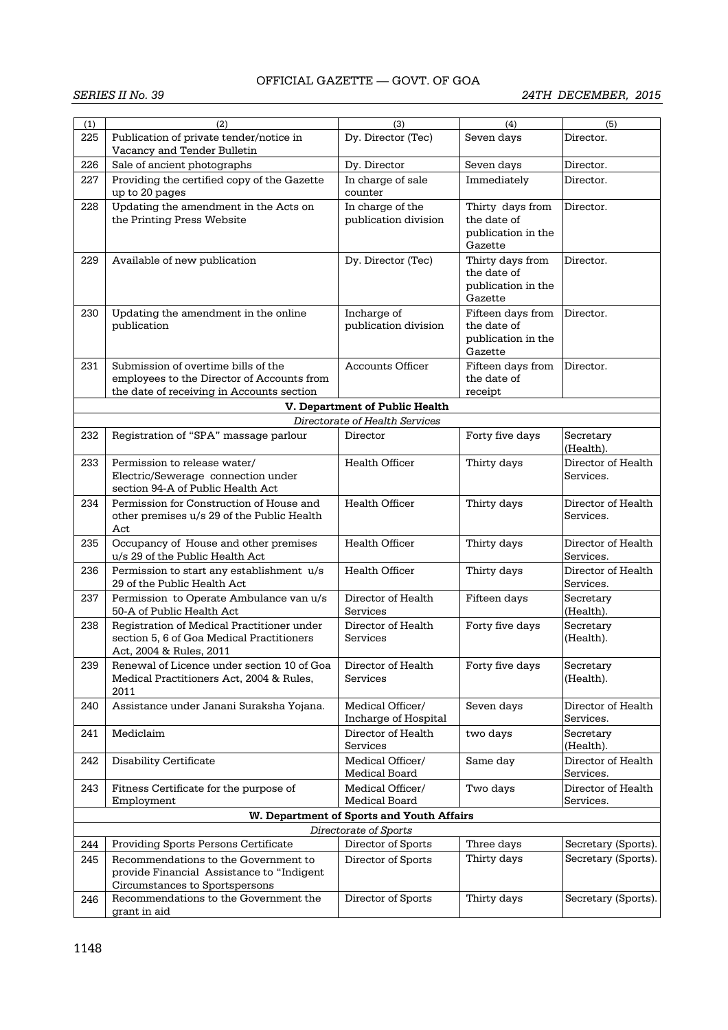| (1) | (2) | (3) | (4) | (5) |
|---|---|---|---|---|
| 225 | Publication of private tender/notice in Vacancy and Tender Bulletin | Dy. Director (Tec) | Seven days | Director. |
| 226 | Sale of ancient photographs | Dy. Director | Seven days | Director. |
| 227 | Providing the certified copy of the Gazette up to 20 pages | In charge of sale counter | Immediately | Director. |
| 228 | Updating the amendment in the Acts on the Printing Press Website | In charge of the publication division | Thirty days from the date of publication in the Gazette | Director. |
| 229 | Available of new publication | Dy. Director (Tec) | Thirty days from the date of publication in the Gazette | Director. |
| 230 | Updating the amendment in the online publication | Incharge of publication division | Fifteen days from the date of publication in the Gazette | Director. |
| 231 | Submission of overtime bills of the employees to the Director of Accounts from the date of receiving in Accounts section | Accounts Officer | Fifteen days from the date of receipt | Director. |
| | | **V. Department of Public Health** | | |
| | | *Directorate of Health Services* | | |
| 232 | Registration of "SPA" massage parlour | Director | Forty five days | Secretary (Health). |
| 233 | Permission to release water/ Electric/Sewerage connection under section 94-A of Public Health Act | Health Officer | Thirty days | Director of Health Services. |
| 234 | Permission for Construction of House and other premises u/s 29 of the Public Health Act | Health Officer | Thirty days | Director of Health Services. |
| 235 | Occupancy of House and other premises u/s 29 of the Public Health Act | Health Officer | Thirty days | Director of Health Services. |
| 236 | Permission to start any establishment u/s 29 of the Public Health Act | Health Officer | Thirty days | Director of Health Services. |
| 237 | Permission to Operate Ambulance van u/s 50-A of Public Health Act | Director of Health Services | Fifteen days | Secretary (Health). |
| 238 | Registration of Medical Practitioner under section 5, 6 of Goa Medical Practitioners Act, 2004 & Rules, 2011 | Director of Health Services | Forty five days | Secretary (Health). |
| 239 | Renewal of Licence under section 10 of Goa Medical Practitioners Act, 2004 & Rules, 2011 | Director of Health Services | Forty five days | Secretary (Health). |
| 240 | Assistance under Janani Suraksha Yojana. | Medical Officer/ Incharge of Hospital | Seven days | Director of Health Services. |
| 241 | Mediclaim | Director of Health Services | two days | Secretary (Health). |
| 242 | Disability Certificate | Medical Officer/ Medical Board | Same day | Director of Health Services. |
| 243 | Fitness Certificate for the purpose of Employment | Medical Officer/ Medical Board | Two days | Director of Health Services. |
| | | **W. Department of Sports and Youth Affairs** | | |
| | | *Directorate of Sports* | | |
| 244 | Providing Sports Persons Certificate | Director of Sports | Three days | Secretary (Sports). |
| 245 | Recommendations to the Government to provide Financial Assistance to "Indigent Circumstances to Sportspersons | Director of Sports | Thirty days | Secretary (Sports). |
| 246 | Recommendations to the Government the grant in aid | Director of Sports | Thirty days | Secretary (Sports). |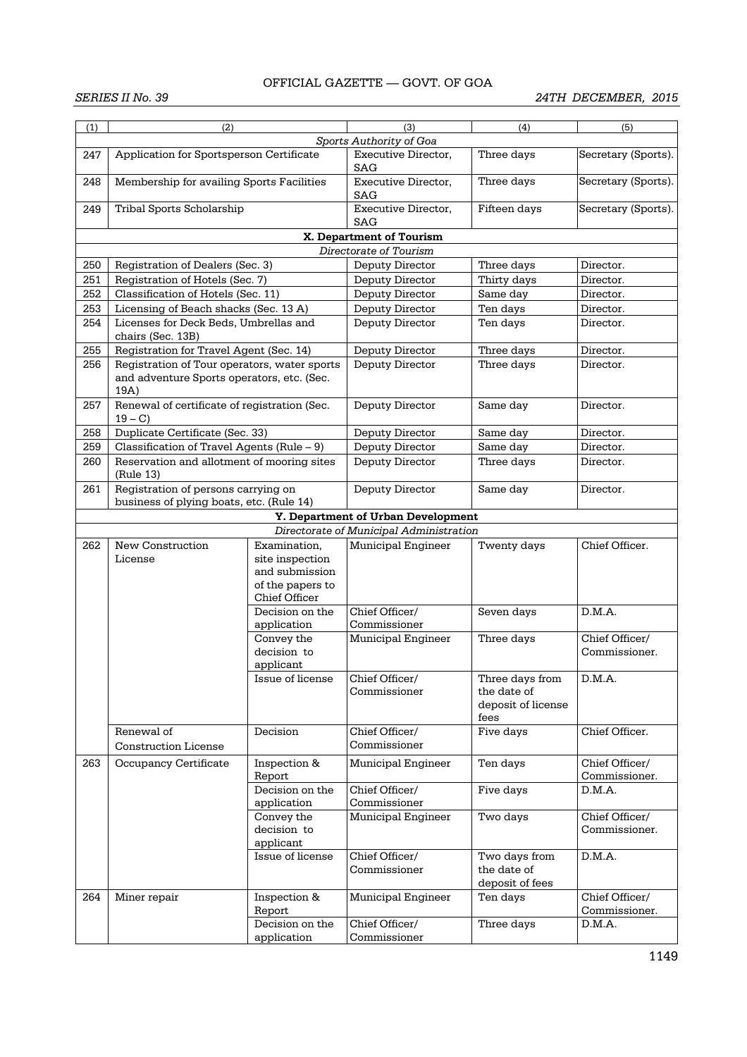| (1) | (2) | | (3) | (4) | (5) |
|---|---|---|---|---|---|
| *Sports Authority of Goa* | | | | | |
| 247 | Application for Sportsperson Certificate | | Executive Director, SAG | Three days | Secretary (Sports). |
| 248 | Membership for availing Sports Facilities | | Executive Director, SAG | Three days | Secretary (Sports). |
| 249 | Tribal Sports Scholarship | | Executive Director, SAG | Fifteen days | Secretary (Sports). |
| **X. Department of Tourism** | | | | | |
| *Directorate of Tourism* | | | | | |
| 250 | Registration of Dealers (Sec. 3) | | Deputy Director | Three days | Director. |
| 251 | Registration of Hotels (Sec. 7) | | Deputy Director | Thirty days | Director. |
| 252 | Classification of Hotels (Sec. 11) | | Deputy Director | Same day | Director. |
| 253 | Licensing of Beach shacks (Sec. 13 A) | | Deputy Director | Ten days | Director. |
| 254 | Licenses for Deck Beds, Umbrellas and chairs (Sec. 13B) | | Deputy Director | Ten days | Director. |
| 255 | Registration for Travel Agent (Sec. 14) | | Deputy Director | Three days | Director. |
| 256 | Registration of Tour operators, water sports and adventure Sports operators, etc. (Sec. 19A) | | Deputy Director | Three days | Director. |
| 257 | Renewal of certificate of registration (Sec. 19 – C) | | Deputy Director | Same day | Director. |
| 258 | Duplicate Certificate (Sec. 33) | | Deputy Director | Same day | Director. |
| 259 | Classification of Travel Agents (Rule – 9) | | Deputy Director | Same day | Director. |
| 260 | Reservation and allotment of mooring sites (Rule 13) | | Deputy Director | Three days | Director. |
| 261 | Registration of persons carrying on business of plying boats, etc. (Rule 14) | | Deputy Director | Same day | Director. |
| **Y. Department of Urban Development** | | | | | |
| *Directorate of Municipal Administration* | | | | | |
| 262 | New Construction License | Examination, site inspection and submission of the papers to Chief Officer | Municipal Engineer | Twenty days | Chief Officer. |
| | | Decision on the application | Chief Officer/ Commissioner | Seven days | D.M.A. |
| | | Convey the decision to applicant | Municipal Engineer | Three days | Chief Officer/ Commissioner. |
| | | Issue of license | Chief Officer/ Commissioner | Three days from the date of deposit of license fees | D.M.A. |
| | Renewal of Construction License | Decision | Chief Officer/ Commissioner | Five days | Chief Officer. |
| 263 | Occupancy Certificate | Inspection & Report | Municipal Engineer | Ten days | Chief Officer/ Commissioner. |
| | | Decision on the application | Chief Officer/ Commissioner | Five days | D.M.A. |
| | | Convey the decision to applicant | Municipal Engineer | Two days | Chief Officer/ Commissioner. |
| | | Issue of license | Chief Officer/ Commissioner | Two days from the date of deposit of fees | D.M.A. |
| 264 | Miner repair | Inspection & Report | Municipal Engineer | Ten days | Chief Officer/ Commissioner. |
| | | Decision on the application | Chief Officer/ Commissioner | Three days | D.M.A. |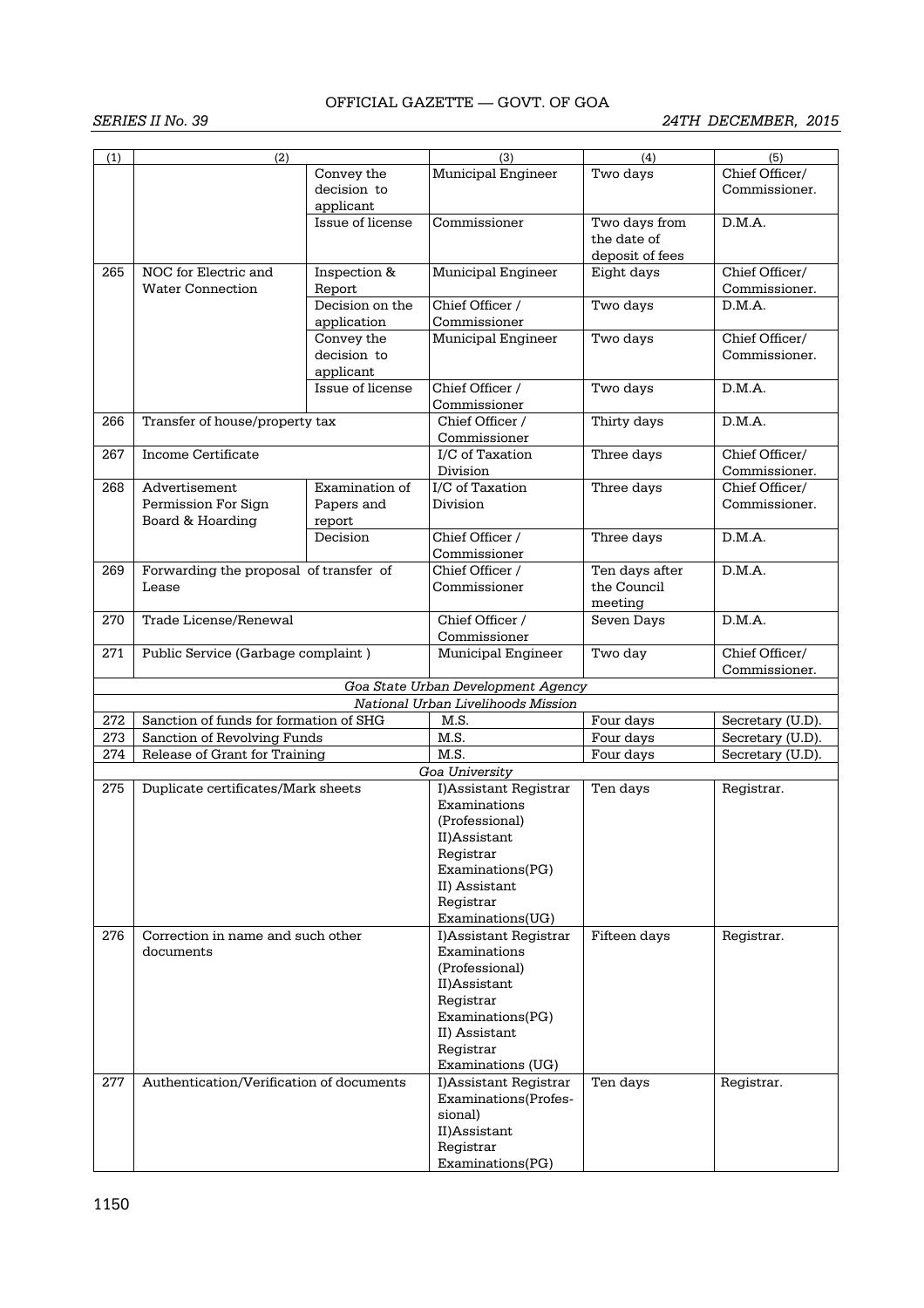| (1) | (2) | | (3) | (4) | (5) |
|---|---|---|---|---|---|
| | | Convey the decision to applicant | Municipal Engineer | Two days | Chief Officer/ Commissioner. |
| | | Issue of license | Commissioner | Two days from the date of deposit of fees | D.M.A. |
| 265 | NOC for Electric and Water Connection | Inspection & Report | Municipal Engineer | Eight days | Chief Officer/ Commissioner. |
| | | Decision on the application | Chief Officer / Commissioner | Two days | D.M.A. |
| | | Convey the decision to applicant | Municipal Engineer | Two days | Chief Officer/ Commissioner. |
| | | Issue of license | Chief Officer / Commissioner | Two days | D.M.A. |
| 266 | Transfer of house/property tax | | Chief Officer / Commissioner | Thirty days | D.M.A. |
| 267 | Income Certificate | | I/C of Taxation Division | Three days | Chief Officer/ Commissioner. |
| 268 | Advertisement Permission For Sign Board & Hoarding | Examination of Papers and report | I/C of Taxation Division | Three days | Chief Officer/ Commissioner. |
| | | Decision | Chief Officer / Commissioner | Three days | D.M.A. |
| 269 | Forwarding the proposal of transfer of Lease | | Chief Officer / Commissioner | Ten days after the Council meeting | D.M.A. |
| 270 | Trade License/Renewal | | Chief Officer / Commissioner | Seven Days | D.M.A. |
| 271 | Public Service (Garbage complaint ) | | Municipal Engineer | Two day | Chief Officer/ Commissioner. |
| | | | *Goa State Urban Development Agency* | | |
| | | | *National Urban Livelihoods Mission* | | |
| 272 | Sanction of funds for formation of SHG | | M.S. | Four days | Secretary (U.D). |
| 273 | Sanction of Revolving Funds | | M.S. | Four days | Secretary (U.D). |
| 274 | Release of Grant for Training | | M.S. | Four days | Secretary (U.D). |
| | | | *Goa University* | | |
| 275 | Duplicate certificates/Mark sheets | | I)Assistant Registrar Examinations (Professional) II)Assistant Registrar Examinations(PG) II) Assistant Registrar Examinations(UG) | Ten days | Registrar. |
| 276 | Correction in name and such other documents | | I)Assistant Registrar Examinations (Professional) II)Assistant Registrar Examinations(PG) II) Assistant Registrar Examinations (UG) | Fifteen days | Registrar. |
| 277 | Authentication/Verification of documents | | I)Assistant Registrar Examinations(Professional) II)Assistant Registrar Examinations(PG) | Ten days | Registrar. |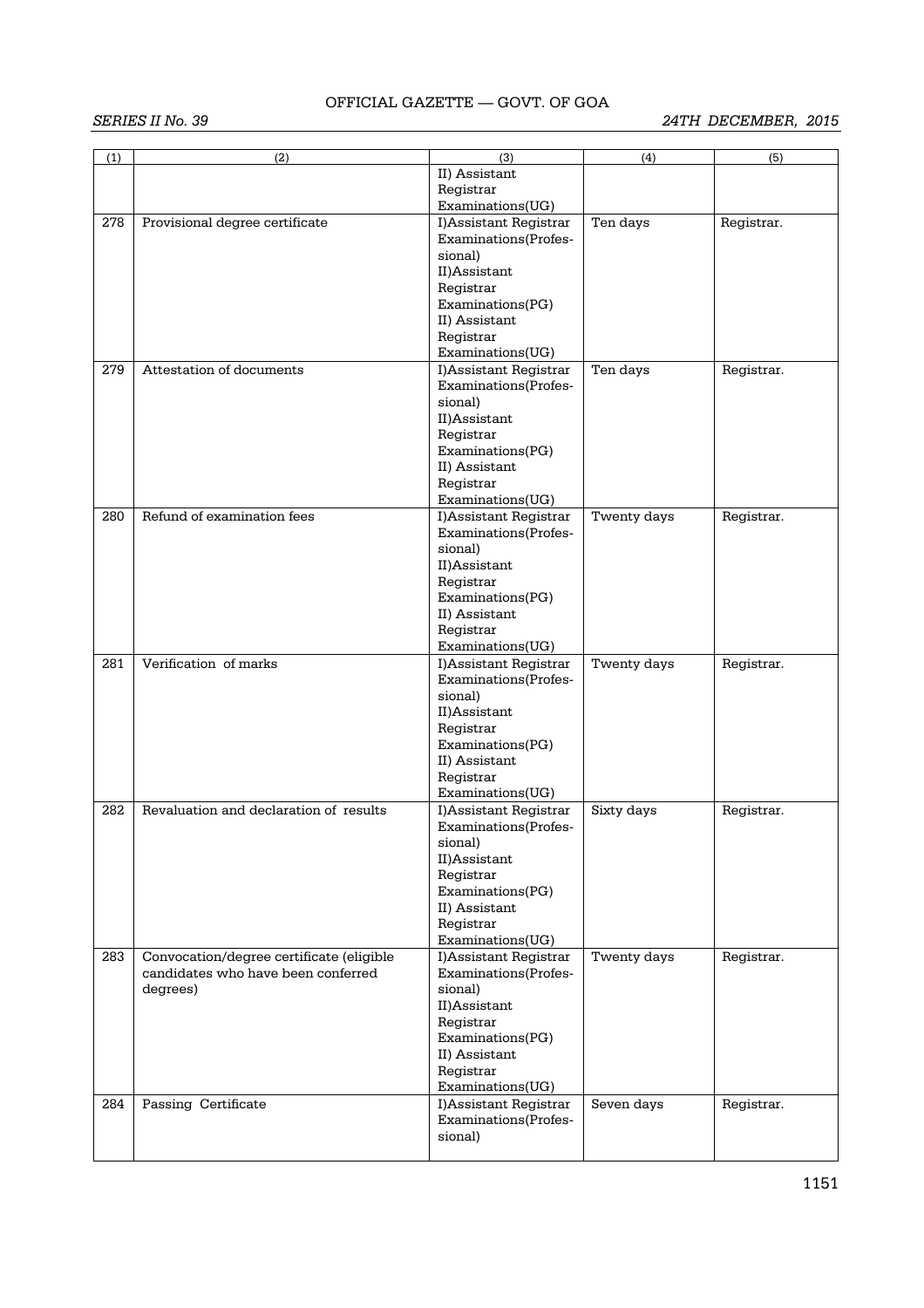| (1) | (2) | (3) | (4) | (5) |
|---|---|---|---|---|
| | | II) Assistant Registrar Examinations(UG) | | |
| 278 | Provisional degree certificate | I)Assistant Registrar Examinations(Profes-sional) II)Assistant Registrar Examinations(PG) II) Assistant Registrar Examinations(UG) | Ten days | Registrar. |
| 279 | Attestation of documents | I)Assistant Registrar Examinations(Profes-sional) II)Assistant Registrar Examinations(PG) II) Assistant Registrar Examinations(UG) | Ten days | Registrar. |
| 280 | Refund of examination fees | I)Assistant Registrar Examinations(Profes-sional) II)Assistant Registrar Examinations(PG) II) Assistant Registrar Examinations(UG) | Twenty days | Registrar. |
| 281 | Verification of marks | I)Assistant Registrar Examinations(Profes-sional) II)Assistant Registrar Examinations(PG) II) Assistant Registrar Examinations(UG) | Twenty days | Registrar. |
| 282 | Revaluation and declaration of results | I)Assistant Registrar Examinations(Profes-sional) II)Assistant Registrar Examinations(PG) II) Assistant Registrar Examinations(UG) | Sixty days | Registrar. |
| 283 | Convocation/degree certificate (eligible candidates who have been conferred degrees) | I)Assistant Registrar Examinations(Profes-sional) II)Assistant Registrar Examinations(PG) II) Assistant Registrar Examinations(UG) | Twenty days | Registrar. |
| 284 | Passing Certificate | I)Assistant Registrar Examinations(Profes-sional) | Seven days | Registrar. |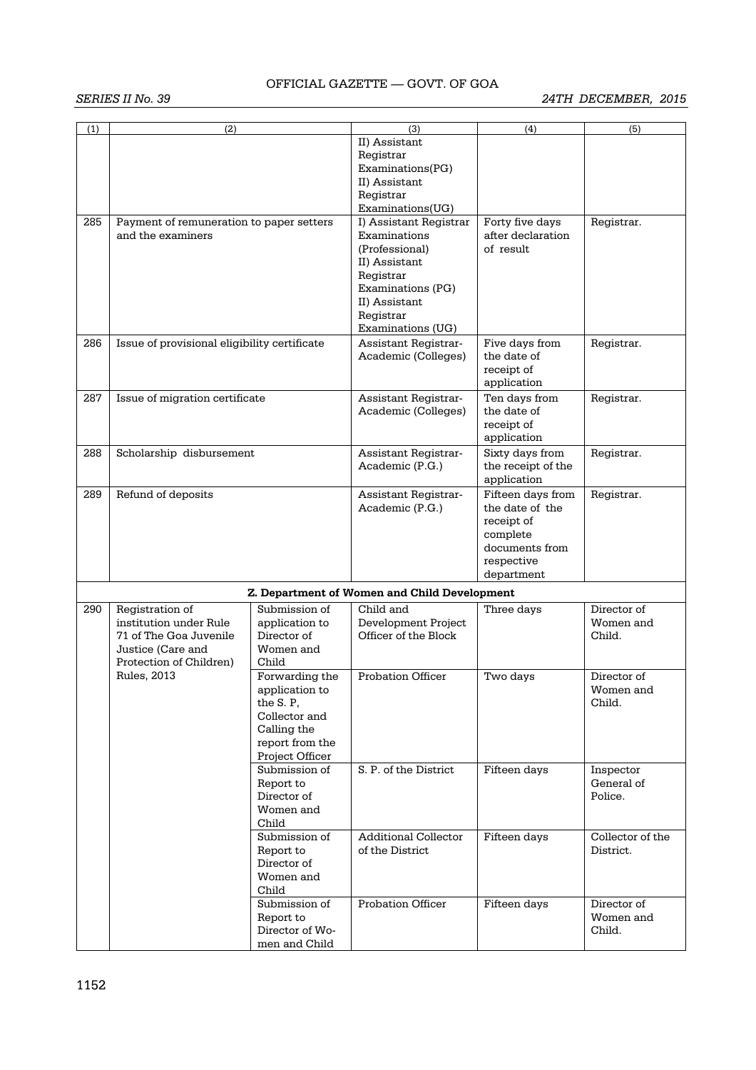| (1) | (2) | | (3) | (4) | (5) |
|---|---|---|---|---|---|
| | | | II) Assistant Registrar Examinations(PG) II) Assistant Registrar Examinations(UG) | | |
| 285 | Payment of remuneration to paper setters and the examiners | | I) Assistant Registrar Examinations (Professional) II) Assistant Registrar Examinations (PG) II) Assistant Registrar Examinations (UG) | Forty five days after declaration of result | Registrar. |
| 286 | Issue of provisional eligibility certificate | | Assistant Registrar-Academic (Colleges) | Five days from the date of receipt of application | Registrar. |
| 287 | Issue of migration certificate | | Assistant Registrar-Academic (Colleges) | Ten days from the date of receipt of application | Registrar. |
| 288 | Scholarship disbursement | | Assistant Registrar-Academic (P.G.) | Sixty days from the receipt of the application | Registrar. |
| 289 | Refund of deposits | | Assistant Registrar-Academic (P.G.) | Fifteen days from the date of the receipt of complete documents from respective department | Registrar. |
| | | | **Z. Department of Women and Child Development** | | |
| 290 | Registration of institution under Rule 71 of The Goa Juvenile Justice (Care and Protection of Children) Rules, 2013 | Submission of application to Director of Women and Child | Child and Development Project Officer of the Block | Three days | Director of Women and Child. |
| | | Forwarding the application to the S. P, Collector and Calling the report from the Project Officer | Probation Officer | Two days | Director of Women and Child. |
| | | Submission of Report to Director of Women and Child | S. P. of the District | Fifteen days | Inspector General of Police. |
| | | Submission of Report to Director of Women and Child | Additional Collector of the District | Fifteen days | Collector of the District. |
| | | Submission of Report to Director of Women and Child | Probation Officer | Fifteen days | Director of Women and Child. |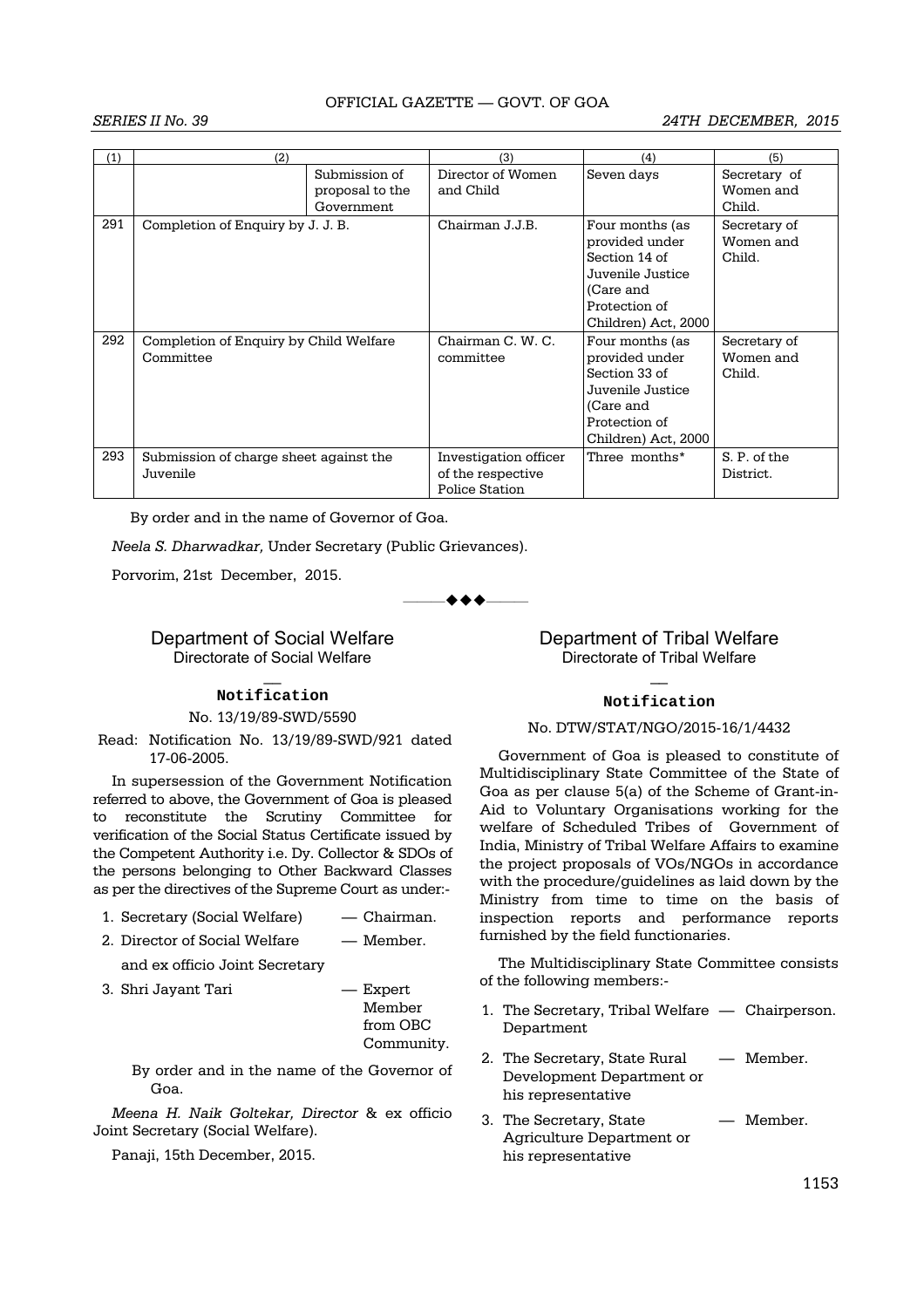| (1) | (2) | | (3) | (4) | (5) |
|---|---|---|---|---|---|
| | | Submission of proposal to the Government | Director of Women and Child | Seven days | Secretary of Women and Child. |
| 291 | Completion of Enquiry by J. J. B. | | Chairman J.J.B. | Four months (as provided under Section 14 of Juvenile Justice (Care and Protection of Children) Act, 2000 | Secretary of Women and Child. |
| 292 | Completion of Enquiry by Child Welfare Committee | | Chairman C. W. C. committee | Four months (as provided under Section 33 of Juvenile Justice (Care and Protection of Children) Act, 2000 | Secretary of Women and Child. |
| 293 | Submission of charge sheet against the Juvenile | | Investigation officer of the respective Police Station | Three months* | S. P. of the District. |

By order and in the name of Governor of Goa.

*Neela S. Dharwadkar,* Under Secretary (Public Grievances).

Porvorim, 21st December, 2015.

◆◆◆

## Department of Social Welfare
### Directorate of Social Welfare

**Notification**

No. 13/19/89-SWD/5590

Read: Notification No. 13/19/89-SWD/921 dated 17-06-2005.

In supersession of the Government Notification referred to above, the Government of Goa is pleased to reconstitute the Scrutiny Committee for verification of the Social Status Certificate issued by the Competent Authority i.e. Dy. Collector & SDOs of the persons belonging to Other Backward Classes as per the directives of the Supreme Court as under:-

1. Secretary (Social Welfare) — Chairman.
2. Director of Social Welfare and ex officio Joint Secretary — Member.
3. Shri Jayant Tari — Expert Member from OBC Community.

By order and in the name of the Governor of Goa.

*Meena H. Naik Goltekar, Director* & ex officio Joint Secretary (Social Welfare).

Panaji, 15th December, 2015.

## Department of Tribal Welfare
### Directorate of Tribal Welfare

**Notification**

No. DTW/STAT/NGO/2015-16/1/4432

Government of Goa is pleased to constitute of Multidisciplinary State Committee of the State of Goa as per clause 5(a) of the Scheme of Grant-in-Aid to Voluntary Organisations working for the welfare of Scheduled Tribes of Government of India, Ministry of Tribal Welfare Affairs to examine the project proposals of VOs/NGOs in accordance with the procedure/guidelines as laid down by the Ministry from time to time on the basis of inspection reports and performance reports furnished by the field functionaries.

The Multidisciplinary State Committee consists of the following members:-

1. The Secretary, Tribal Welfare Department — Chairperson.
2. The Secretary, State Rural Development Department or his representative — Member.
3. The Secretary, State Agriculture Department or his representative — Member.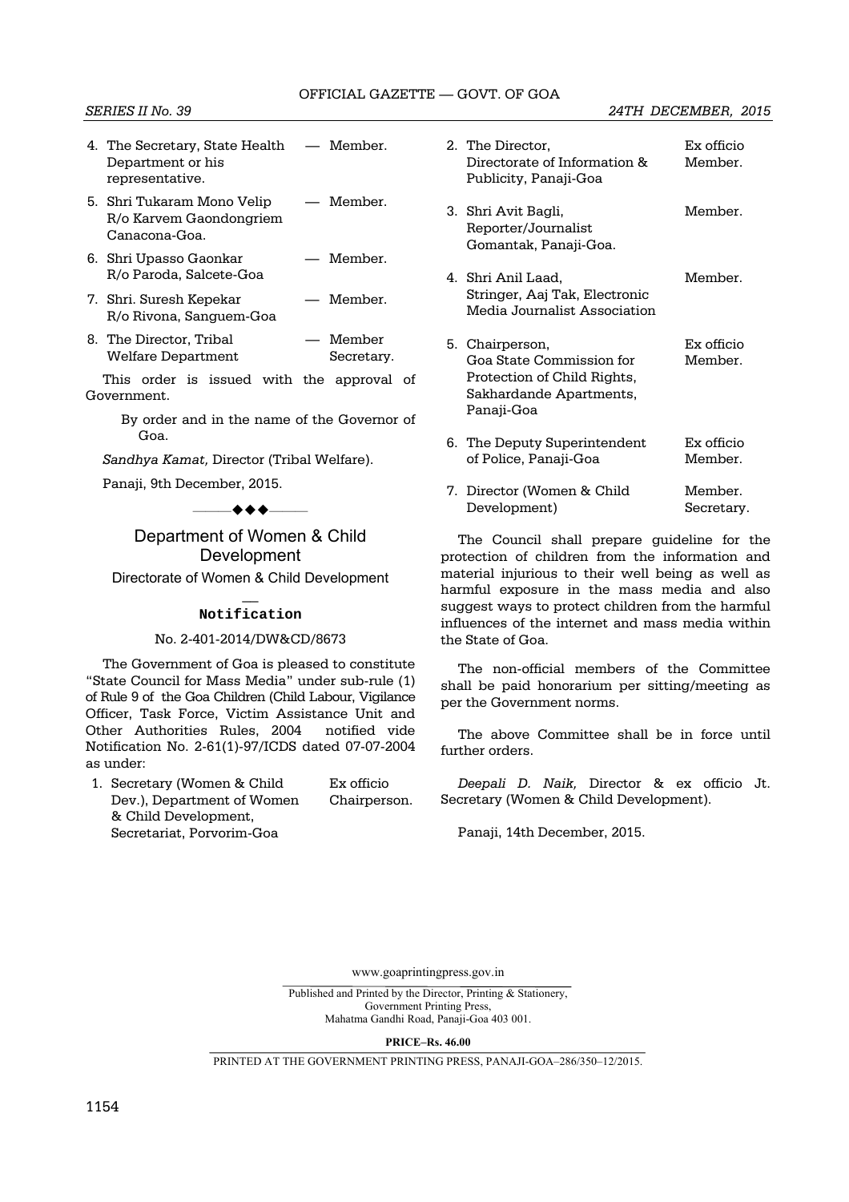4. The Secretary, State Health Department or his representative. — Member.

5. Shri Tukaram Mono Velip R/o Karvem Gaondongriem Canacona-Goa. — Member.

6. Shri Upasso Gaonkar R/o Paroda, Salcete-Goa — Member.

7. Shri. Suresh Kepekar R/o Rivona, Sanguem-Goa — Member.

8. The Director, Tribal Welfare Department — Member Secretary.

This order is issued with the approval of Government.

By order and in the name of the Governor of Goa.

*Sandhya Kamat,* Director (Tribal Welfare).

Panaji, 9th December, 2015.

◆◆◆

## Department of Women & Child Development

### Directorate of Women & Child Development

### Notification

No. 2-401-2014/DW&CD/8673

The Government of Goa is pleased to constitute "State Council for Mass Media" under sub-rule (1) of Rule 9 of the Goa Children (Child Labour, Vigilance Officer, Task Force, Victim Assistance Unit and Other Authorities Rules, 2004 notified vide Notification No. 2-61(1)-97/ICDS dated 07-07-2004 as under:

| | | |
|---|---|---|
| 1. | Secretary (Women & Child Dev.), Department of Women & Child Development, Secretariat, Porvorim-Goa | Ex officio Chairperson. |
| 2. | The Director, Directorate of Information & Publicity, Panaji-Goa | Ex officio Member. |
| 3. | Shri Avit Bagli, Reporter/Journalist Gomantak, Panaji-Goa. | Member. |
| 4. | Shri Anil Laad, Stringer, Aaj Tak, Electronic Media Journalist Association | Member. |
| 5. | Chairperson, Goa State Commission for Protection of Child Rights, Sakhardande Apartments, Panaji-Goa | Ex officio Member. |
| 6. | The Deputy Superintendent of Police, Panaji-Goa | Ex officio Member. |
| 7. | Director (Women & Child Development) | Member. Secretary. |

The Council shall prepare guideline for the protection of children from the information and material injurious to their well being as well as harmful exposure in the mass media and also suggest ways to protect children from the harmful influences of the internet and mass media within the State of Goa.

The non-official members of the Committee shall be paid honorarium per sitting/meeting as per the Government norms.

The above Committee shall be in force until further orders.

*Deepali D. Naik,* Director & ex officio Jt. Secretary (Women & Child Development).

Panaji, 14th December, 2015.

www.goaprintingpress.gov.in

Published and Printed by the Director, Printing & Stationery, Government Printing Press, Mahatma Gandhi Road, Panaji-Goa 403 001.

**PRICE–Rs. 46.00**

PRINTED AT THE GOVERNMENT PRINTING PRESS, PANAJI-GOA–286/350–12/2015.